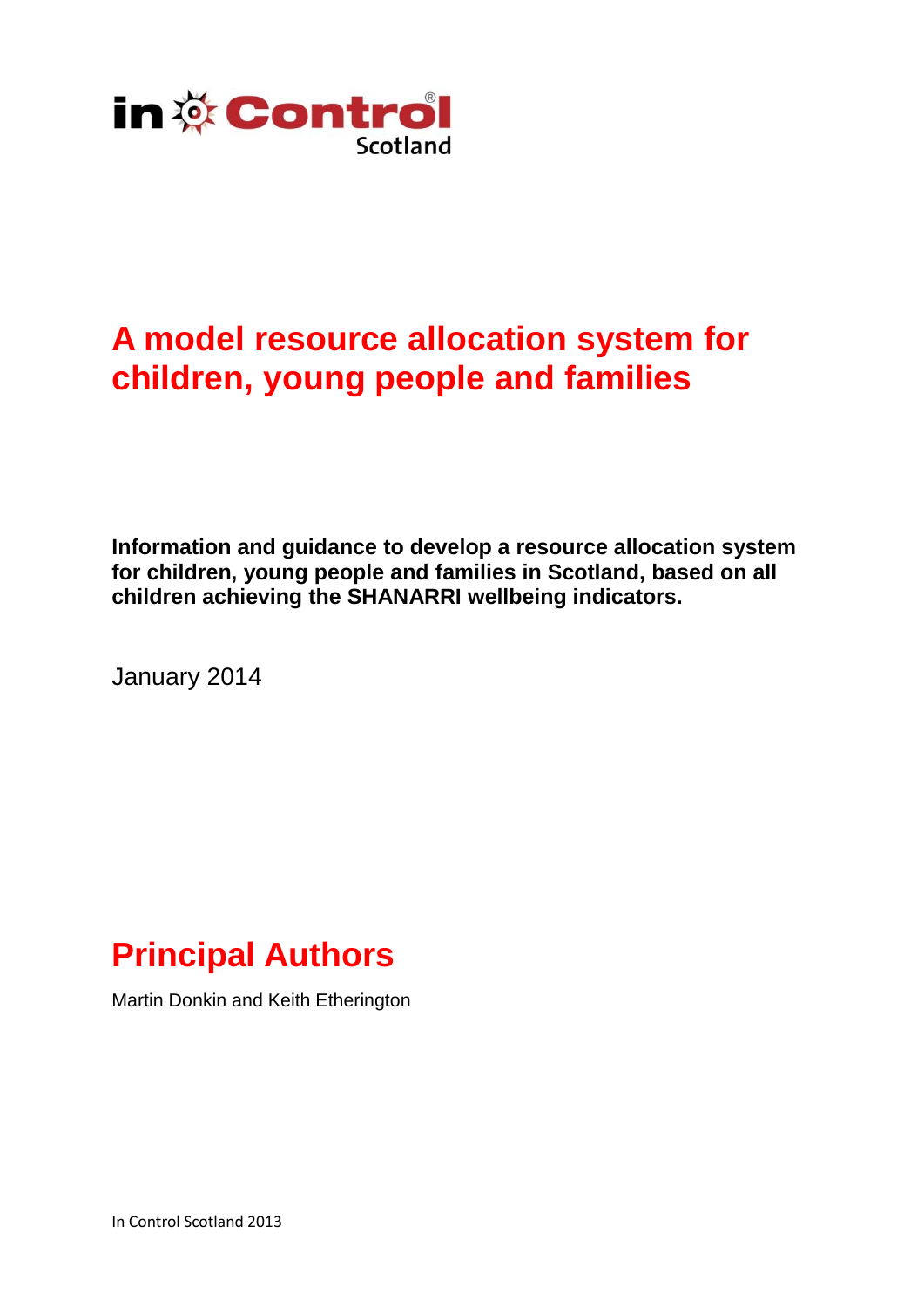in Control Scotland

# A model resource allocation system for children, young people and families

**Information and guidance to develop a resource allocation system for children, young people and families in Scotland, based on all children achieving the SHANARRI wellbeing indicators.**

January 2014

## Principal Authors

Martin Donkin and Keith Etherington

In Control Scotland 2013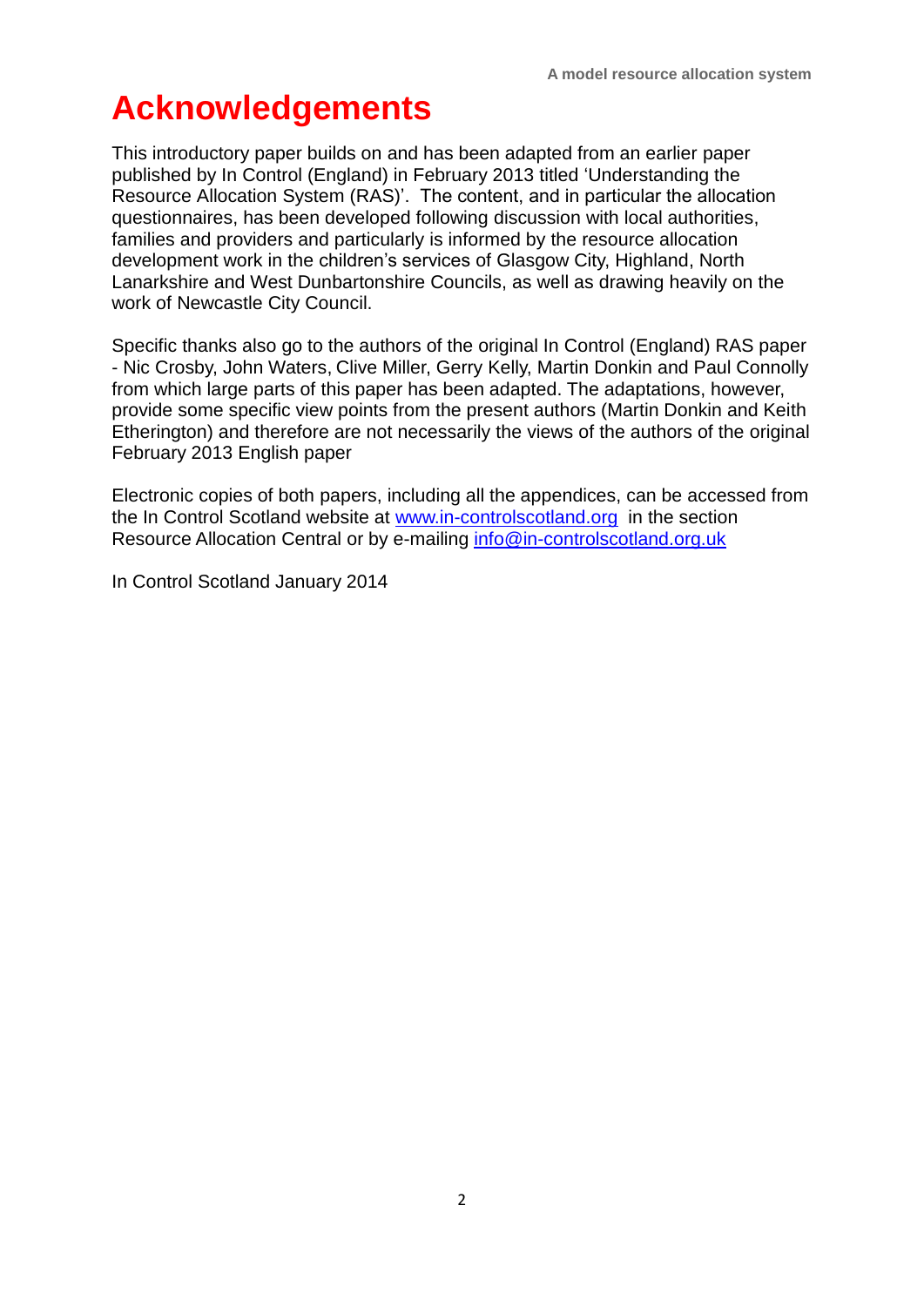# Acknowledgements

This introductory paper builds on and has been adapted from an earlier paper published by In Control (England) in February 2013 titled 'Understanding the Resource Allocation System (RAS)'. The content, and in particular the allocation questionnaires, has been developed following discussion with local authorities, families and providers and particularly is informed by the resource allocation development work in the children's services of Glasgow City, Highland, North Lanarkshire and West Dunbartonshire Councils, as well as drawing heavily on the work of Newcastle City Council.

Specific thanks also go to the authors of the original In Control (England) RAS paper - Nic Crosby, John Waters, Clive Miller, Gerry Kelly, Martin Donkin and Paul Connolly from which large parts of this paper has been adapted. The adaptations, however, provide some specific view points from the present authors (Martin Donkin and Keith Etherington) and therefore are not necessarily the views of the authors of the original February 2013 English paper

Electronic copies of both papers, including all the appendices, can be accessed from the In Control Scotland website at www.in-controlscotland.org in the section Resource Allocation Central or by e-mailing info@in-controlscotland.org.uk

In Control Scotland January 2014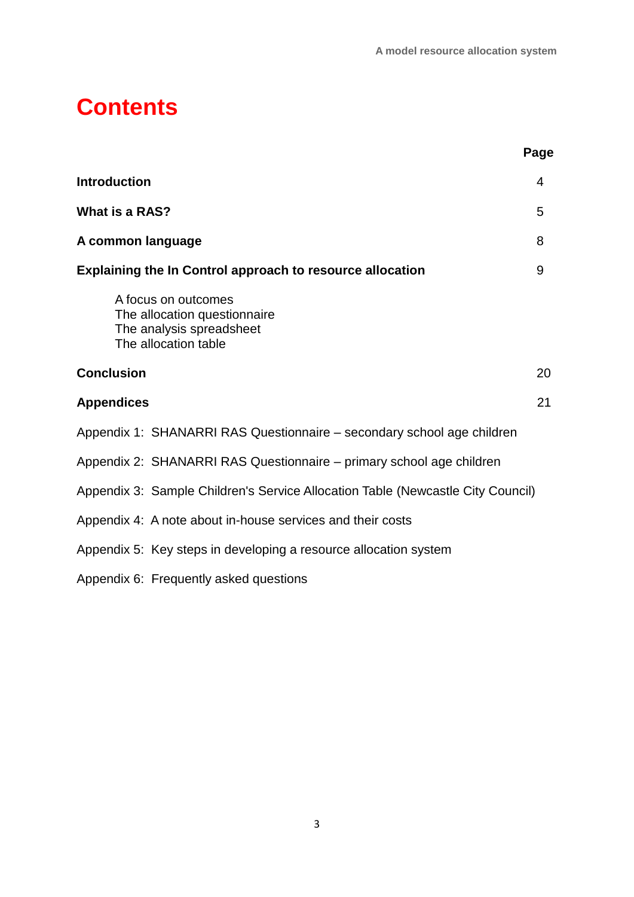# Contents

| | Page |
|---|---|
| **Introduction** | 4 |
| **What is a RAS?** | 5 |
| **A common language** | 8 |
| **Explaining the In Control approach to resource allocation** | 9 |
| A focus on outcomes<br>The allocation questionnaire<br>The analysis spreadsheet<br>The allocation table | |
| **Conclusion** | 20 |
| **Appendices** | 21 |

Appendix 1: SHANARRI RAS Questionnaire – secondary school age children

Appendix 2: SHANARRI RAS Questionnaire – primary school age children

Appendix 3: Sample Children's Service Allocation Table (Newcastle City Council)

Appendix 4: A note about in-house services and their costs

Appendix 5: Key steps in developing a resource allocation system

Appendix 6: Frequently asked questions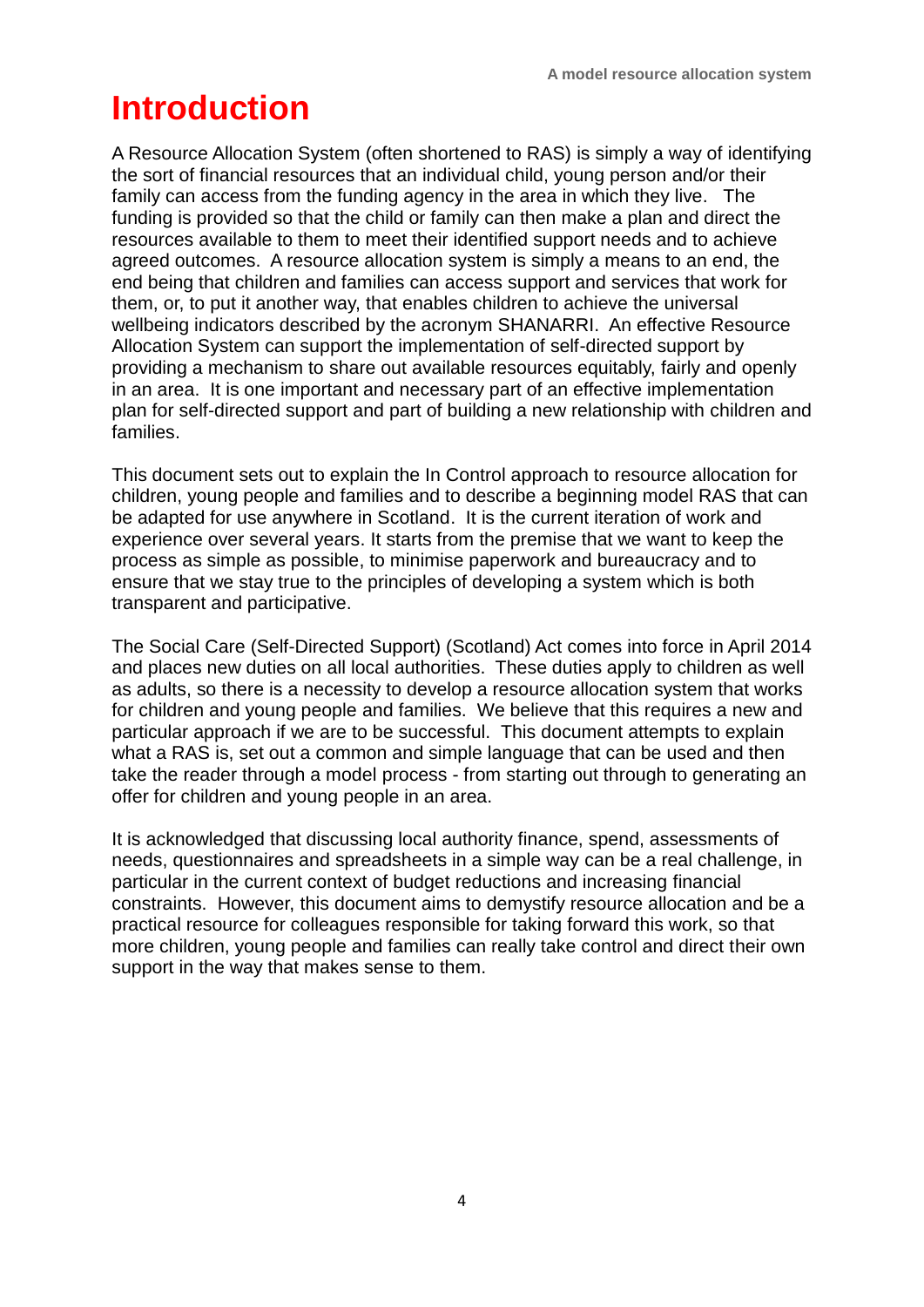# Introduction

A Resource Allocation System (often shortened to RAS) is simply a way of identifying the sort of financial resources that an individual child, young person and/or their family can access from the funding agency in the area in which they live. The funding is provided so that the child or family can then make a plan and direct the resources available to them to meet their identified support needs and to achieve agreed outcomes. A resource allocation system is simply a means to an end, the end being that children and families can access support and services that work for them, or, to put it another way, that enables children to achieve the universal wellbeing indicators described by the acronym SHANARRI. An effective Resource Allocation System can support the implementation of self-directed support by providing a mechanism to share out available resources equitably, fairly and openly in an area. It is one important and necessary part of an effective implementation plan for self-directed support and part of building a new relationship with children and families.

This document sets out to explain the In Control approach to resource allocation for children, young people and families and to describe a beginning model RAS that can be adapted for use anywhere in Scotland. It is the current iteration of work and experience over several years. It starts from the premise that we want to keep the process as simple as possible, to minimise paperwork and bureaucracy and to ensure that we stay true to the principles of developing a system which is both transparent and participative.

The Social Care (Self-Directed Support) (Scotland) Act comes into force in April 2014 and places new duties on all local authorities. These duties apply to children as well as adults, so there is a necessity to develop a resource allocation system that works for children and young people and families. We believe that this requires a new and particular approach if we are to be successful. This document attempts to explain what a RAS is, set out a common and simple language that can be used and then take the reader through a model process - from starting out through to generating an offer for children and young people in an area.

It is acknowledged that discussing local authority finance, spend, assessments of needs, questionnaires and spreadsheets in a simple way can be a real challenge, in particular in the current context of budget reductions and increasing financial constraints. However, this document aims to demystify resource allocation and be a practical resource for colleagues responsible for taking forward this work, so that more children, young people and families can really take control and direct their own support in the way that makes sense to them.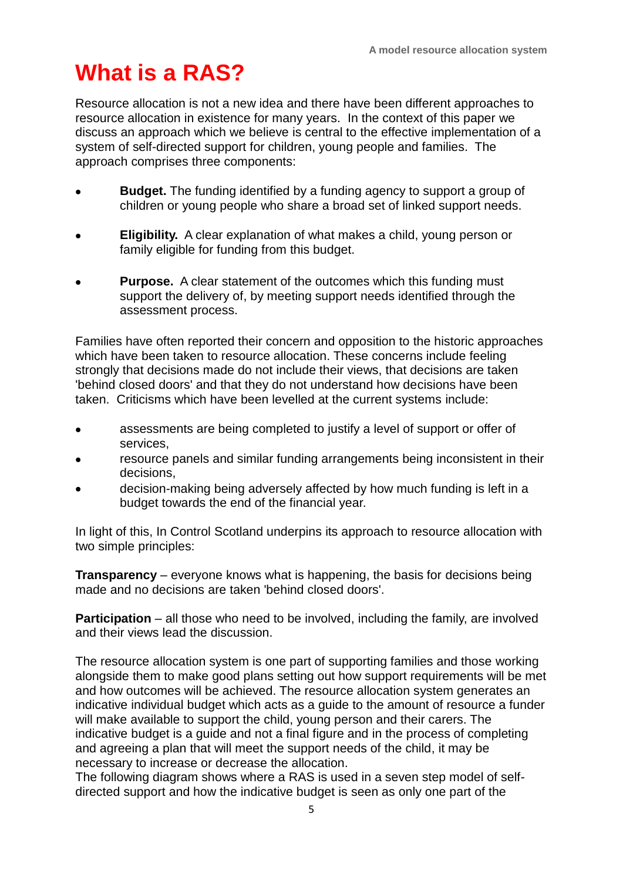# What is a RAS?

Resource allocation is not a new idea and there have been different approaches to resource allocation in existence for many years. In the context of this paper we discuss an approach which we believe is central to the effective implementation of a system of self-directed support for children, young people and families. The approach comprises three components:

- **Budget.** The funding identified by a funding agency to support a group of children or young people who share a broad set of linked support needs.
- **Eligibility.** A clear explanation of what makes a child, young person or family eligible for funding from this budget.
- **Purpose.** A clear statement of the outcomes which this funding must support the delivery of, by meeting support needs identified through the assessment process.

Families have often reported their concern and opposition to the historic approaches which have been taken to resource allocation. These concerns include feeling strongly that decisions made do not include their views, that decisions are taken 'behind closed doors' and that they do not understand how decisions have been taken. Criticisms which have been levelled at the current systems include:

- assessments are being completed to justify a level of support or offer of services,
- resource panels and similar funding arrangements being inconsistent in their decisions,
- decision-making being adversely affected by how much funding is left in a budget towards the end of the financial year.

In light of this, In Control Scotland underpins its approach to resource allocation with two simple principles:

**Transparency** – everyone knows what is happening, the basis for decisions being made and no decisions are taken 'behind closed doors'.

**Participation** – all those who need to be involved, including the family, are involved and their views lead the discussion.

The resource allocation system is one part of supporting families and those working alongside them to make good plans setting out how support requirements will be met and how outcomes will be achieved. The resource allocation system generates an indicative individual budget which acts as a guide to the amount of resource a funder will make available to support the child, young person and their carers. The indicative budget is a guide and not a final figure and in the process of completing and agreeing a plan that will meet the support needs of the child, it may be necessary to increase or decrease the allocation.
The following diagram shows where a RAS is used in a seven step model of self-directed support and how the indicative budget is seen as only one part of the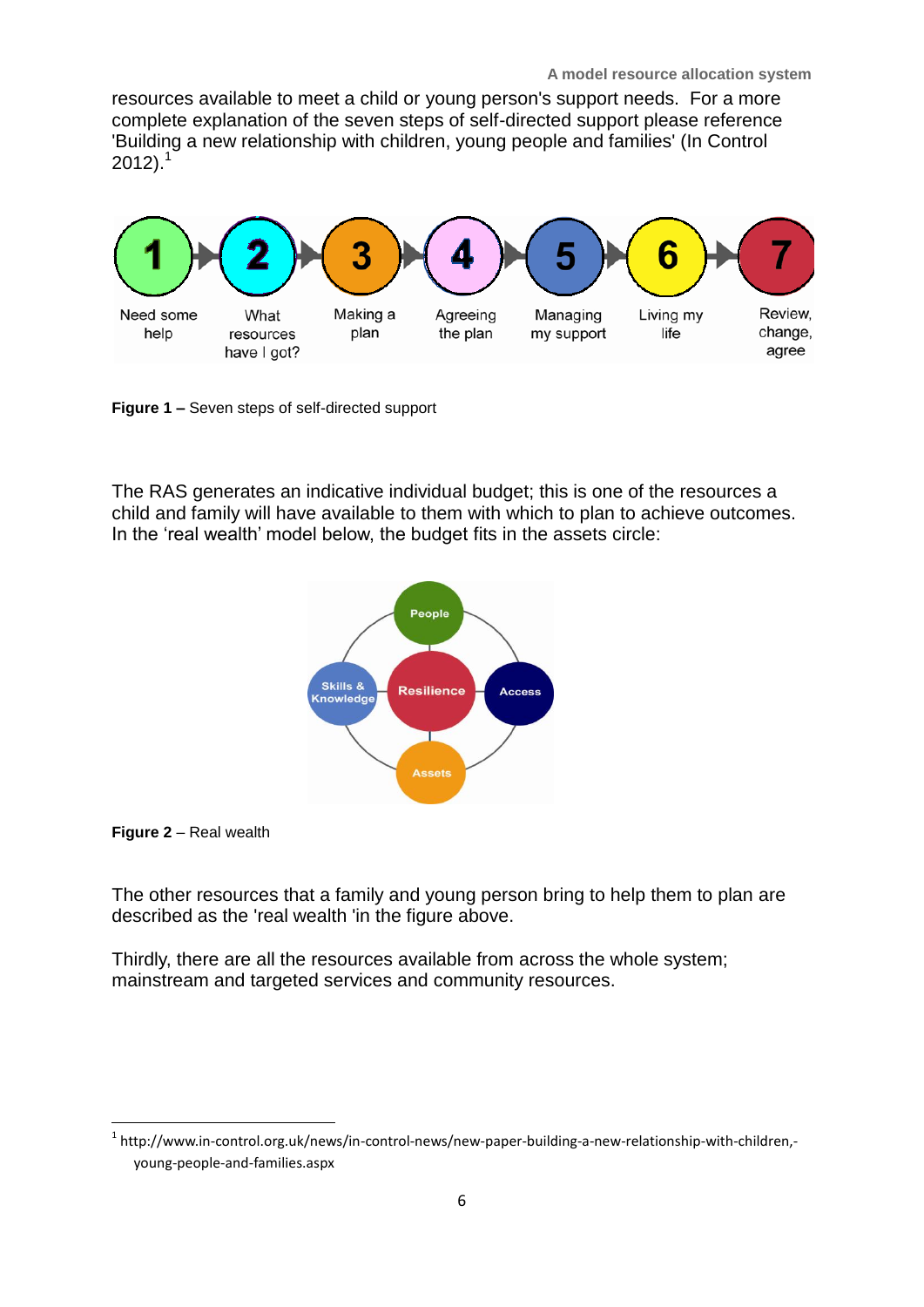resources available to meet a child or young person's support needs. For a more complete explanation of the seven steps of self-directed support please reference 'Building a new relationship with children, young people and families' (In Control 2012).[1]

1 Need some help → 2 What resources have I got? → 3 Making a plan → 4 Agreeing the plan → 5 Managing my support → 6 Living my life → 7 Review, change, agree

**Figure 1 –** Seven steps of self-directed support

The RAS generates an indicative individual budget; this is one of the resources a child and family will have available to them with which to plan to achieve outcomes. In the 'real wealth' model below, the budget fits in the assets circle:

People, Skills & Knowledge, Resilience, Access, Assets

**Figure 2** – Real wealth

The other resources that a family and young person bring to help them to plan are described as the 'real wealth 'in the figure above.

Thirdly, there are all the resources available from across the whole system; mainstream and targeted services and community resources.

[1] http://www.in-control.org.uk/news/in-control-news/new-paper-building-a-new-relationship-with-children,-young-people-and-families.aspx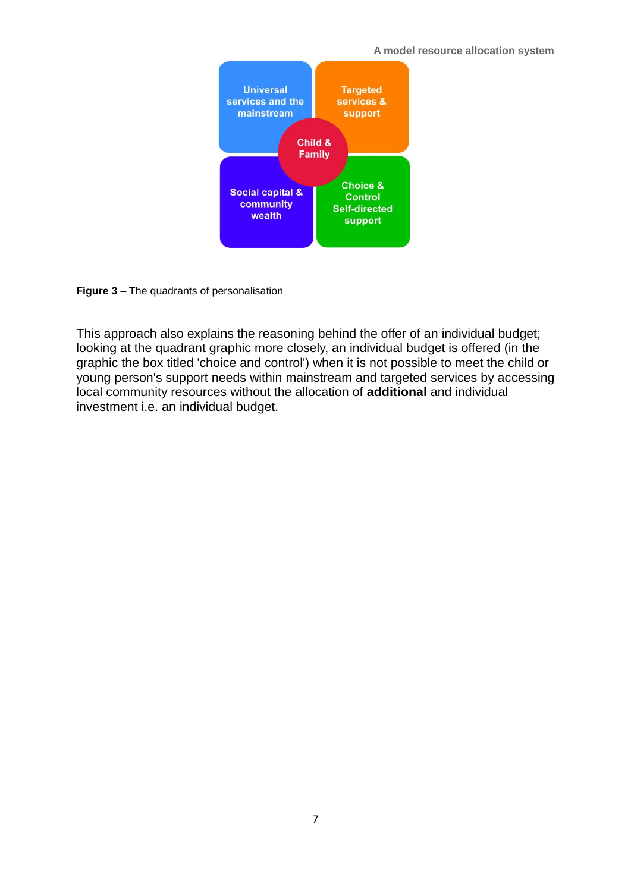Universal services and the mainstream

Targeted services & support

Child & Family

Social capital & community wealth

Choice & Control Self-directed support

**Figure 3** – The quadrants of personalisation

This approach also explains the reasoning behind the offer of an individual budget; looking at the quadrant graphic more closely, an individual budget is offered (in the graphic the box titled 'choice and control') when it is not possible to meet the child or young person's support needs within mainstream and targeted services by accessing local community resources without the allocation of **additional** and individual investment i.e. an individual budget.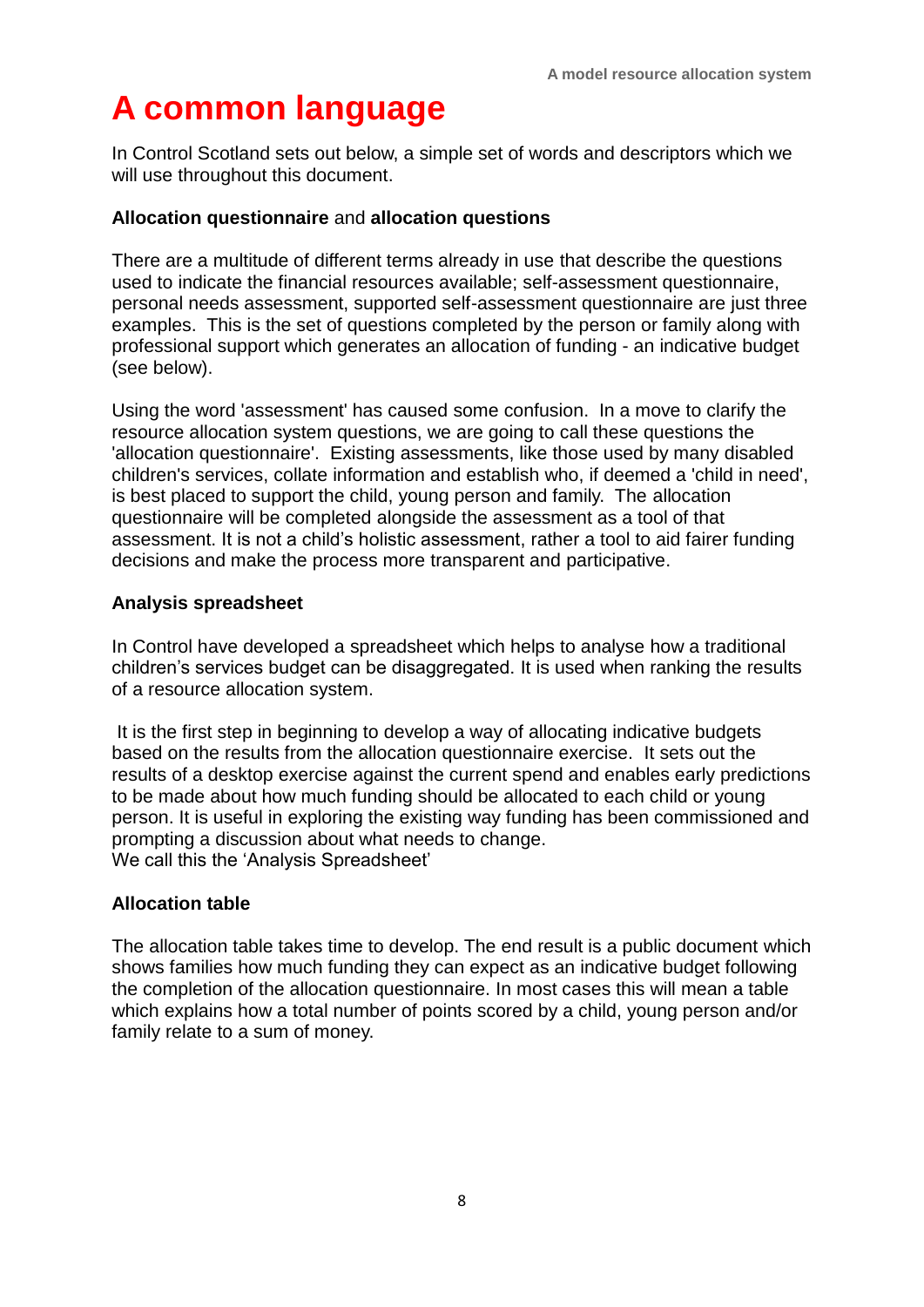# A common language

In Control Scotland sets out below, a simple set of words and descriptors which we will use throughout this document.

**Allocation questionnaire** and **allocation questions**

There are a multitude of different terms already in use that describe the questions used to indicate the financial resources available; self-assessment questionnaire, personal needs assessment, supported self-assessment questionnaire are just three examples. This is the set of questions completed by the person or family along with professional support which generates an allocation of funding - an indicative budget (see below).

Using the word 'assessment' has caused some confusion. In a move to clarify the resource allocation system questions, we are going to call these questions the 'allocation questionnaire'. Existing assessments, like those used by many disabled children's services, collate information and establish who, if deemed a 'child in need', is best placed to support the child, young person and family. The allocation questionnaire will be completed alongside the assessment as a tool of that assessment. It is not a child's holistic assessment, rather a tool to aid fairer funding decisions and make the process more transparent and participative.

**Analysis spreadsheet**

In Control have developed a spreadsheet which helps to analyse how a traditional children's services budget can be disaggregated. It is used when ranking the results of a resource allocation system.

It is the first step in beginning to develop a way of allocating indicative budgets based on the results from the allocation questionnaire exercise. It sets out the results of a desktop exercise against the current spend and enables early predictions to be made about how much funding should be allocated to each child or young person. It is useful in exploring the existing way funding has been commissioned and prompting a discussion about what needs to change.
We call this the 'Analysis Spreadsheet'

**Allocation table**

The allocation table takes time to develop. The end result is a public document which shows families how much funding they can expect as an indicative budget following the completion of the allocation questionnaire. In most cases this will mean a table which explains how a total number of points scored by a child, young person and/or family relate to a sum of money.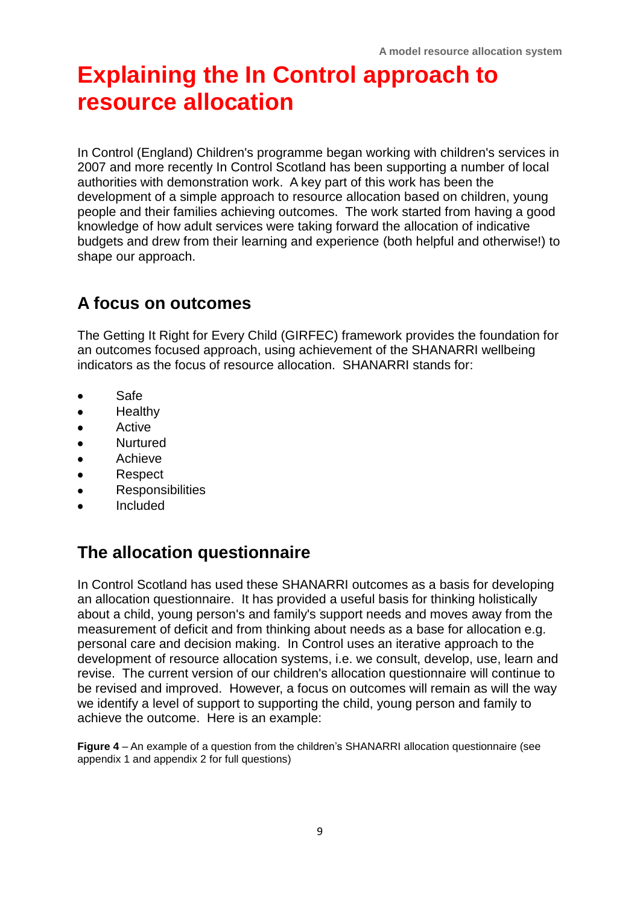# Explaining the In Control approach to resource allocation

In Control (England) Children's programme began working with children's services in 2007 and more recently In Control Scotland has been supporting a number of local authorities with demonstration work. A key part of this work has been the development of a simple approach to resource allocation based on children, young people and their families achieving outcomes. The work started from having a good knowledge of how adult services were taking forward the allocation of indicative budgets and drew from their learning and experience (both helpful and otherwise!) to shape our approach.

## A focus on outcomes

The Getting It Right for Every Child (GIRFEC) framework provides the foundation for an outcomes focused approach, using achievement of the SHANARRI wellbeing indicators as the focus of resource allocation. SHANARRI stands for:

- Safe
- Healthy
- Active
- Nurtured
- Achieve
- Respect
- Responsibilities
- Included

## The allocation questionnaire

In Control Scotland has used these SHANARRI outcomes as a basis for developing an allocation questionnaire. It has provided a useful basis for thinking holistically about a child, young person's and family's support needs and moves away from the measurement of deficit and from thinking about needs as a base for allocation e.g. personal care and decision making. In Control uses an iterative approach to the development of resource allocation systems, i.e. we consult, develop, use, learn and revise. The current version of our children's allocation questionnaire will continue to be revised and improved. However, a focus on outcomes will remain as will the way we identify a level of support to supporting the child, young person and family to achieve the outcome. Here is an example:

**Figure 4** – An example of a question from the children's SHANARRI allocation questionnaire (see appendix 1 and appendix 2 for full questions)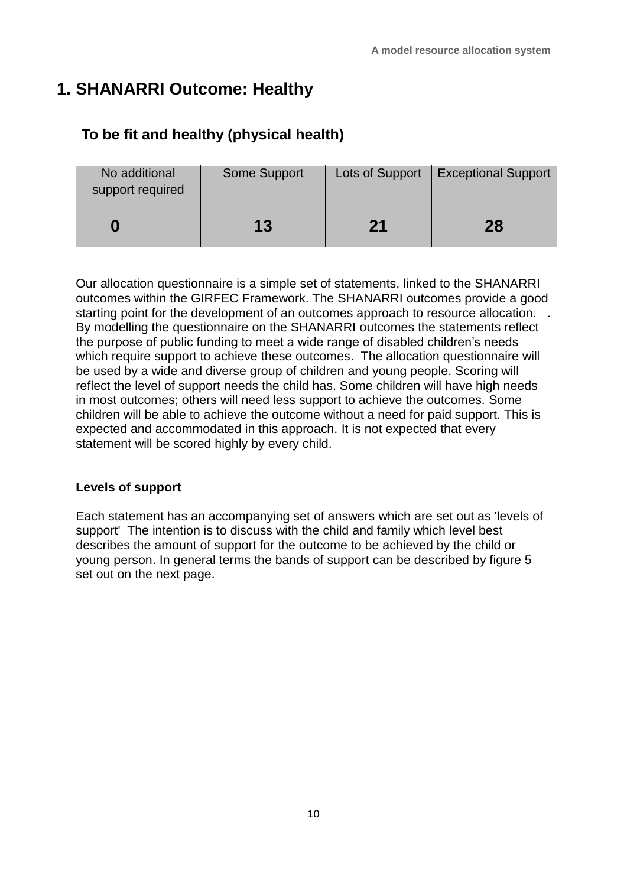# 1. SHANARRI Outcome: Healthy

| To be fit and healthy (physical health) | | | |
|---|---|---|---|
| No additional support required | Some Support | Lots of Support | Exceptional Support |
| **0** | **13** | **21** | **28** |

Our allocation questionnaire is a simple set of statements, linked to the SHANARRI outcomes within the GIRFEC Framework. The SHANARRI outcomes provide a good starting point for the development of an outcomes approach to resource allocation. . By modelling the questionnaire on the SHANARRI outcomes the statements reflect the purpose of public funding to meet a wide range of disabled children's needs which require support to achieve these outcomes. The allocation questionnaire will be used by a wide and diverse group of children and young people. Scoring will reflect the level of support needs the child has. Some children will have high needs in most outcomes; others will need less support to achieve the outcomes. Some children will be able to achieve the outcome without a need for paid support. This is expected and accommodated in this approach. It is not expected that every statement will be scored highly by every child.

**Levels of support**

Each statement has an accompanying set of answers which are set out as 'levels of support' The intention is to discuss with the child and family which level best describes the amount of support for the outcome to be achieved by the child or young person. In general terms the bands of support can be described by figure 5 set out on the next page.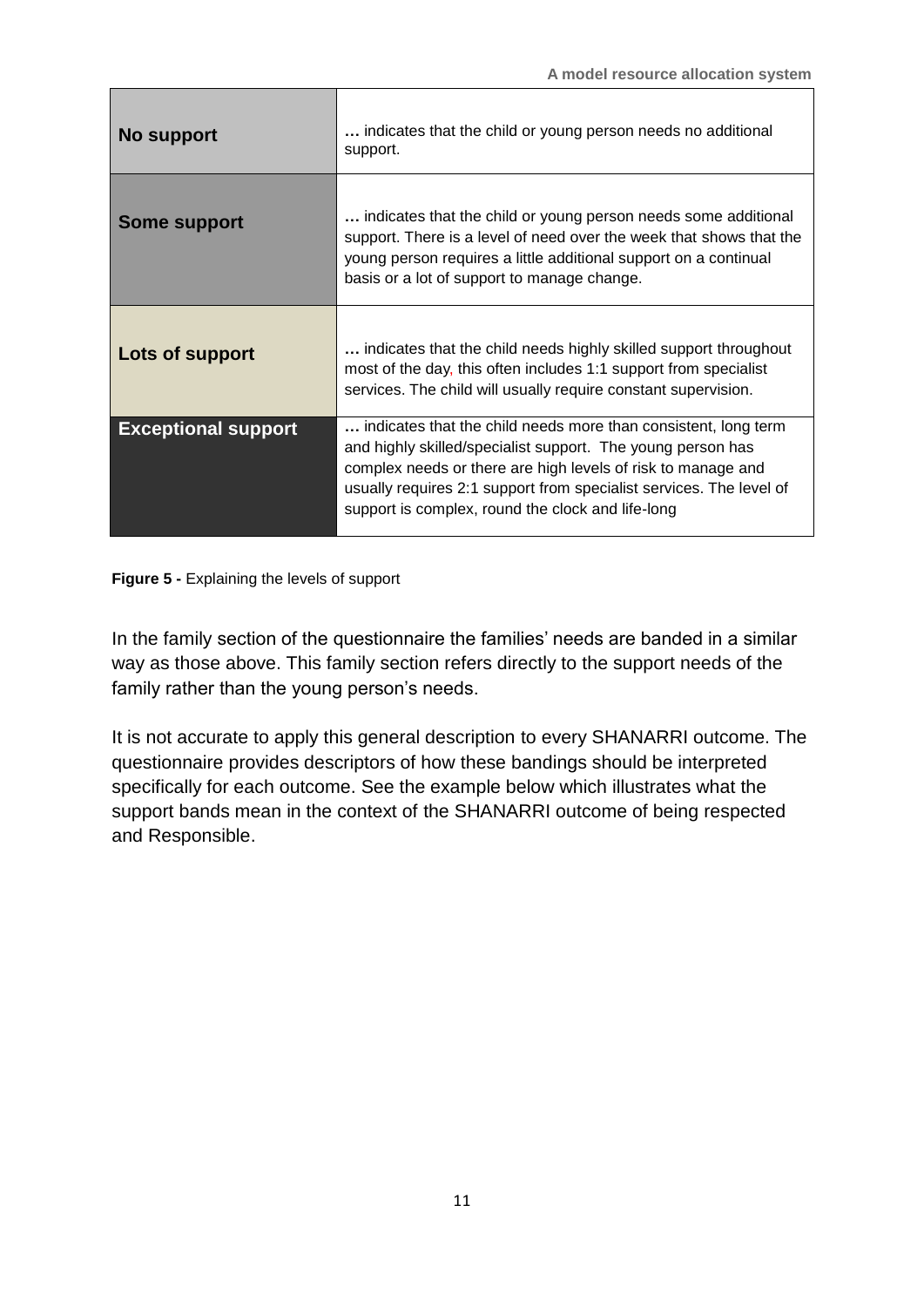| **No support** | **…** indicates that the child or young person needs no additional support. |
|---|---|
| **Some support** | **…** indicates that the child or young person needs some additional support. There is a level of need over the week that shows that the young person requires a little additional support on a continual basis or a lot of support to manage change. |
| **Lots of support** | **…** indicates that the child needs highly skilled support throughout most of the day, this often includes 1:1 support from specialist services. The child will usually require constant supervision. |
| **Exceptional support** | **…** indicates that the child needs more than consistent, long term and highly skilled/specialist support. The young person has complex needs or there are high levels of risk to manage and usually requires 2:1 support from specialist services. The level of support is complex, round the clock and life-long |

**Figure 5 -** Explaining the levels of support

In the family section of the questionnaire the families' needs are banded in a similar way as those above. This family section refers directly to the support needs of the family rather than the young person's needs.

It is not accurate to apply this general description to every SHANARRI outcome. The questionnaire provides descriptors of how these bandings should be interpreted specifically for each outcome. See the example below which illustrates what the support bands mean in the context of the SHANARRI outcome of being respected and Responsible.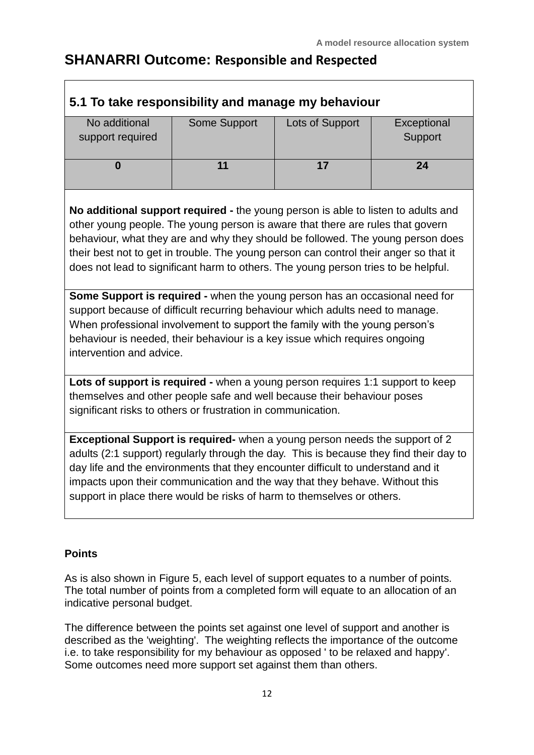## SHANARRI Outcome: Responsible and Respected

### 5.1 To take responsibility and manage my behaviour

| No additional support required | Some Support | Lots of Support | Exceptional Support |
|---|---|---|---|
| **0** | **11** | **17** | **24** |

**No additional support required -** the young person is able to listen to adults and other young people. The young person is aware that there are rules that govern behaviour, what they are and why they should be followed. The young person does their best not to get in trouble. The young person can control their anger so that it does not lead to significant harm to others. The young person tries to be helpful.

**Some Support is required -** when the young person has an occasional need for support because of difficult recurring behaviour which adults need to manage. When professional involvement to support the family with the young person's behaviour is needed, their behaviour is a key issue which requires ongoing intervention and advice.

**Lots of support is required -** when a young person requires 1:1 support to keep themselves and other people safe and well because their behaviour poses significant risks to others or frustration in communication.

**Exceptional Support is required-** when a young person needs the support of 2 adults (2:1 support) regularly through the day. This is because they find their day to day life and the environments that they encounter difficult to understand and it impacts upon their communication and the way that they behave. Without this support in place there would be risks of harm to themselves or others.

**Points**

As is also shown in Figure 5, each level of support equates to a number of points. The total number of points from a completed form will equate to an allocation of an indicative personal budget.

The difference between the points set against one level of support and another is described as the 'weighting'. The weighting reflects the importance of the outcome i.e. to take responsibility for my behaviour as opposed ' to be relaxed and happy'. Some outcomes need more support set against them than others.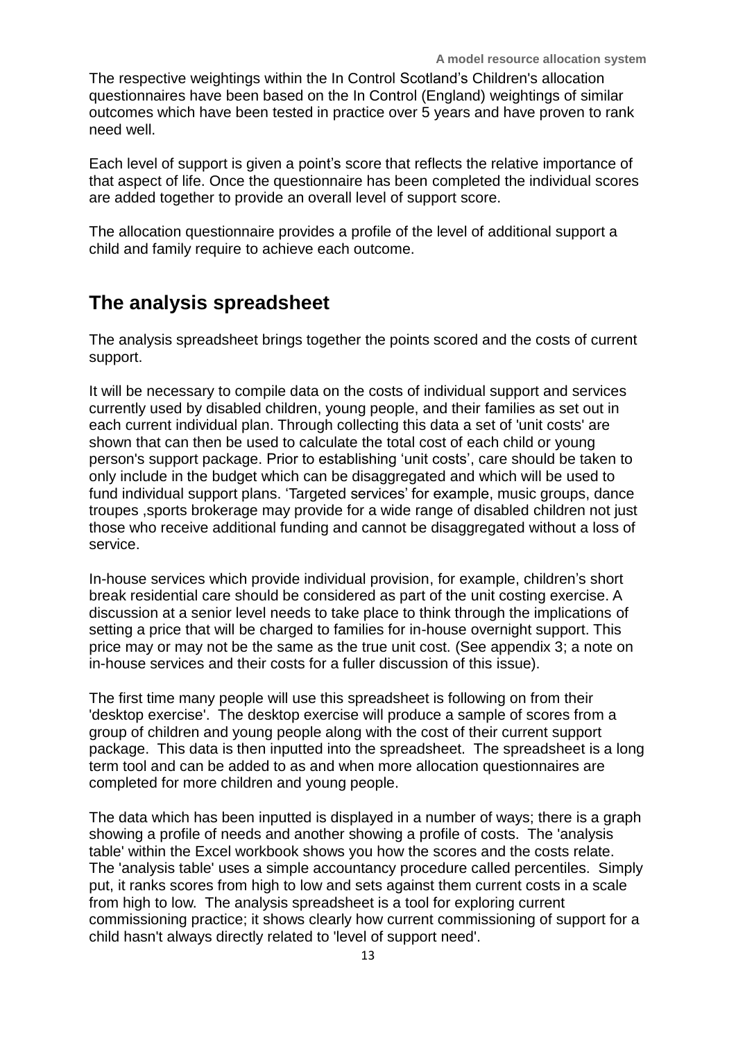The respective weightings within the In Control Scotland's Children's allocation questionnaires have been based on the In Control (England) weightings of similar outcomes which have been tested in practice over 5 years and have proven to rank need well.

Each level of support is given a point's score that reflects the relative importance of that aspect of life. Once the questionnaire has been completed the individual scores are added together to provide an overall level of support score.

The allocation questionnaire provides a profile of the level of additional support a child and family require to achieve each outcome.

## The analysis spreadsheet

The analysis spreadsheet brings together the points scored and the costs of current support.

It will be necessary to compile data on the costs of individual support and services currently used by disabled children, young people, and their families as set out in each current individual plan. Through collecting this data a set of 'unit costs' are shown that can then be used to calculate the total cost of each child or young person's support package. Prior to establishing 'unit costs', care should be taken to only include in the budget which can be disaggregated and which will be used to fund individual support plans. 'Targeted services' for example, music groups, dance troupes ,sports brokerage may provide for a wide range of disabled children not just those who receive additional funding and cannot be disaggregated without a loss of service.

In-house services which provide individual provision, for example, children's short break residential care should be considered as part of the unit costing exercise. A discussion at a senior level needs to take place to think through the implications of setting a price that will be charged to families for in-house overnight support. This price may or may not be the same as the true unit cost. (See appendix 3; a note on in-house services and their costs for a fuller discussion of this issue).

The first time many people will use this spreadsheet is following on from their 'desktop exercise'. The desktop exercise will produce a sample of scores from a group of children and young people along with the cost of their current support package. This data is then inputted into the spreadsheet. The spreadsheet is a long term tool and can be added to as and when more allocation questionnaires are completed for more children and young people.

The data which has been inputted is displayed in a number of ways; there is a graph showing a profile of needs and another showing a profile of costs. The 'analysis table' within the Excel workbook shows you how the scores and the costs relate. The 'analysis table' uses a simple accountancy procedure called percentiles. Simply put, it ranks scores from high to low and sets against them current costs in a scale from high to low. The analysis spreadsheet is a tool for exploring current commissioning practice; it shows clearly how current commissioning of support for a child hasn't always directly related to 'level of support need'.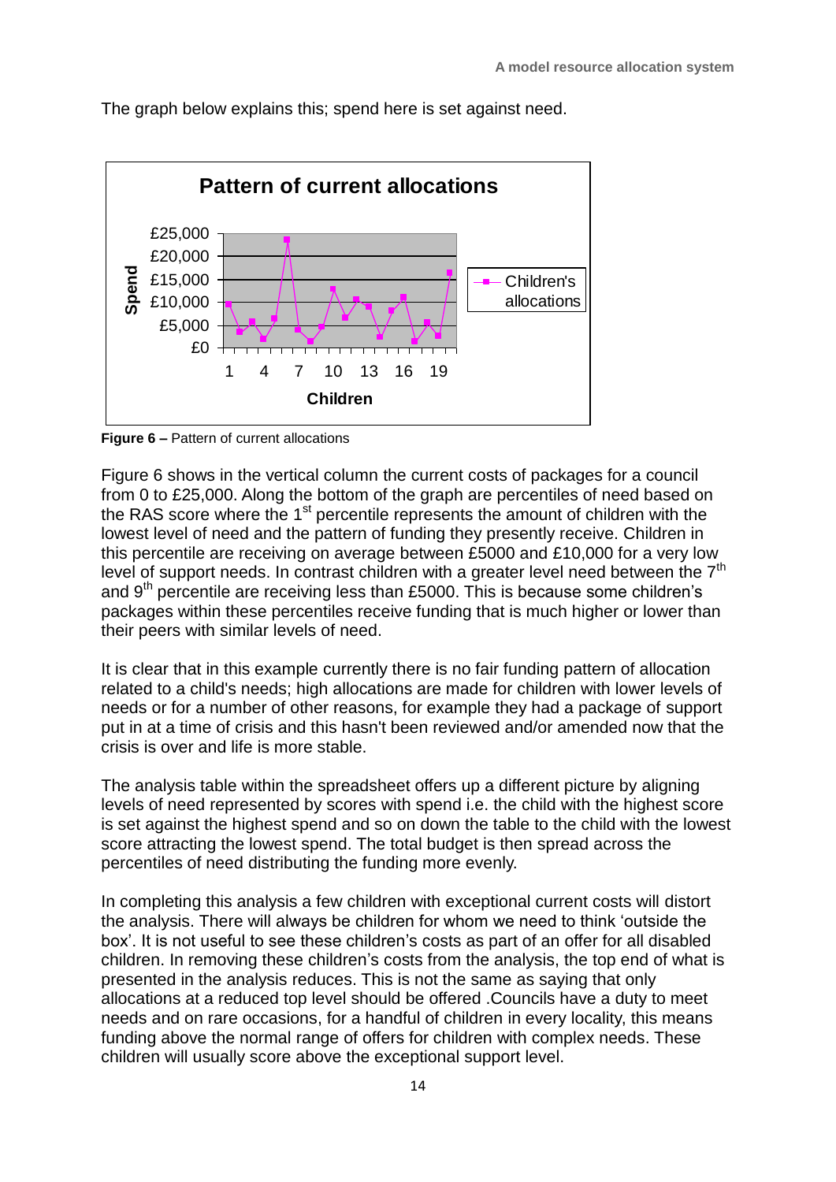The graph below explains this; spend here is set against need.

**Figure 6 –** Pattern of current allocations

Figure 6 shows in the vertical column the current costs of packages for a council from 0 to £25,000. Along the bottom of the graph are percentiles of need based on the RAS score where the 1st percentile represents the amount of children with the lowest level of need and the pattern of funding they presently receive. Children in this percentile are receiving on average between £5000 and £10,000 for a very low level of support needs. In contrast children with a greater level need between the 7th and 9th percentile are receiving less than £5000. This is because some children's packages within these percentiles receive funding that is much higher or lower than their peers with similar levels of need.

It is clear that in this example currently there is no fair funding pattern of allocation related to a child's needs; high allocations are made for children with lower levels of needs or for a number of other reasons, for example they had a package of support put in at a time of crisis and this hasn't been reviewed and/or amended now that the crisis is over and life is more stable.

The analysis table within the spreadsheet offers up a different picture by aligning levels of need represented by scores with spend i.e. the child with the highest score is set against the highest spend and so on down the table to the child with the lowest score attracting the lowest spend. The total budget is then spread across the percentiles of need distributing the funding more evenly.

In completing this analysis a few children with exceptional current costs will distort the analysis. There will always be children for whom we need to think 'outside the box'. It is not useful to see these children's costs as part of an offer for all disabled children. In removing these children's costs from the analysis, the top end of what is presented in the analysis reduces. This is not the same as saying that only allocations at a reduced top level should be offered .Councils have a duty to meet needs and on rare occasions, for a handful of children in every locality, this means funding above the normal range of offers for children with complex needs. These children will usually score above the exceptional support level.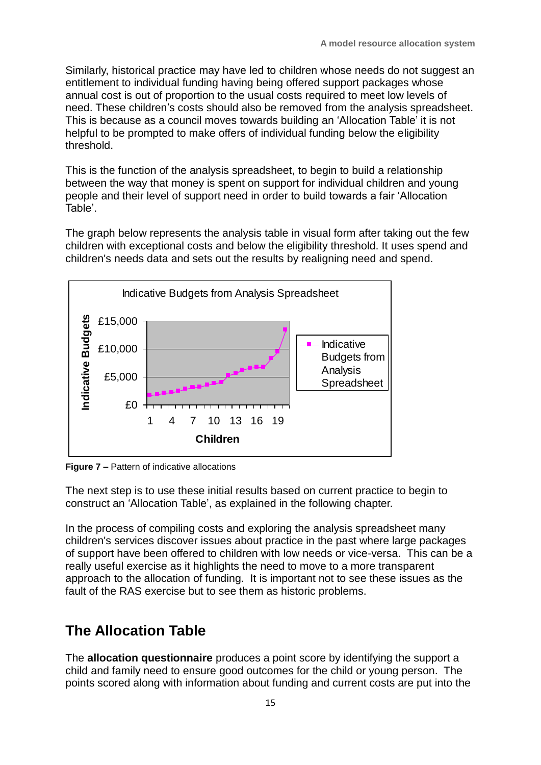Similarly, historical practice may have led to children whose needs do not suggest an entitlement to individual funding having being offered support packages whose annual cost is out of proportion to the usual costs required to meet low levels of need. These children's costs should also be removed from the analysis spreadsheet. This is because as a council moves towards building an 'Allocation Table' it is not helpful to be prompted to make offers of individual funding below the eligibility threshold.

This is the function of the analysis spreadsheet, to begin to build a relationship between the way that money is spent on support for individual children and young people and their level of support need in order to build towards a fair 'Allocation Table'.

The graph below represents the analysis table in visual form after taking out the few children with exceptional costs and below the eligibility threshold. It uses spend and children's needs data and sets out the results by realigning need and spend.

Indicative Budgets from Analysis Spreadsheet

**Figure 7 –** Pattern of indicative allocations

The next step is to use these initial results based on current practice to begin to construct an 'Allocation Table', as explained in the following chapter.

In the process of compiling costs and exploring the analysis spreadsheet many children's services discover issues about practice in the past where large packages of support have been offered to children with low needs or vice-versa. This can be a really useful exercise as it highlights the need to move to a more transparent approach to the allocation of funding. It is important not to see these issues as the fault of the RAS exercise but to see them as historic problems.

## The Allocation Table

The **allocation questionnaire** produces a point score by identifying the support a child and family need to ensure good outcomes for the child or young person. The points scored along with information about funding and current costs are put into the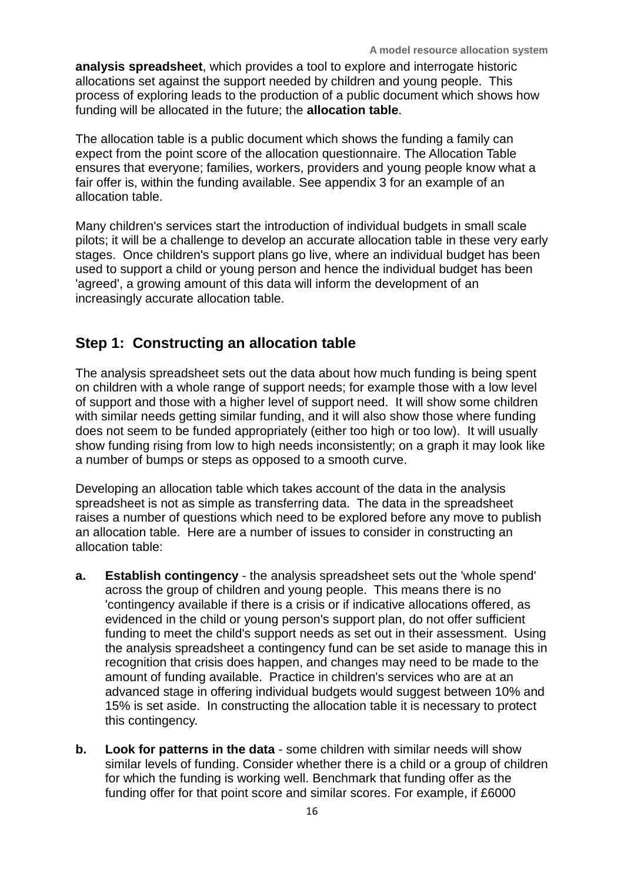**analysis spreadsheet**, which provides a tool to explore and interrogate historic allocations set against the support needed by children and young people. This process of exploring leads to the production of a public document which shows how funding will be allocated in the future; the **allocation table**.

The allocation table is a public document which shows the funding a family can expect from the point score of the allocation questionnaire. The Allocation Table ensures that everyone; families, workers, providers and young people know what a fair offer is, within the funding available. See appendix 3 for an example of an allocation table.

Many children's services start the introduction of individual budgets in small scale pilots; it will be a challenge to develop an accurate allocation table in these very early stages. Once children's support plans go live, where an individual budget has been used to support a child or young person and hence the individual budget has been 'agreed', a growing amount of this data will inform the development of an increasingly accurate allocation table.

## Step 1: Constructing an allocation table

The analysis spreadsheet sets out the data about how much funding is being spent on children with a whole range of support needs; for example those with a low level of support and those with a higher level of support need. It will show some children with similar needs getting similar funding, and it will also show those where funding does not seem to be funded appropriately (either too high or too low). It will usually show funding rising from low to high needs inconsistently; on a graph it may look like a number of bumps or steps as opposed to a smooth curve.

Developing an allocation table which takes account of the data in the analysis spreadsheet is not as simple as transferring data. The data in the spreadsheet raises a number of questions which need to be explored before any move to publish an allocation table. Here are a number of issues to consider in constructing an allocation table:

**a.** **Establish contingency** - the analysis spreadsheet sets out the 'whole spend' across the group of children and young people. This means there is no 'contingency available if there is a crisis or if indicative allocations offered, as evidenced in the child or young person's support plan, do not offer sufficient funding to meet the child's support needs as set out in their assessment. Using the analysis spreadsheet a contingency fund can be set aside to manage this in recognition that crisis does happen, and changes may need to be made to the amount of funding available. Practice in children's services who are at an advanced stage in offering individual budgets would suggest between 10% and 15% is set aside. In constructing the allocation table it is necessary to protect this contingency.

**b.** **Look for patterns in the data** - some children with similar needs will show similar levels of funding. Consider whether there is a child or a group of children for which the funding is working well. Benchmark that funding offer as the funding offer for that point score and similar scores. For example, if £6000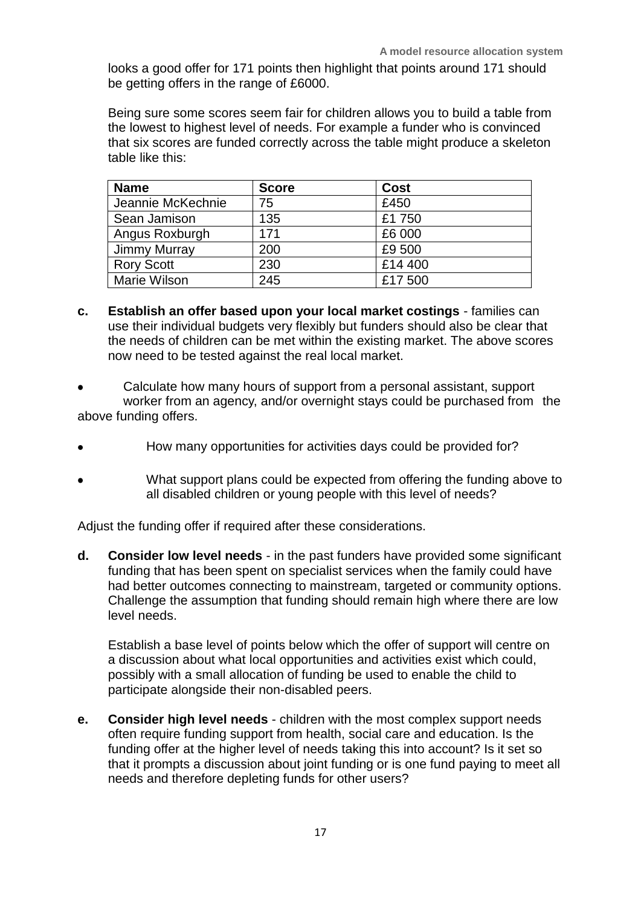looks a good offer for 171 points then highlight that points around 171 should be getting offers in the range of £6000.

Being sure some scores seem fair for children allows you to build a table from the lowest to highest level of needs. For example a funder who is convinced that six scores are funded correctly across the table might produce a skeleton table like this:

| Name | Score | Cost |
|---|---|---|
| Jeannie McKechnie | 75 | £450 |
| Sean Jamison | 135 | £1 750 |
| Angus Roxburgh | 171 | £6 000 |
| Jimmy Murray | 200 | £9 500 |
| Rory Scott | 230 | £14 400 |
| Marie Wilson | 245 | £17 500 |

**c. Establish an offer based upon your local market costings** - families can use their individual budgets very flexibly but funders should also be clear that the needs of children can be met within the existing market. The above scores now need to be tested against the real local market.

- Calculate how many hours of support from a personal assistant, support worker from an agency, and/or overnight stays could be purchased from the above funding offers.
- How many opportunities for activities days could be provided for?
- What support plans could be expected from offering the funding above to all disabled children or young people with this level of needs?

Adjust the funding offer if required after these considerations.

**d. Consider low level needs** - in the past funders have provided some significant funding that has been spent on specialist services when the family could have had better outcomes connecting to mainstream, targeted or community options. Challenge the assumption that funding should remain high where there are low level needs.

Establish a base level of points below which the offer of support will centre on a discussion about what local opportunities and activities exist which could, possibly with a small allocation of funding be used to enable the child to participate alongside their non-disabled peers.

**e. Consider high level needs** - children with the most complex support needs often require funding support from health, social care and education. Is the funding offer at the higher level of needs taking this into account? Is it set so that it prompts a discussion about joint funding or is one fund paying to meet all needs and therefore depleting funds for other users?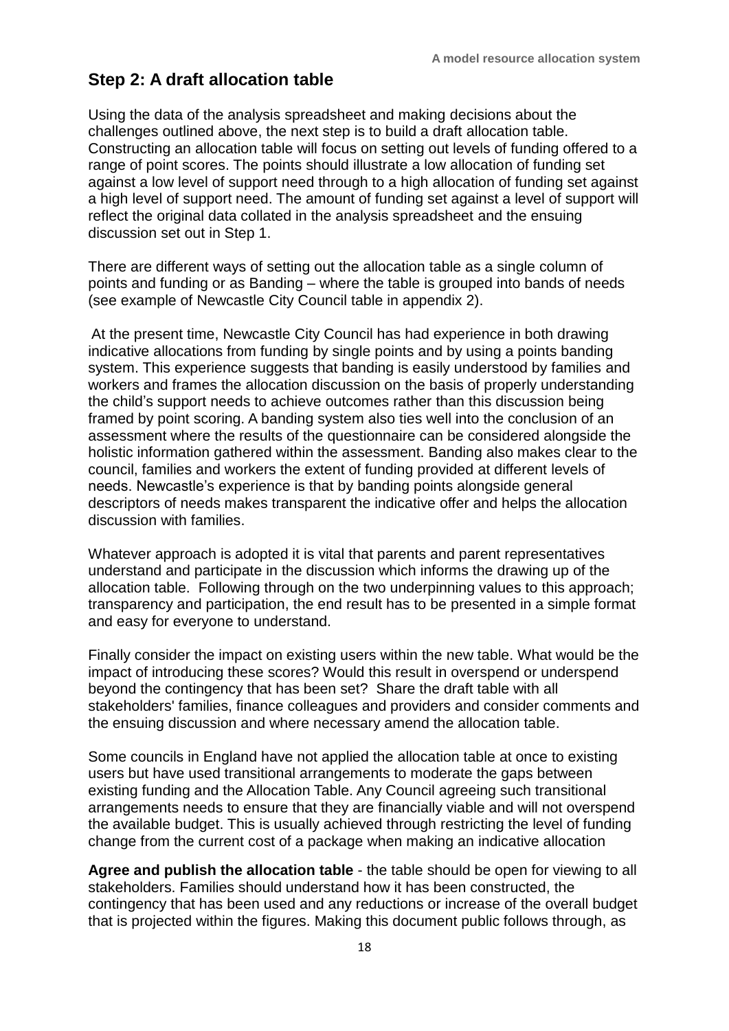## Step 2: A draft allocation table

Using the data of the analysis spreadsheet and making decisions about the challenges outlined above, the next step is to build a draft allocation table. Constructing an allocation table will focus on setting out levels of funding offered to a range of point scores. The points should illustrate a low allocation of funding set against a low level of support need through to a high allocation of funding set against a high level of support need. The amount of funding set against a level of support will reflect the original data collated in the analysis spreadsheet and the ensuing discussion set out in Step 1.

There are different ways of setting out the allocation table as a single column of points and funding or as Banding – where the table is grouped into bands of needs (see example of Newcastle City Council table in appendix 2).

At the present time, Newcastle City Council has had experience in both drawing indicative allocations from funding by single points and by using a points banding system. This experience suggests that banding is easily understood by families and workers and frames the allocation discussion on the basis of properly understanding the child's support needs to achieve outcomes rather than this discussion being framed by point scoring. A banding system also ties well into the conclusion of an assessment where the results of the questionnaire can be considered alongside the holistic information gathered within the assessment. Banding also makes clear to the council, families and workers the extent of funding provided at different levels of needs. Newcastle's experience is that by banding points alongside general descriptors of needs makes transparent the indicative offer and helps the allocation discussion with families.

Whatever approach is adopted it is vital that parents and parent representatives understand and participate in the discussion which informs the drawing up of the allocation table. Following through on the two underpinning values to this approach; transparency and participation, the end result has to be presented in a simple format and easy for everyone to understand.

Finally consider the impact on existing users within the new table. What would be the impact of introducing these scores? Would this result in overspend or underspend beyond the contingency that has been set? Share the draft table with all stakeholders' families, finance colleagues and providers and consider comments and the ensuing discussion and where necessary amend the allocation table.

Some councils in England have not applied the allocation table at once to existing users but have used transitional arrangements to moderate the gaps between existing funding and the Allocation Table. Any Council agreeing such transitional arrangements needs to ensure that they are financially viable and will not overspend the available budget. This is usually achieved through restricting the level of funding change from the current cost of a package when making an indicative allocation

**Agree and publish the allocation table** - the table should be open for viewing to all stakeholders. Families should understand how it has been constructed, the contingency that has been used and any reductions or increase of the overall budget that is projected within the figures. Making this document public follows through, as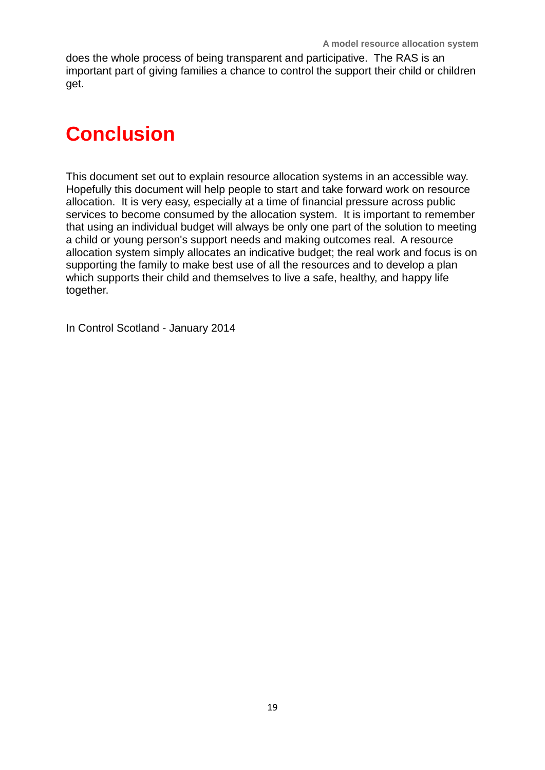does the whole process of being transparent and participative. The RAS is an important part of giving families a chance to control the support their child or children get.

# Conclusion

This document set out to explain resource allocation systems in an accessible way. Hopefully this document will help people to start and take forward work on resource allocation. It is very easy, especially at a time of financial pressure across public services to become consumed by the allocation system. It is important to remember that using an individual budget will always be only one part of the solution to meeting a child or young person's support needs and making outcomes real. A resource allocation system simply allocates an indicative budget; the real work and focus is on supporting the family to make best use of all the resources and to develop a plan which supports their child and themselves to live a safe, healthy, and happy life together.

In Control Scotland - January 2014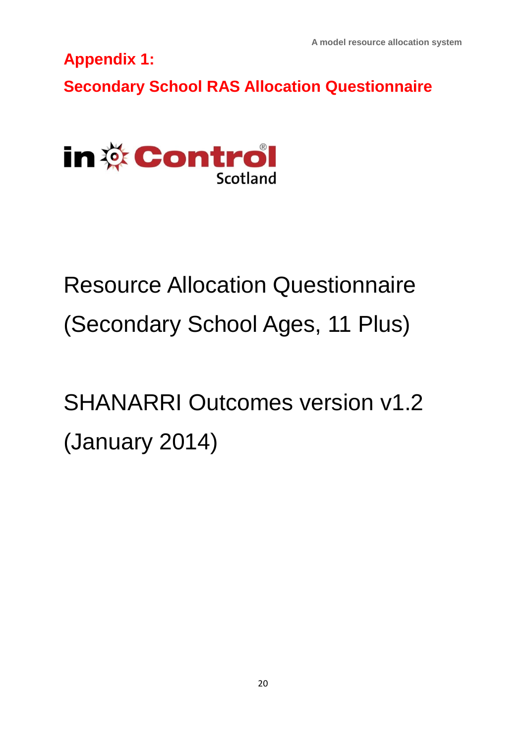# Appendix 1:

## Secondary School RAS Allocation Questionnaire

in Control Scotland

Resource Allocation Questionnaire

(Secondary School Ages, 11 Plus)

SHANARRI Outcomes version v1.2

(January 2014)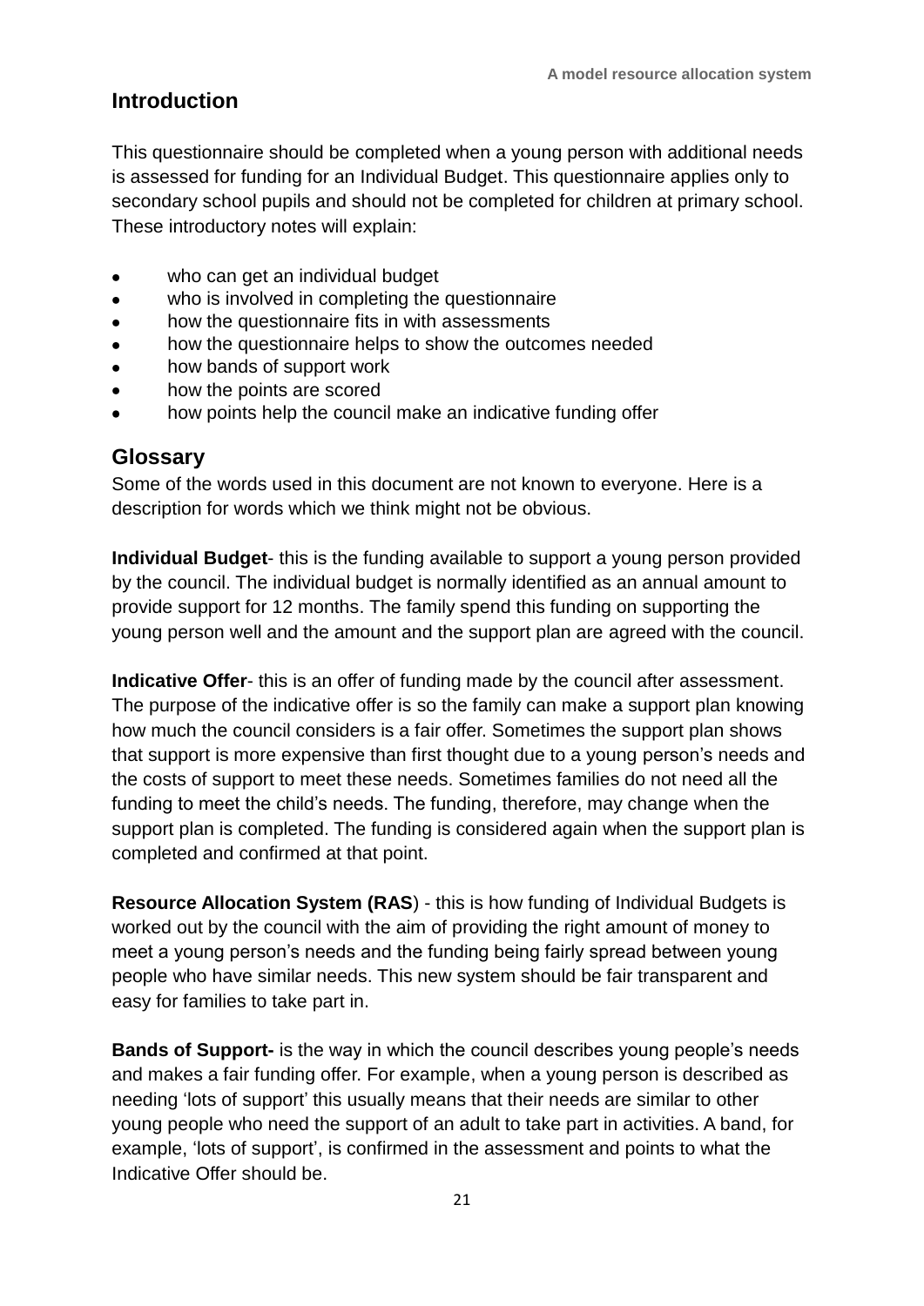## Introduction

This questionnaire should be completed when a young person with additional needs is assessed for funding for an Individual Budget. This questionnaire applies only to secondary school pupils and should not be completed for children at primary school. These introductory notes will explain:

- who can get an individual budget
- who is involved in completing the questionnaire
- how the questionnaire fits in with assessments
- how the questionnaire helps to show the outcomes needed
- how bands of support work
- how the points are scored
- how points help the council make an indicative funding offer

## Glossary

Some of the words used in this document are not known to everyone. Here is a description for words which we think might not be obvious.

**Individual Budget**- this is the funding available to support a young person provided by the council. The individual budget is normally identified as an annual amount to provide support for 12 months. The family spend this funding on supporting the young person well and the amount and the support plan are agreed with the council.

**Indicative Offer**- this is an offer of funding made by the council after assessment. The purpose of the indicative offer is so the family can make a support plan knowing how much the council considers is a fair offer. Sometimes the support plan shows that support is more expensive than first thought due to a young person's needs and the costs of support to meet these needs. Sometimes families do not need all the funding to meet the child's needs. The funding, therefore, may change when the support plan is completed. The funding is considered again when the support plan is completed and confirmed at that point.

**Resource Allocation System (RAS**) - this is how funding of Individual Budgets is worked out by the council with the aim of providing the right amount of money to meet a young person's needs and the funding being fairly spread between young people who have similar needs. This new system should be fair transparent and easy for families to take part in.

**Bands of Support-** is the way in which the council describes young people's needs and makes a fair funding offer. For example, when a young person is described as needing 'lots of support' this usually means that their needs are similar to other young people who need the support of an adult to take part in activities. A band, for example, 'lots of support', is confirmed in the assessment and points to what the Indicative Offer should be.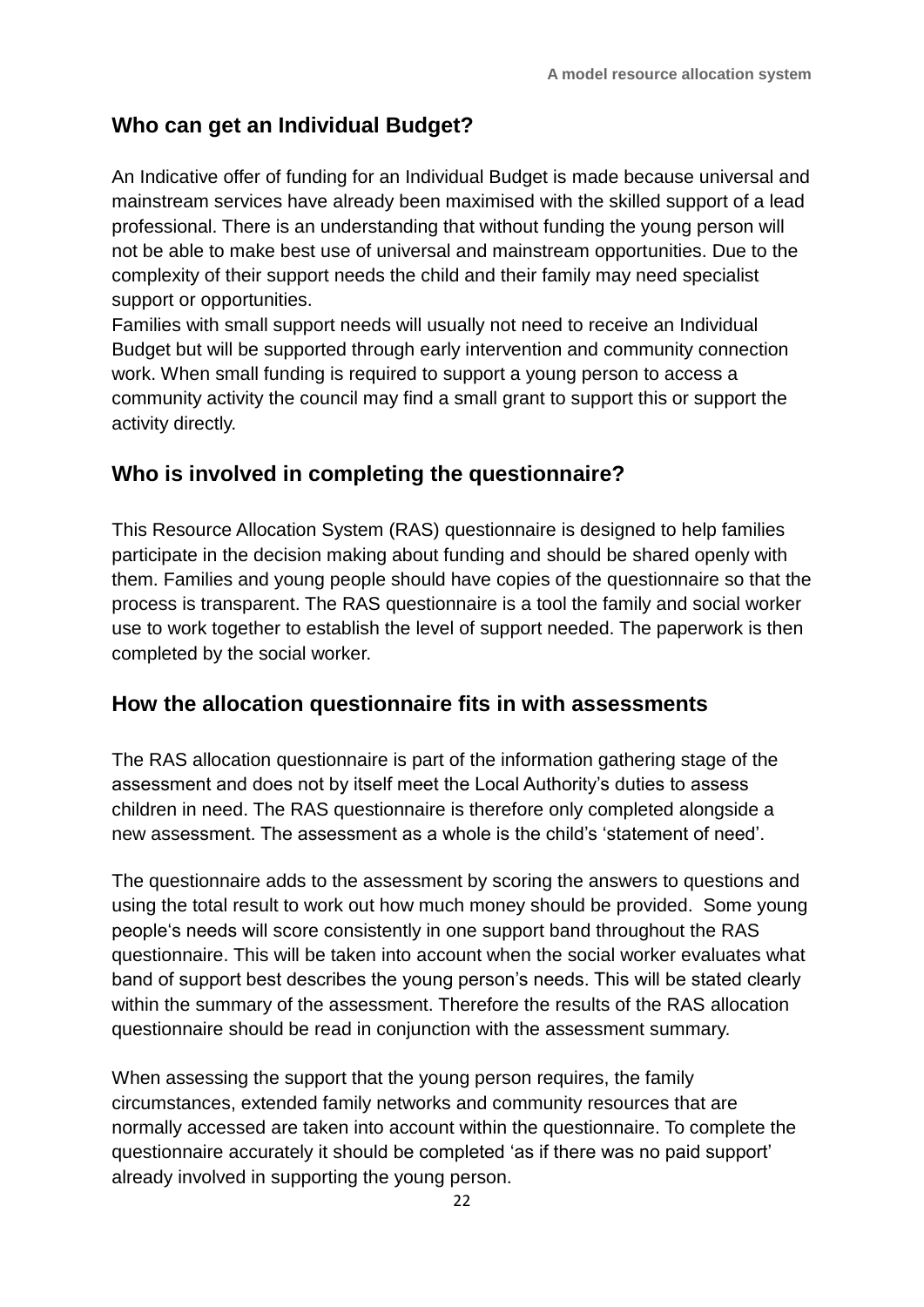## Who can get an Individual Budget?

An Indicative offer of funding for an Individual Budget is made because universal and mainstream services have already been maximised with the skilled support of a lead professional. There is an understanding that without funding the young person will not be able to make best use of universal and mainstream opportunities. Due to the complexity of their support needs the child and their family may need specialist support or opportunities.

Families with small support needs will usually not need to receive an Individual Budget but will be supported through early intervention and community connection work. When small funding is required to support a young person to access a community activity the council may find a small grant to support this or support the activity directly.

## Who is involved in completing the questionnaire?

This Resource Allocation System (RAS) questionnaire is designed to help families participate in the decision making about funding and should be shared openly with them. Families and young people should have copies of the questionnaire so that the process is transparent. The RAS questionnaire is a tool the family and social worker use to work together to establish the level of support needed. The paperwork is then completed by the social worker.

## How the allocation questionnaire fits in with assessments

The RAS allocation questionnaire is part of the information gathering stage of the assessment and does not by itself meet the Local Authority's duties to assess children in need. The RAS questionnaire is therefore only completed alongside a new assessment. The assessment as a whole is the child's 'statement of need'.

The questionnaire adds to the assessment by scoring the answers to questions and using the total result to work out how much money should be provided. Some young people's needs will score consistently in one support band throughout the RAS questionnaire. This will be taken into account when the social worker evaluates what band of support best describes the young person's needs. This will be stated clearly within the summary of the assessment. Therefore the results of the RAS allocation questionnaire should be read in conjunction with the assessment summary.

When assessing the support that the young person requires, the family circumstances, extended family networks and community resources that are normally accessed are taken into account within the questionnaire. To complete the questionnaire accurately it should be completed 'as if there was no paid support' already involved in supporting the young person.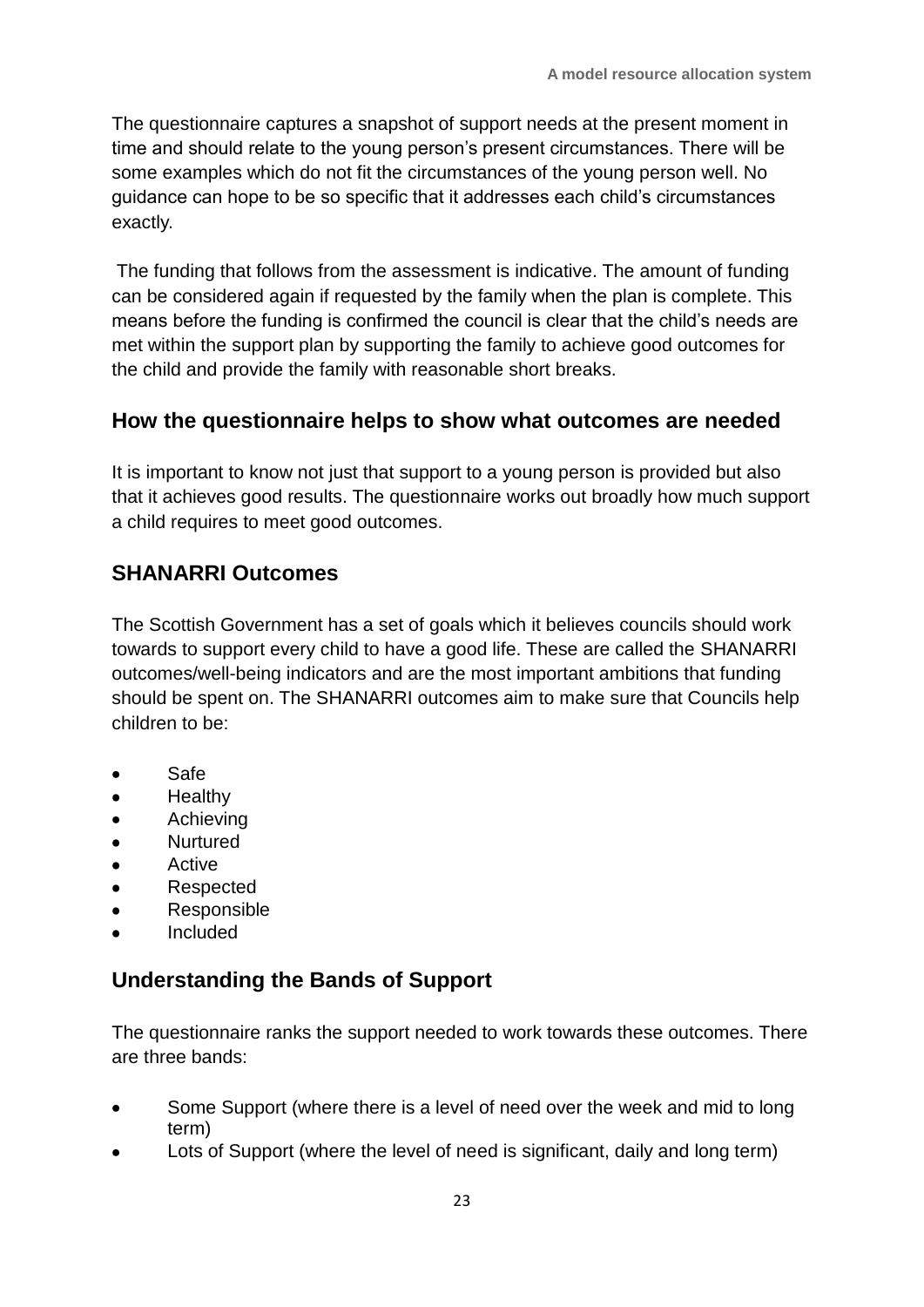The questionnaire captures a snapshot of support needs at the present moment in time and should relate to the young person's present circumstances. There will be some examples which do not fit the circumstances of the young person well. No guidance can hope to be so specific that it addresses each child's circumstances exactly.

The funding that follows from the assessment is indicative. The amount of funding can be considered again if requested by the family when the plan is complete. This means before the funding is confirmed the council is clear that the child's needs are met within the support plan by supporting the family to achieve good outcomes for the child and provide the family with reasonable short breaks.

## How the questionnaire helps to show what outcomes are needed

It is important to know not just that support to a young person is provided but also that it achieves good results. The questionnaire works out broadly how much support a child requires to meet good outcomes.

## SHANARRI Outcomes

The Scottish Government has a set of goals which it believes councils should work towards to support every child to have a good life. These are called the SHANARRI outcomes/well-being indicators and are the most important ambitions that funding should be spent on. The SHANARRI outcomes aim to make sure that Councils help children to be:

- Safe
- Healthy
- Achieving
- Nurtured
- Active
- Respected
- Responsible
- Included

## Understanding the Bands of Support

The questionnaire ranks the support needed to work towards these outcomes. There are three bands:

- Some Support (where there is a level of need over the week and mid to long term)
- Lots of Support (where the level of need is significant, daily and long term)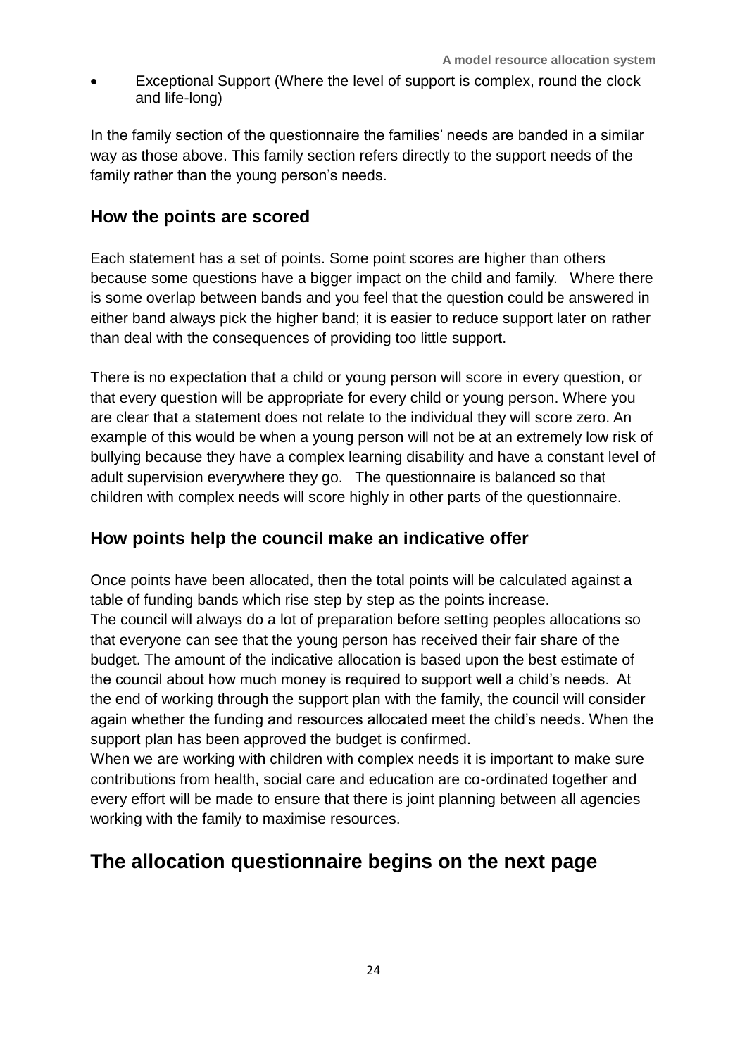- Exceptional Support (Where the level of support is complex, round the clock and life-long)

In the family section of the questionnaire the families' needs are banded in a similar way as those above. This family section refers directly to the support needs of the family rather than the young person's needs.

## How the points are scored

Each statement has a set of points. Some point scores are higher than others because some questions have a bigger impact on the child and family. Where there is some overlap between bands and you feel that the question could be answered in either band always pick the higher band; it is easier to reduce support later on rather than deal with the consequences of providing too little support.

There is no expectation that a child or young person will score in every question, or that every question will be appropriate for every child or young person. Where you are clear that a statement does not relate to the individual they will score zero. An example of this would be when a young person will not be at an extremely low risk of bullying because they have a complex learning disability and have a constant level of adult supervision everywhere they go. The questionnaire is balanced so that children with complex needs will score highly in other parts of the questionnaire.

## How points help the council make an indicative offer

Once points have been allocated, then the total points will be calculated against a table of funding bands which rise step by step as the points increase.
The council will always do a lot of preparation before setting peoples allocations so that everyone can see that the young person has received their fair share of the budget. The amount of the indicative allocation is based upon the best estimate of the council about how much money is required to support well a child's needs. At the end of working through the support plan with the family, the council will consider again whether the funding and resources allocated meet the child's needs. When the support plan has been approved the budget is confirmed.
When we are working with children with complex needs it is important to make sure contributions from health, social care and education are co-ordinated together and every effort will be made to ensure that there is joint planning between all agencies working with the family to maximise resources.

# The allocation questionnaire begins on the next page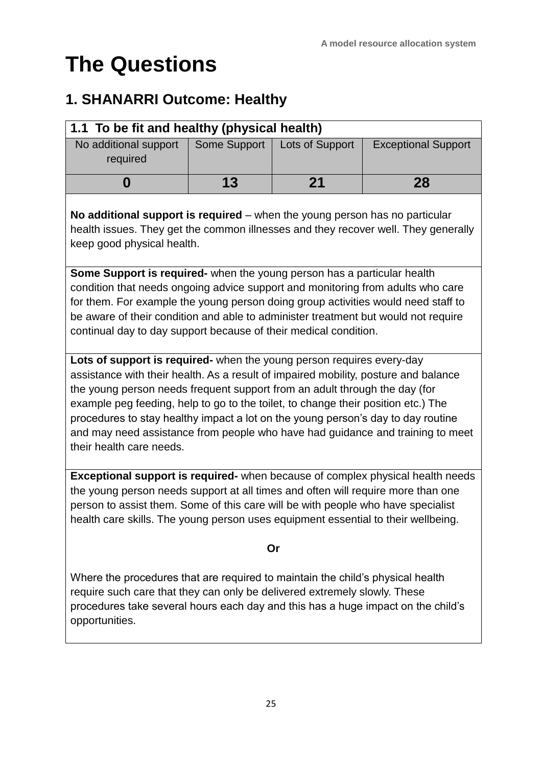# The Questions

## 1. SHANARRI Outcome: Healthy

| 1.1 To be fit and healthy (physical health) | | | |
|---|---|---|---|
| No additional support required | Some Support | Lots of Support | Exceptional Support |
| **0** | **13** | **21** | **28** |

**No additional support is required** – when the young person has no particular health issues. They get the common illnesses and they recover well. They generally keep good physical health.

**Some Support is required-** when the young person has a particular health condition that needs ongoing advice support and monitoring from adults who care for them. For example the young person doing group activities would need staff to be aware of their condition and able to administer treatment but would not require continual day to day support because of their medical condition.

**Lots of support is required-** when the young person requires every-day assistance with their health. As a result of impaired mobility, posture and balance the young person needs frequent support from an adult through the day (for example peg feeding, help to go to the toilet, to change their position etc.) The procedures to stay healthy impact a lot on the young person's day to day routine and may need assistance from people who have had guidance and training to meet their health care needs.

**Exceptional support is required-** when because of complex physical health needs the young person needs support at all times and often will require more than one person to assist them. Some of this care will be with people who have specialist health care skills. The young person uses equipment essential to their wellbeing.

**Or**

Where the procedures that are required to maintain the child's physical health require such care that they can only be delivered extremely slowly. These procedures take several hours each day and this has a huge impact on the child's opportunities.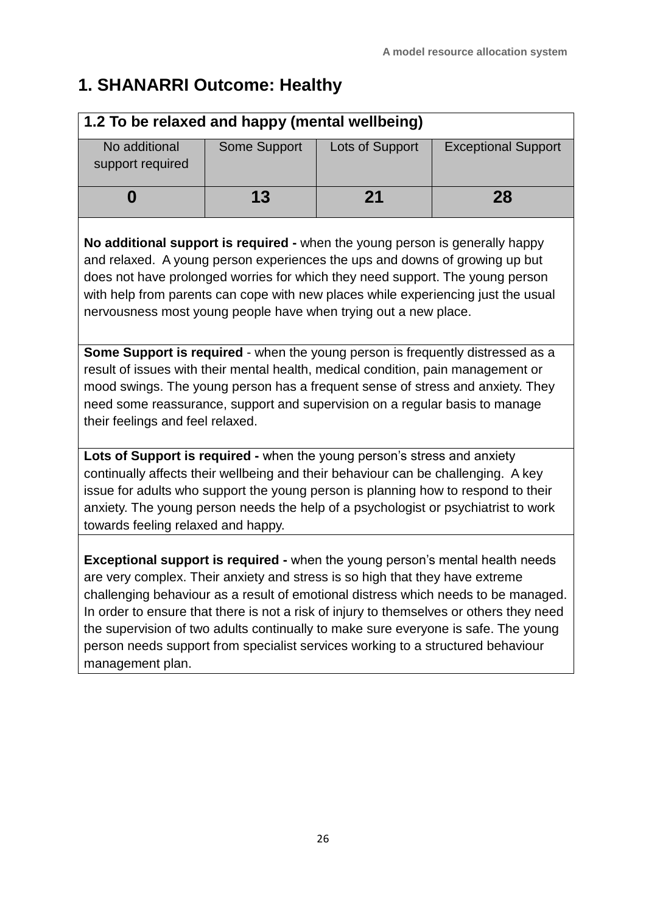# 1. SHANARRI Outcome: Healthy

| 1.2 To be relaxed and happy (mental wellbeing) | | | |
|---|---|---|---|
| No additional support required | Some Support | Lots of Support | Exceptional Support |
| **0** | **13** | **21** | **28** |

**No additional support is required -** when the young person is generally happy and relaxed. A young person experiences the ups and downs of growing up but does not have prolonged worries for which they need support. The young person with help from parents can cope with new places while experiencing just the usual nervousness most young people have when trying out a new place.

**Some Support is required** - when the young person is frequently distressed as a result of issues with their mental health, medical condition, pain management or mood swings. The young person has a frequent sense of stress and anxiety. They need some reassurance, support and supervision on a regular basis to manage their feelings and feel relaxed.

**Lots of Support is required -** when the young person's stress and anxiety continually affects their wellbeing and their behaviour can be challenging. A key issue for adults who support the young person is planning how to respond to their anxiety. The young person needs the help of a psychologist or psychiatrist to work towards feeling relaxed and happy.

**Exceptional support is required -** when the young person's mental health needs are very complex. Their anxiety and stress is so high that they have extreme challenging behaviour as a result of emotional distress which needs to be managed. In order to ensure that there is not a risk of injury to themselves or others they need the supervision of two adults continually to make sure everyone is safe. The young person needs support from specialist services working to a structured behaviour management plan.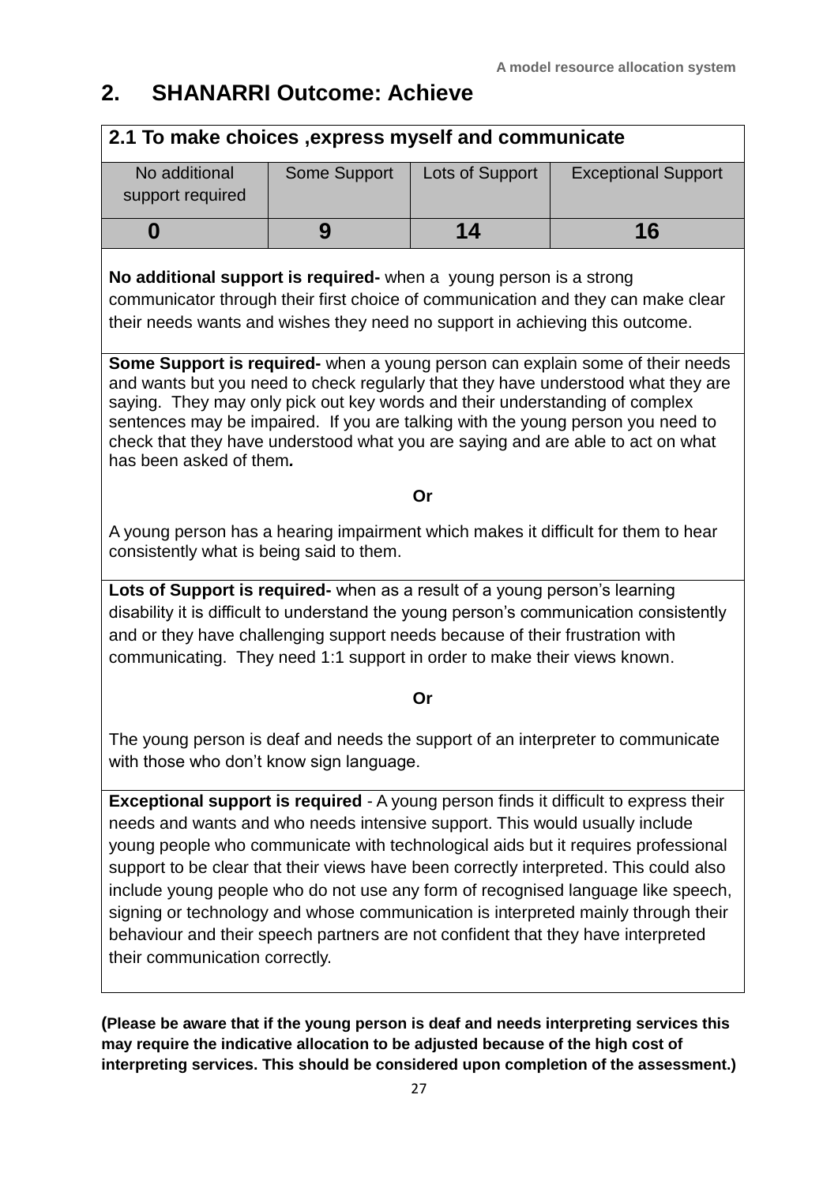## 2. SHANARRI Outcome: Achieve

| 2.1 To make choices ,express myself and communicate | | | |
|---|---|---|---|
| No additional support required | Some Support | Lots of Support | Exceptional Support |
| **0** | **9** | **14** | **16** |

**No additional support is required-** when a young person is a strong communicator through their first choice of communication and they can make clear their needs wants and wishes they need no support in achieving this outcome.

**Some Support is required-** when a young person can explain some of their needs and wants but you need to check regularly that they have understood what they are saying. They may only pick out key words and their understanding of complex sentences may be impaired. If you are talking with the young person you need to check that they have understood what you are saying and are able to act on what has been asked of them.

**Or**

A young person has a hearing impairment which makes it difficult for them to hear consistently what is being said to them.

**Lots of Support is required-** when as a result of a young person's learning disability it is difficult to understand the young person's communication consistently and or they have challenging support needs because of their frustration with communicating. They need 1:1 support in order to make their views known.

**Or**

The young person is deaf and needs the support of an interpreter to communicate with those who don't know sign language.

**Exceptional support is required** - A young person finds it difficult to express their needs and wants and who needs intensive support. This would usually include young people who communicate with technological aids but it requires professional support to be clear that their views have been correctly interpreted. This could also include young people who do not use any form of recognised language like speech, signing or technology and whose communication is interpreted mainly through their behaviour and their speech partners are not confident that they have interpreted their communication correctly.

**(Please be aware that if the young person is deaf and needs interpreting services this may require the indicative allocation to be adjusted because of the high cost of interpreting services. This should be considered upon completion of the assessment.)**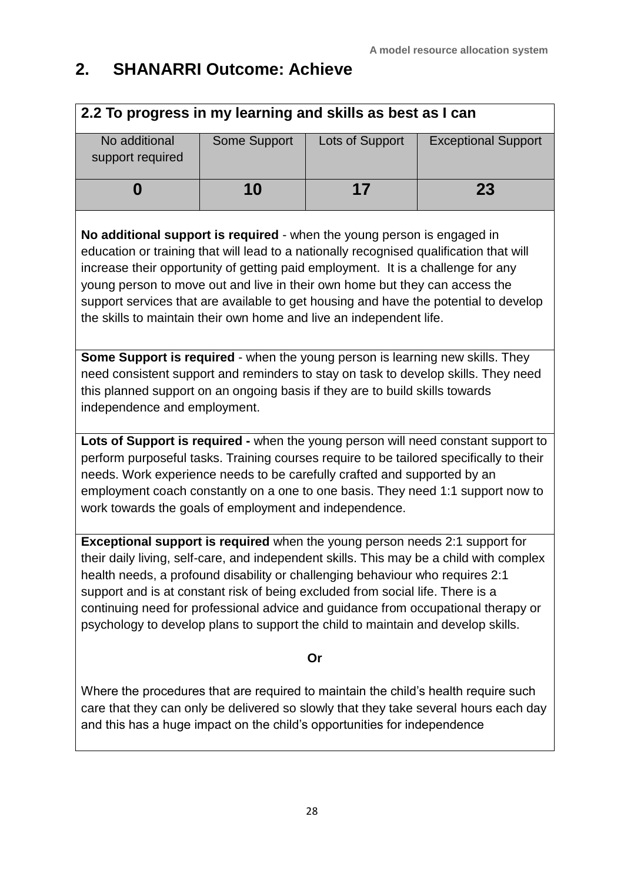## 2. SHANARRI Outcome: Achieve

| 2.2 To progress in my learning and skills as best as I can | | | |
|---|---|---|---|
| No additional support required | Some Support | Lots of Support | Exceptional Support |
| **0** | **10** | **17** | **23** |

**No additional support is required** - when the young person is engaged in education or training that will lead to a nationally recognised qualification that will increase their opportunity of getting paid employment. It is a challenge for any young person to move out and live in their own home but they can access the support services that are available to get housing and have the potential to develop the skills to maintain their own home and live an independent life.

**Some Support is required** - when the young person is learning new skills. They need consistent support and reminders to stay on task to develop skills. They need this planned support on an ongoing basis if they are to build skills towards independence and employment.

**Lots of Support is required -** when the young person will need constant support to perform purposeful tasks. Training courses require to be tailored specifically to their needs. Work experience needs to be carefully crafted and supported by an employment coach constantly on a one to one basis. They need 1:1 support now to work towards the goals of employment and independence.

**Exceptional support is required** when the young person needs 2:1 support for their daily living, self-care, and independent skills. This may be a child with complex health needs, a profound disability or challenging behaviour who requires 2:1 support and is at constant risk of being excluded from social life. There is a continuing need for professional advice and guidance from occupational therapy or psychology to develop plans to support the child to maintain and develop skills.

**Or**

Where the procedures that are required to maintain the child's health require such care that they can only be delivered so slowly that they take several hours each day and this has a huge impact on the child's opportunities for independence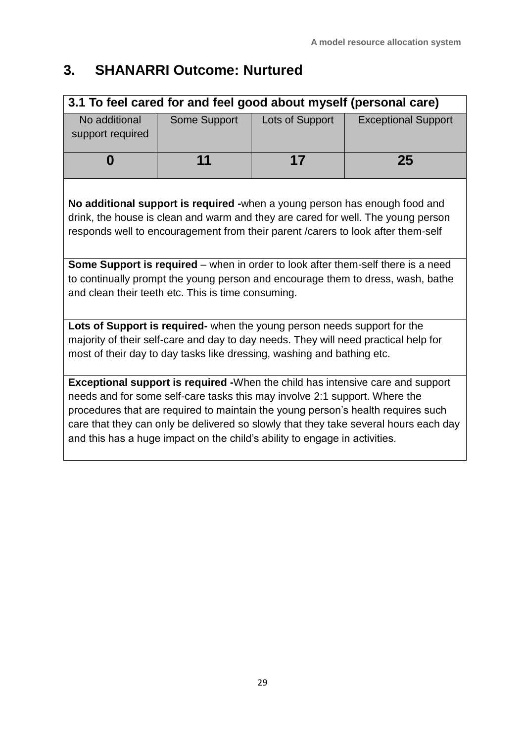## 3. SHANARRI Outcome: Nurtured

| 3.1 To feel cared for and feel good about myself (personal care) | | | |
|---|---|---|---|
| No additional support required | Some Support | Lots of Support | Exceptional Support |
| **0** | **11** | **17** | **25** |

**No additional support is required -**when a young person has enough food and drink, the house is clean and warm and they are cared for well. The young person responds well to encouragement from their parent /carers to look after them-self

**Some Support is required** – when in order to look after them-self there is a need to continually prompt the young person and encourage them to dress, wash, bathe and clean their teeth etc. This is time consuming.

**Lots of Support is required-** when the young person needs support for the majority of their self-care and day to day needs. They will need practical help for most of their day to day tasks like dressing, washing and bathing etc.

**Exceptional support is required -**When the child has intensive care and support needs and for some self-care tasks this may involve 2:1 support. Where the procedures that are required to maintain the young person's health requires such care that they can only be delivered so slowly that they take several hours each day and this has a huge impact on the child's ability to engage in activities.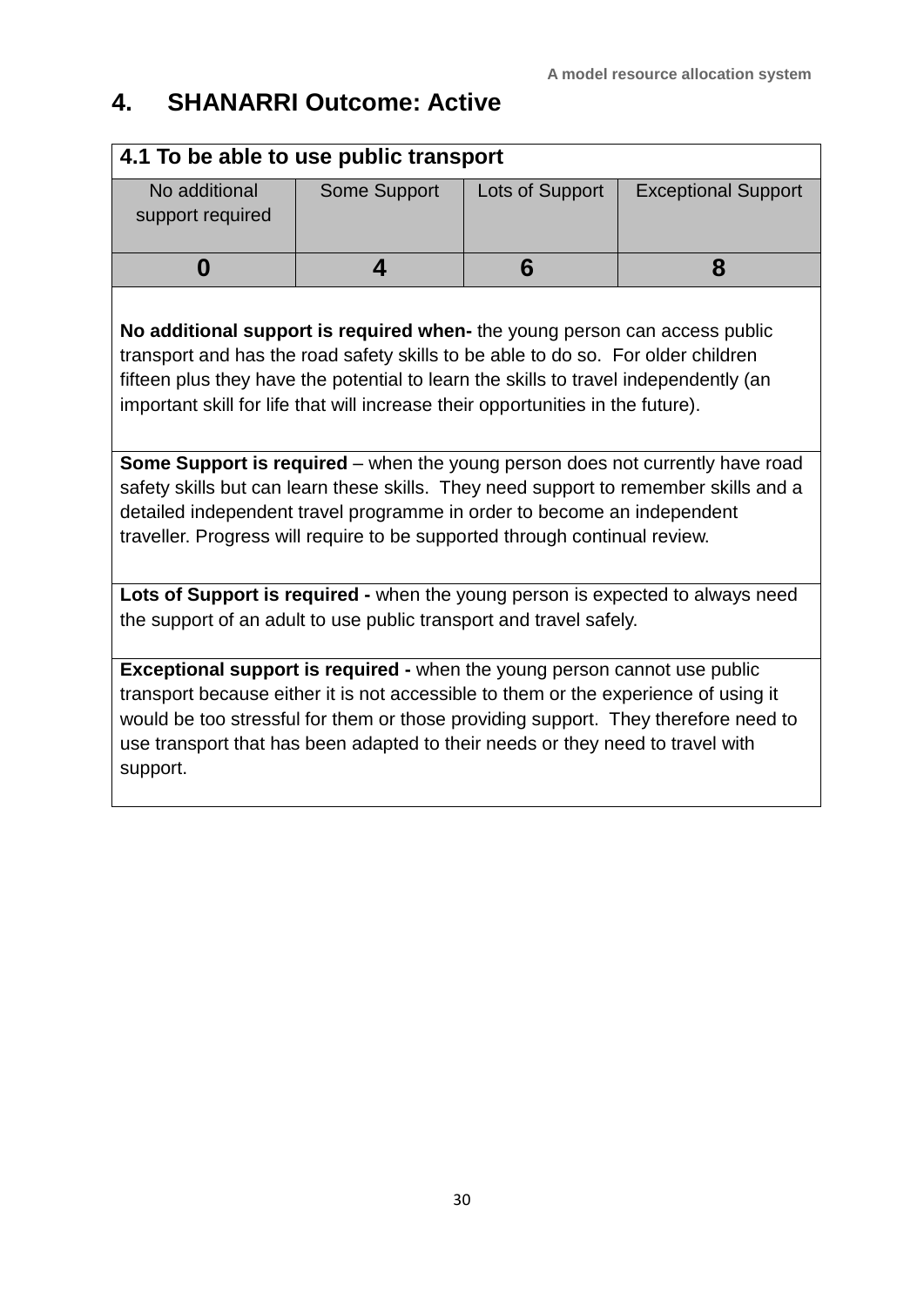## 4. SHANARRI Outcome: Active

| 4.1 To be able to use public transport | | | |
|---|---|---|---|
| No additional support required | Some Support | Lots of Support | Exceptional Support |
| **0** | **4** | **6** | **8** |

**No additional support is required when-** the young person can access public transport and has the road safety skills to be able to do so. For older children fifteen plus they have the potential to learn the skills to travel independently (an important skill for life that will increase their opportunities in the future).

**Some Support is required** – when the young person does not currently have road safety skills but can learn these skills. They need support to remember skills and a detailed independent travel programme in order to become an independent traveller. Progress will require to be supported through continual review.

**Lots of Support is required -** when the young person is expected to always need the support of an adult to use public transport and travel safely.

**Exceptional support is required -** when the young person cannot use public transport because either it is not accessible to them or the experience of using it would be too stressful for them or those providing support. They therefore need to use transport that has been adapted to their needs or they need to travel with support.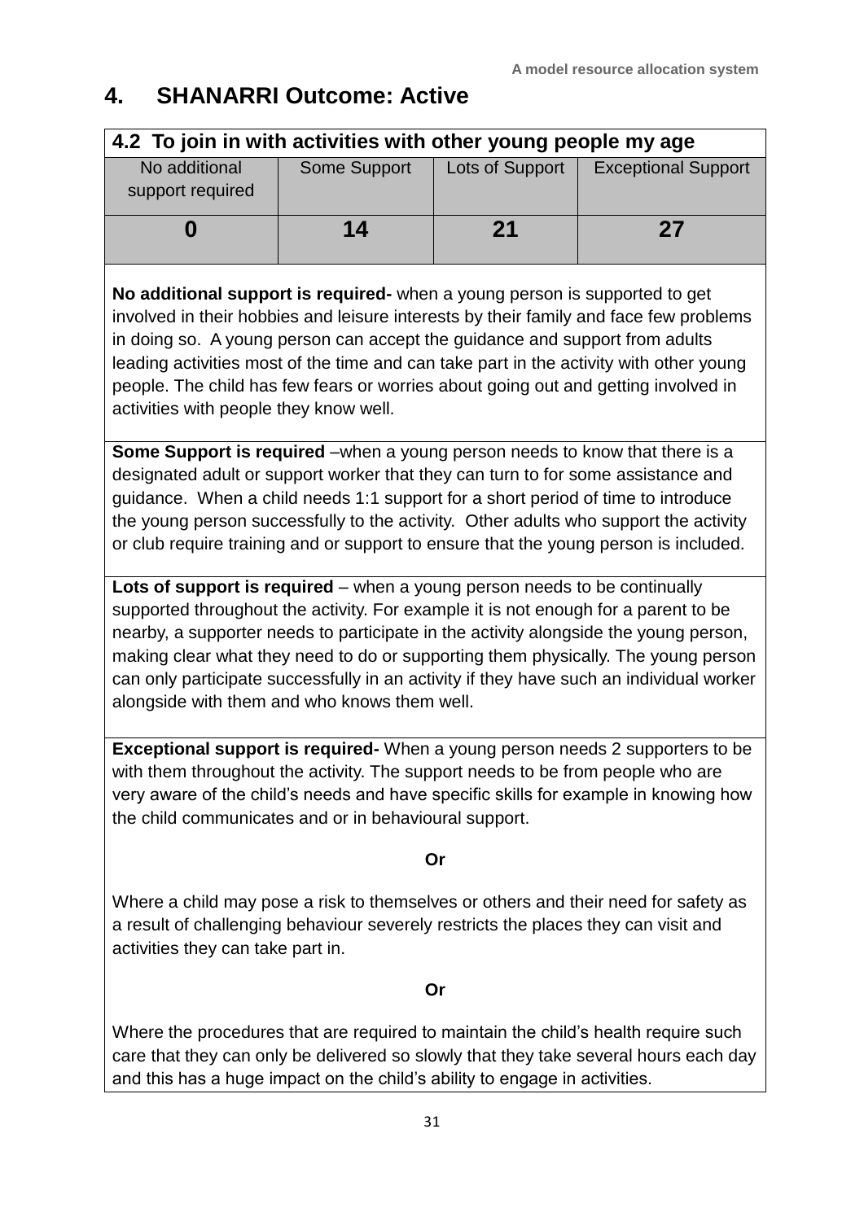# 4. SHANARRI Outcome: Active

| 4.2 To join in with activities with other young people my age | | | |
|---|---|---|---|
| No additional support required | Some Support | Lots of Support | Exceptional Support |
| **0** | **14** | **21** | **27** |

**No additional support is required-** when a young person is supported to get involved in their hobbies and leisure interests by their family and face few problems in doing so. A young person can accept the guidance and support from adults leading activities most of the time and can take part in the activity with other young people. The child has few fears or worries about going out and getting involved in activities with people they know well.

**Some Support is required** –when a young person needs to know that there is a designated adult or support worker that they can turn to for some assistance and guidance. When a child needs 1:1 support for a short period of time to introduce the young person successfully to the activity. Other adults who support the activity or club require training and or support to ensure that the young person is included.

**Lots of support is required** – when a young person needs to be continually supported throughout the activity. For example it is not enough for a parent to be nearby, a supporter needs to participate in the activity alongside the young person, making clear what they need to do or supporting them physically. The young person can only participate successfully in an activity if they have such an individual worker alongside with them and who knows them well.

**Exceptional support is required-** When a young person needs 2 supporters to be with them throughout the activity. The support needs to be from people who are very aware of the child's needs and have specific skills for example in knowing how the child communicates and or in behavioural support.

**Or**

Where a child may pose a risk to themselves or others and their need for safety as a result of challenging behaviour severely restricts the places they can visit and activities they can take part in.

**Or**

Where the procedures that are required to maintain the child's health require such care that they can only be delivered so slowly that they take several hours each day and this has a huge impact on the child's ability to engage in activities.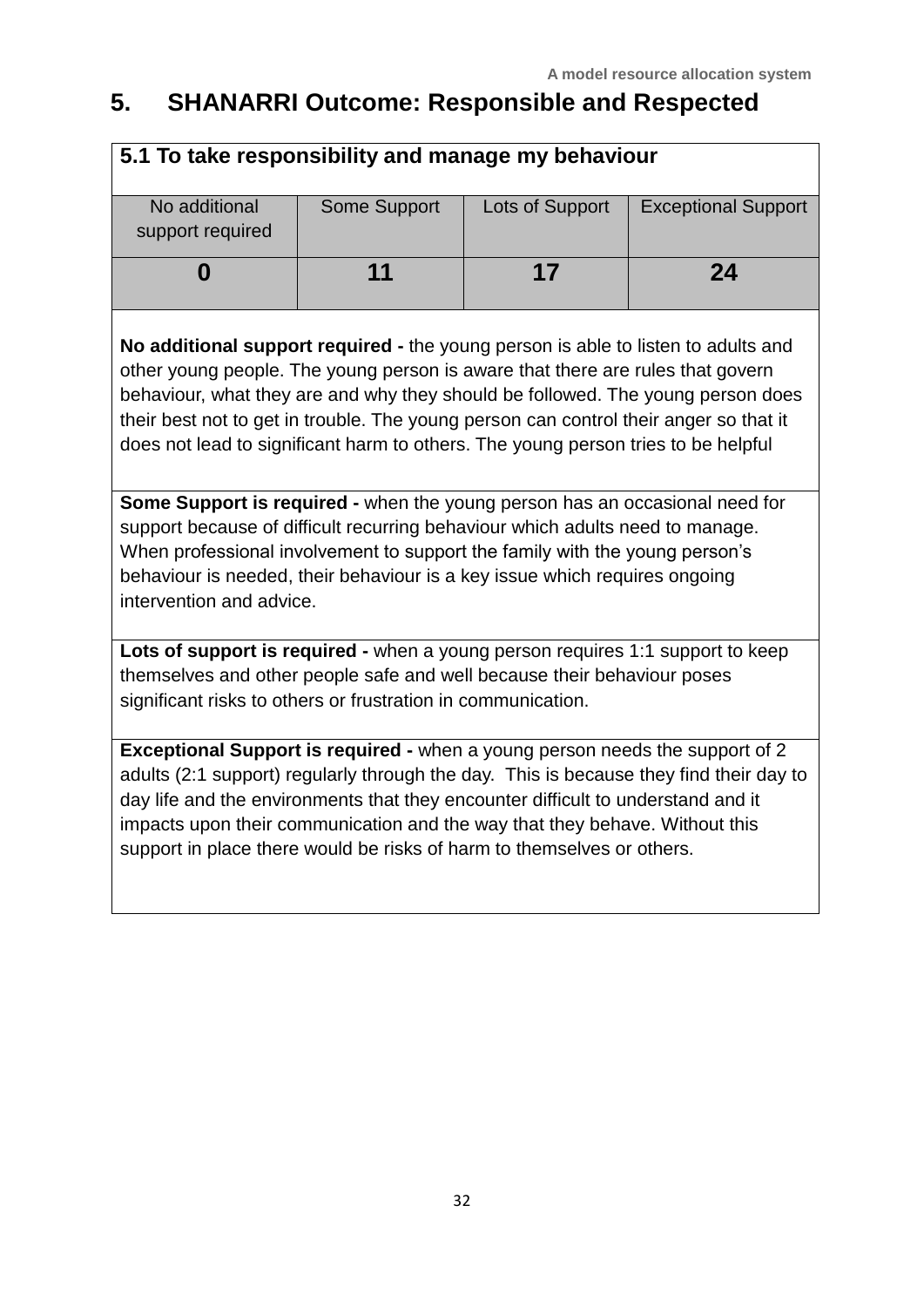# 5. SHANARRI Outcome: Responsible and Respected

| 5.1 To take responsibility and manage my behaviour | | | |
|---|---|---|---|
| No additional support required | Some Support | Lots of Support | Exceptional Support |
| **0** | **11** | **17** | **24** |

**No additional support required -** the young person is able to listen to adults and other young people. The young person is aware that there are rules that govern behaviour, what they are and why they should be followed. The young person does their best not to get in trouble. The young person can control their anger so that it does not lead to significant harm to others. The young person tries to be helpful

**Some Support is required -** when the young person has an occasional need for support because of difficult recurring behaviour which adults need to manage. When professional involvement to support the family with the young person's behaviour is needed, their behaviour is a key issue which requires ongoing intervention and advice.

**Lots of support is required -** when a young person requires 1:1 support to keep themselves and other people safe and well because their behaviour poses significant risks to others or frustration in communication.

**Exceptional Support is required -** when a young person needs the support of 2 adults (2:1 support) regularly through the day. This is because they find their day to day life and the environments that they encounter difficult to understand and it impacts upon their communication and the way that they behave. Without this support in place there would be risks of harm to themselves or others.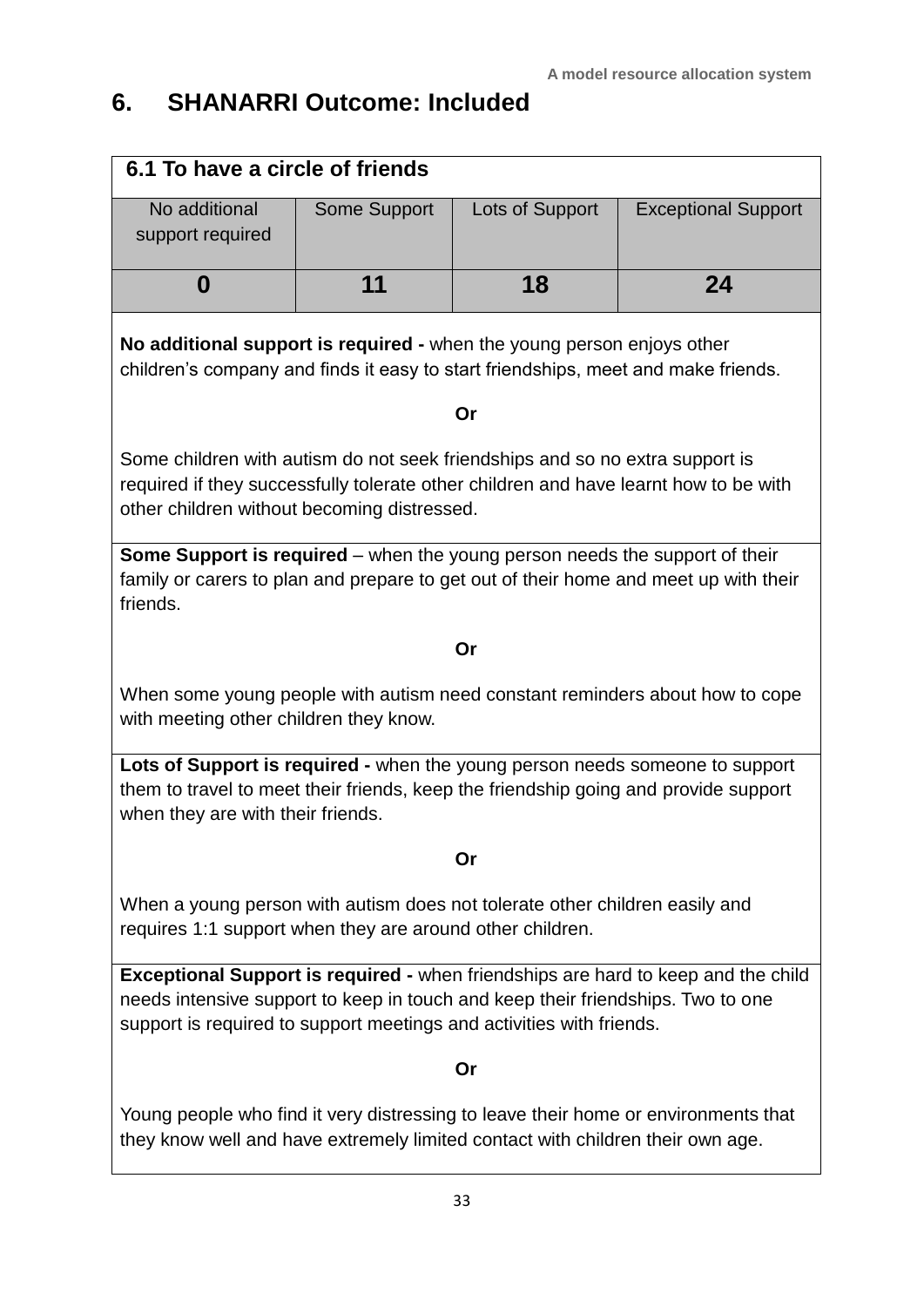# 6. SHANARRI Outcome: Included

| 6.1 To have a circle of friends | | | |
|---|---|---|---|
| No additional support required | Some Support | Lots of Support | Exceptional Support |
| **0** | **11** | **18** | **24** |

**No additional support is required -** when the young person enjoys other children's company and finds it easy to start friendships, meet and make friends.

**Or**

Some children with autism do not seek friendships and so no extra support is required if they successfully tolerate other children and have learnt how to be with other children without becoming distressed.

**Some Support is required** – when the young person needs the support of their family or carers to plan and prepare to get out of their home and meet up with their friends.

**Or**

When some young people with autism need constant reminders about how to cope with meeting other children they know.

**Lots of Support is required -** when the young person needs someone to support them to travel to meet their friends, keep the friendship going and provide support when they are with their friends.

**Or**

When a young person with autism does not tolerate other children easily and requires 1:1 support when they are around other children.

**Exceptional Support is required -** when friendships are hard to keep and the child needs intensive support to keep in touch and keep their friendships. Two to one support is required to support meetings and activities with friends.

**Or**

Young people who find it very distressing to leave their home or environments that they know well and have extremely limited contact with children their own age.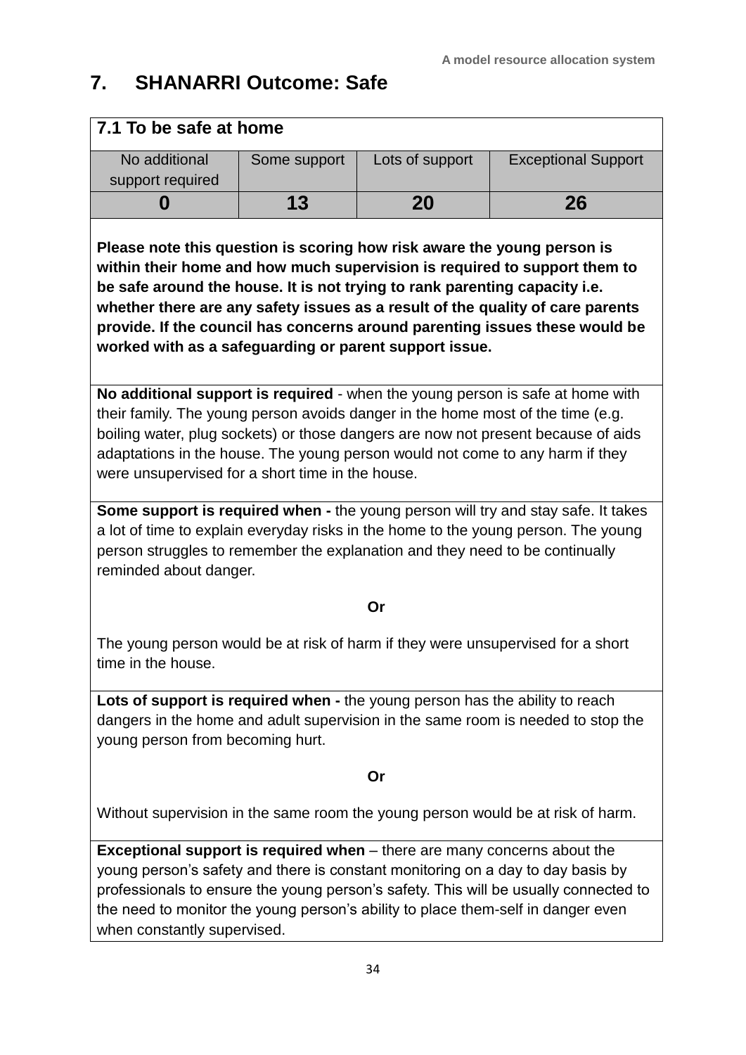## 7. SHANARRI Outcome: Safe

| 7.1 To be safe at home | | | |
|---|---|---|---|
| No additional support required | Some support | Lots of support | Exceptional Support |
| **0** | **13** | **20** | **26** |

**Please note this question is scoring how risk aware the young person is within their home and how much supervision is required to support them to be safe around the house. It is not trying to rank parenting capacity i.e. whether there are any safety issues as a result of the quality of care parents provide. If the council has concerns around parenting issues these would be worked with as a safeguarding or parent support issue.**

**No additional support is required** - when the young person is safe at home with their family. The young person avoids danger in the home most of the time (e.g. boiling water, plug sockets) or those dangers are now not present because of aids adaptations in the house. The young person would not come to any harm if they were unsupervised for a short time in the house.

**Some support is required when -** the young person will try and stay safe. It takes a lot of time to explain everyday risks in the home to the young person. The young person struggles to remember the explanation and they need to be continually reminded about danger.

**Or**

The young person would be at risk of harm if they were unsupervised for a short time in the house.

**Lots of support is required when -** the young person has the ability to reach dangers in the home and adult supervision in the same room is needed to stop the young person from becoming hurt.

**Or**

Without supervision in the same room the young person would be at risk of harm.

**Exceptional support is required when** – there are many concerns about the young person's safety and there is constant monitoring on a day to day basis by professionals to ensure the young person's safety. This will be usually connected to the need to monitor the young person's ability to place them-self in danger even when constantly supervised.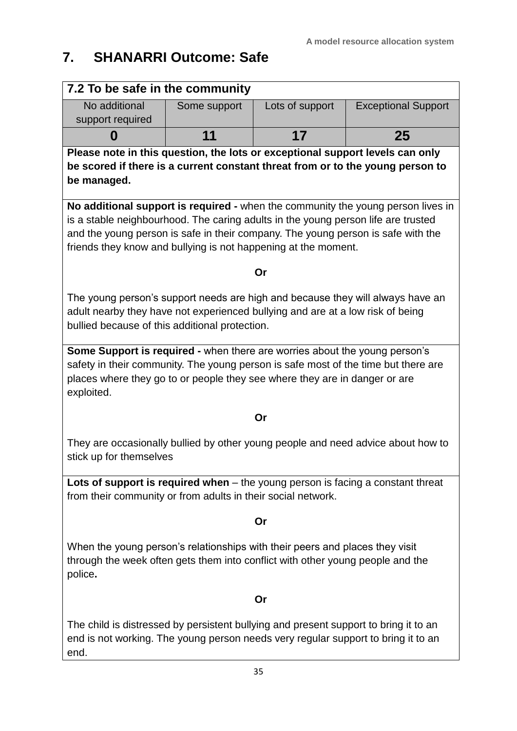## 7. SHANARRI Outcome: Safe

| 7.2 To be safe in the community | | | |
|---|---|---|---|
| No additional support required | Some support | Lots of support | Exceptional Support |
| **0** | **11** | **17** | **25** |

**Please note in this question, the lots or exceptional support levels can only be scored if there is a current constant threat from or to the young person to be managed.**

**No additional support is required -** when the community the young person lives in is a stable neighbourhood. The caring adults in the young person life are trusted and the young person is safe in their company. The young person is safe with the friends they know and bullying is not happening at the moment.

**Or**

The young person's support needs are high and because they will always have an adult nearby they have not experienced bullying and are at a low risk of being bullied because of this additional protection.

**Some Support is required -** when there are worries about the young person's safety in their community. The young person is safe most of the time but there are places where they go to or people they see where they are in danger or are exploited.

**Or**

They are occasionally bullied by other young people and need advice about how to stick up for themselves

**Lots of support is required when** – the young person is facing a constant threat from their community or from adults in their social network.

**Or**

When the young person's relationships with their peers and places they visit through the week often gets them into conflict with other young people and the police**.**

**Or**

The child is distressed by persistent bullying and present support to bring it to an end is not working. The young person needs very regular support to bring it to an end.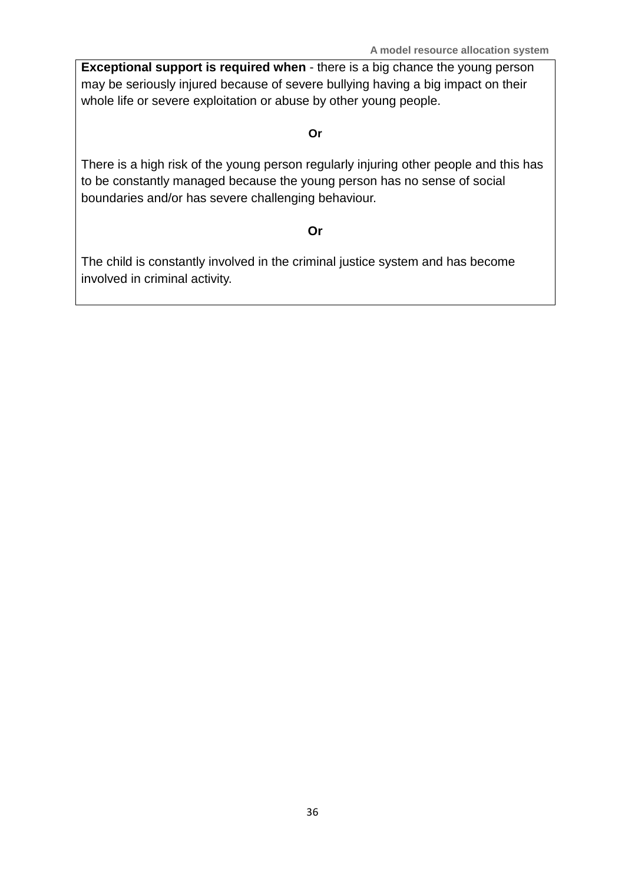**Exceptional support is required when** - there is a big chance the young person may be seriously injured because of severe bullying having a big impact on their whole life or severe exploitation or abuse by other young people.

**Or**

There is a high risk of the young person regularly injuring other people and this has to be constantly managed because the young person has no sense of social boundaries and/or has severe challenging behaviour.

**Or**

The child is constantly involved in the criminal justice system and has become involved in criminal activity.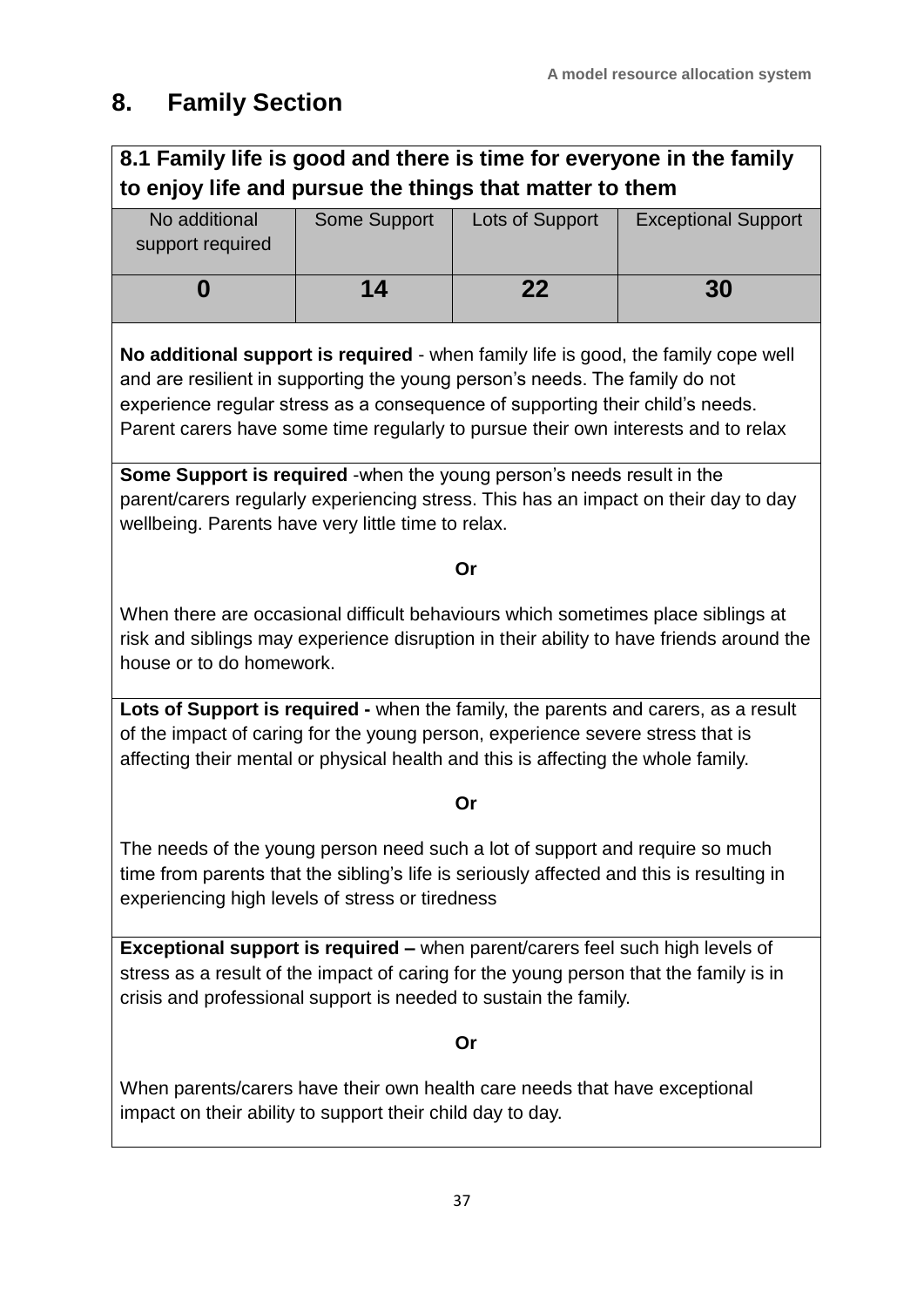## 8. Family Section

**8.1 Family life is good and there is time for everyone in the family to enjoy life and pursue the things that matter to them**

| No additional support required | Some Support | Lots of Support | Exceptional Support |
|---|---|---|---|
| **0** | **14** | **22** | **30** |

**No additional support is required** - when family life is good, the family cope well and are resilient in supporting the young person's needs. The family do not experience regular stress as a consequence of supporting their child's needs. Parent carers have some time regularly to pursue their own interests and to relax

**Some Support is required** -when the young person's needs result in the parent/carers regularly experiencing stress. This has an impact on their day to day wellbeing. Parents have very little time to relax.

**Or**

When there are occasional difficult behaviours which sometimes place siblings at risk and siblings may experience disruption in their ability to have friends around the house or to do homework.

**Lots of Support is required -** when the family, the parents and carers, as a result of the impact of caring for the young person, experience severe stress that is affecting their mental or physical health and this is affecting the whole family.

**Or**

The needs of the young person need such a lot of support and require so much time from parents that the sibling's life is seriously affected and this is resulting in experiencing high levels of stress or tiredness

**Exceptional support is required –** when parent/carers feel such high levels of stress as a result of the impact of caring for the young person that the family is in crisis and professional support is needed to sustain the family.

**Or**

When parents/carers have their own health care needs that have exceptional impact on their ability to support their child day to day.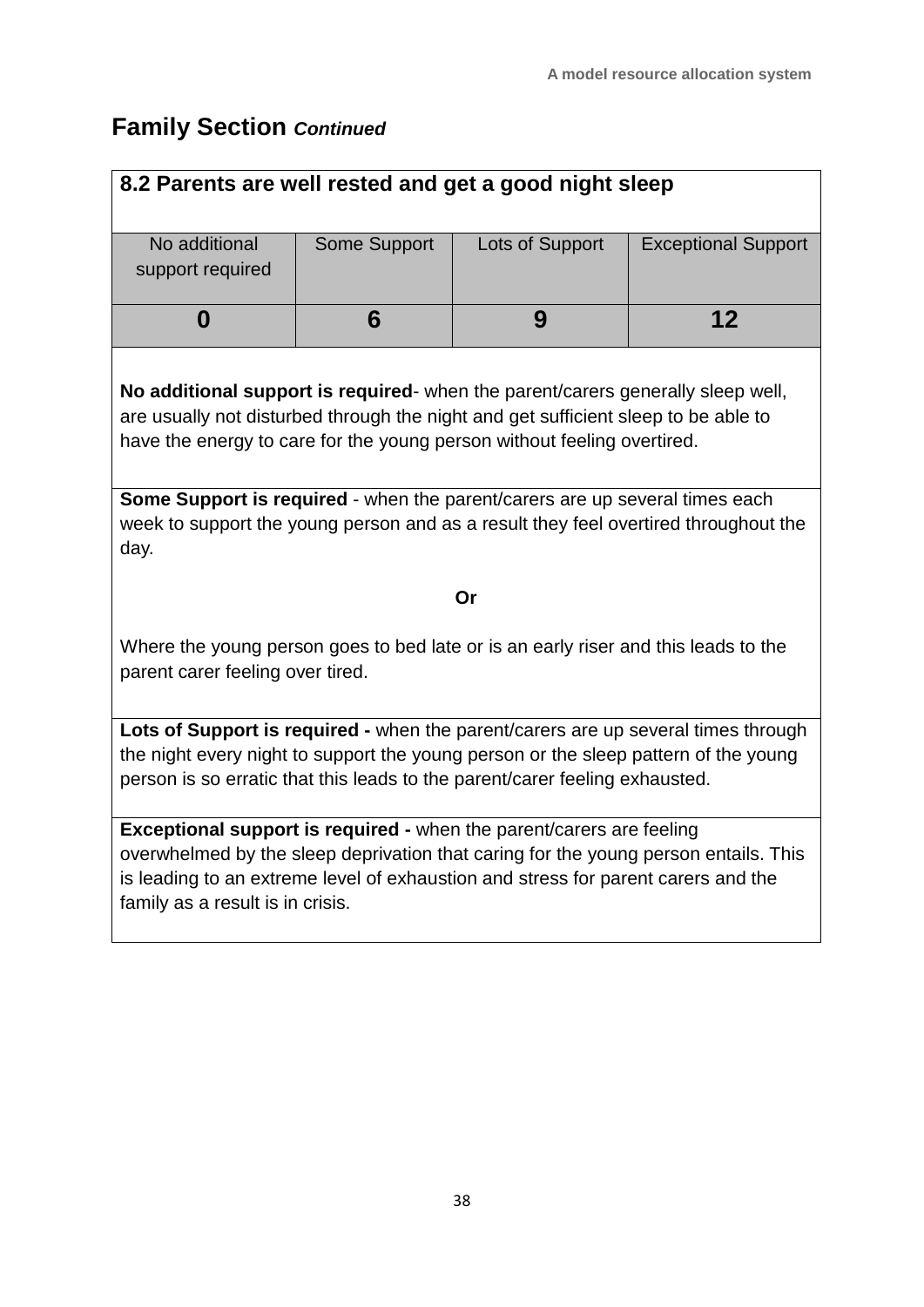## Family Section *Continued*

| 8.2 Parents are well rested and get a good night sleep | | | |
|---|---|---|---|
| No additional support required | Some Support | Lots of Support | Exceptional Support |
| **0** | **6** | **9** | **12** |

**No additional support is required**- when the parent/carers generally sleep well, are usually not disturbed through the night and get sufficient sleep to be able to have the energy to care for the young person without feeling overtired.

**Some Support is required** - when the parent/carers are up several times each week to support the young person and as a result they feel overtired throughout the day.

**Or**

Where the young person goes to bed late or is an early riser and this leads to the parent carer feeling over tired.

**Lots of Support is required -** when the parent/carers are up several times through the night every night to support the young person or the sleep pattern of the young person is so erratic that this leads to the parent/carer feeling exhausted.

**Exceptional support is required -** when the parent/carers are feeling overwhelmed by the sleep deprivation that caring for the young person entails. This is leading to an extreme level of exhaustion and stress for parent carers and the family as a result is in crisis.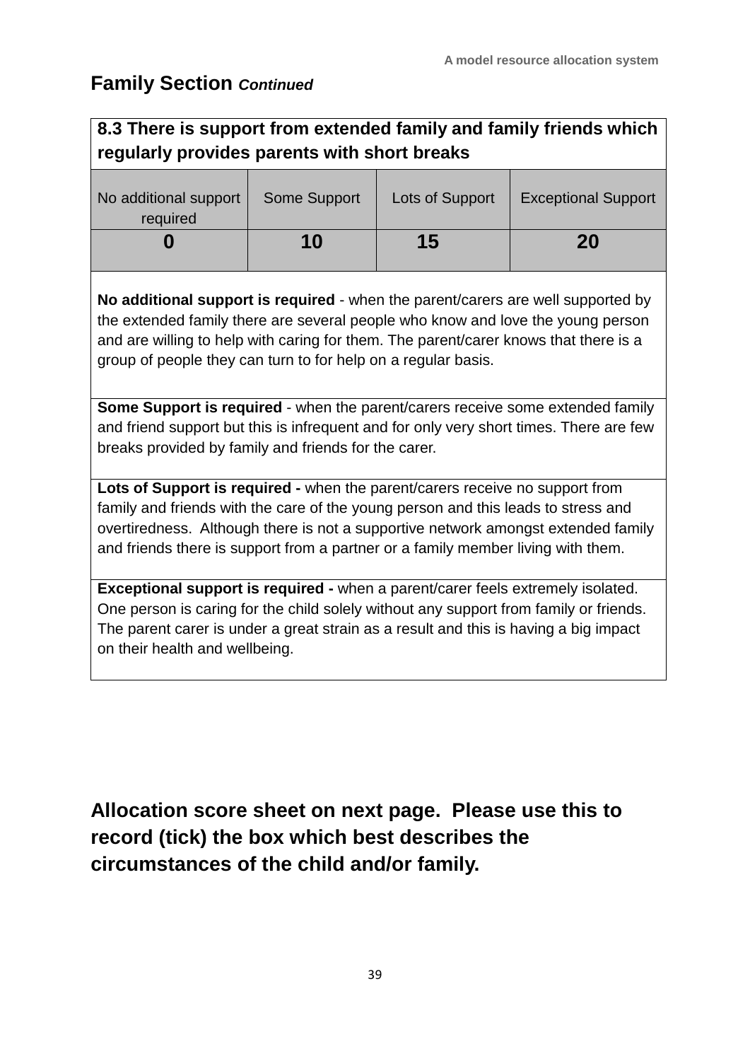## Family Section *Continued*

| 8.3 There is support from extended family and family friends which regularly provides parents with short breaks | | | |
|---|---|---|---|
| No additional support required | Some Support | Lots of Support | Exceptional Support |
| **0** | **10** | **15** | **20** |

**No additional support is required** - when the parent/carers are well supported by the extended family there are several people who know and love the young person and are willing to help with caring for them. The parent/carer knows that there is a group of people they can turn to for help on a regular basis.

**Some Support is required** - when the parent/carers receive some extended family and friend support but this is infrequent and for only very short times. There are few breaks provided by family and friends for the carer.

**Lots of Support is required -** when the parent/carers receive no support from family and friends with the care of the young person and this leads to stress and overtiredness. Although there is not a supportive network amongst extended family and friends there is support from a partner or a family member living with them.

**Exceptional support is required -** when a parent/carer feels extremely isolated. One person is caring for the child solely without any support from family or friends. The parent carer is under a great strain as a result and this is having a big impact on their health and wellbeing.

**Allocation score sheet on next page. Please use this to record (tick) the box which best describes the circumstances of the child and/or family.**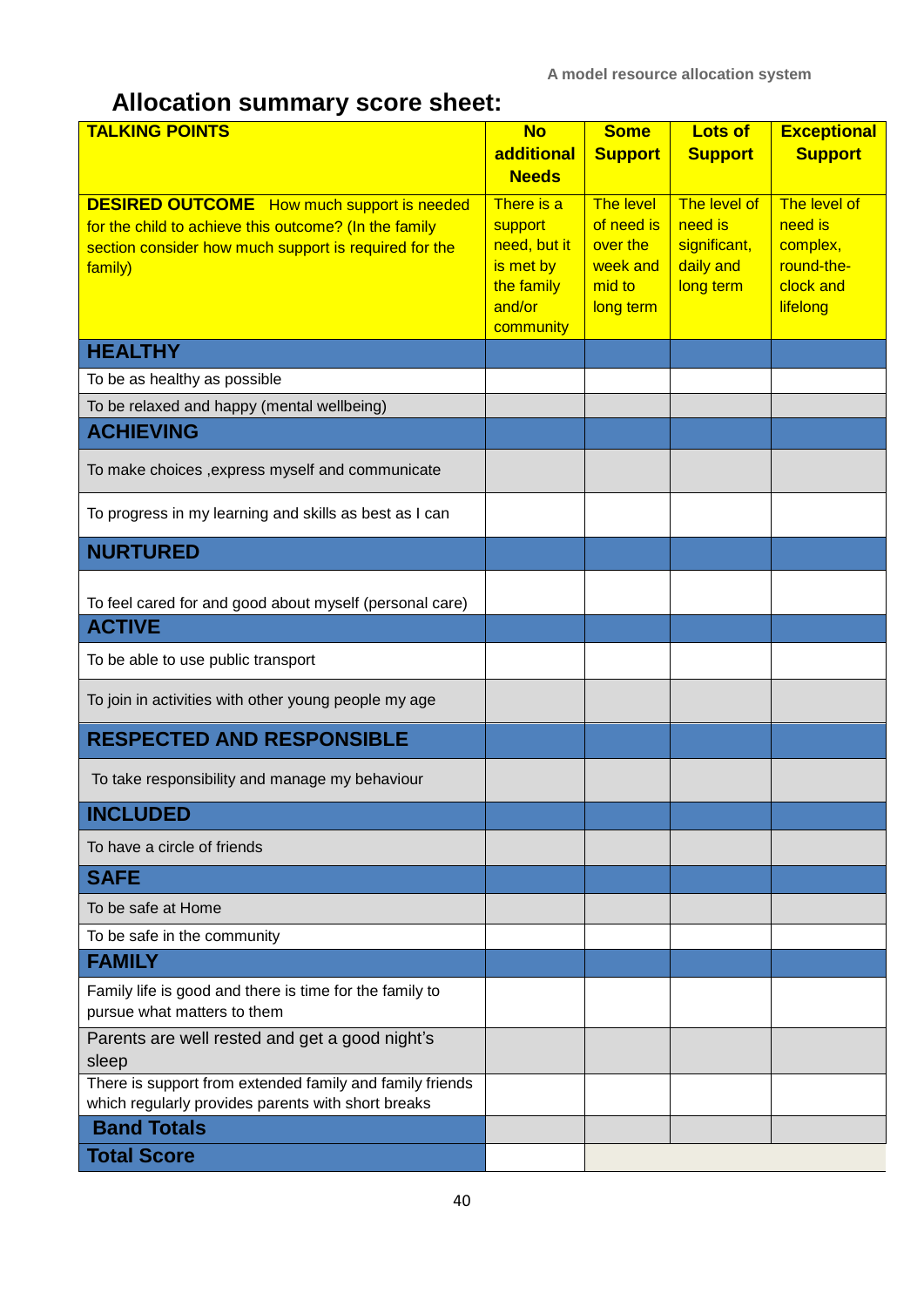## Allocation summary score sheet:

| TALKING POINTS | No additional Needs | Some Support | Lots of Support | Exceptional Support |
|---|---|---|---|---|
| **DESIRED OUTCOME** How much support is needed for the child to achieve this outcome? (In the family section consider how much support is required for the family) | There is a support need, but it is met by the family and/or community | The level of need is over the week and mid to long term | The level of need is significant, daily and long term | The level of need is complex, round-the-clock and lifelong |
| **HEALTHY** | | | | |
| To be as healthy as possible | | | | |
| To be relaxed and happy (mental wellbeing) | | | | |
| **ACHIEVING** | | | | |
| To make choices ,express myself and communicate | | | | |
| To progress in my learning and skills as best as I can | | | | |
| **NURTURED** | | | | |
| To feel cared for and good about myself (personal care) | | | | |
| **ACTIVE** | | | | |
| To be able to use public transport | | | | |
| To join in activities with other young people my age | | | | |
| **RESPECTED AND RESPONSIBLE** | | | | |
| To take responsibility and manage my behaviour | | | | |
| **INCLUDED** | | | | |
| To have a circle of friends | | | | |
| **SAFE** | | | | |
| To be safe at Home | | | | |
| To be safe in the community | | | | |
| **FAMILY** | | | | |
| Family life is good and there is time for the family to pursue what matters to them | | | | |
| Parents are well rested and get a good night's sleep | | | | |
| There is support from extended family and family friends which regularly provides parents with short breaks | | | | |
| **Band Totals** | | | | |
| **Total Score** | | | | |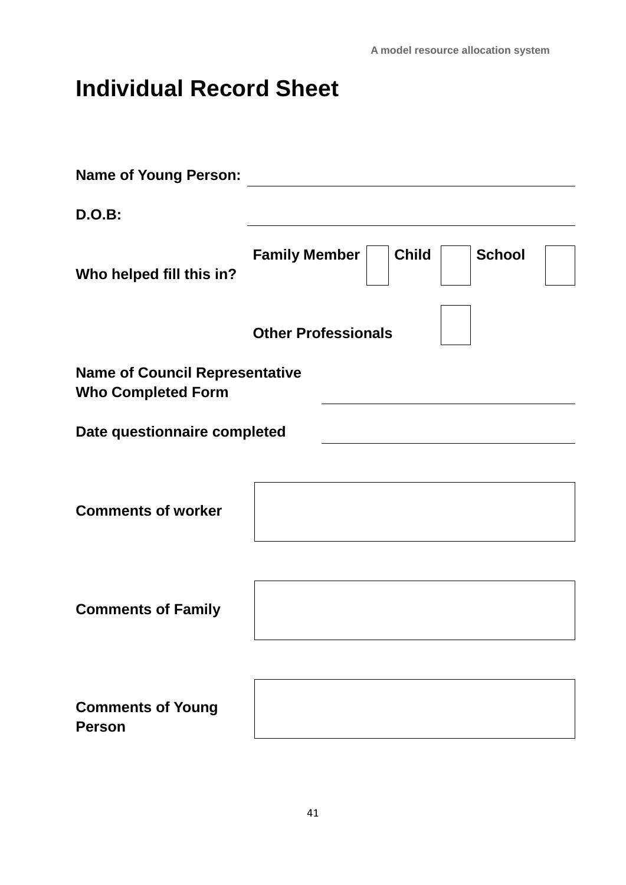# Individual Record Sheet

**Name of Young Person:** ______________________________

**D.O.B:** ______________________________

**Who helped fill this in?** **Family Member** ☐ **Child** ☐ **School** ☐

**Other Professionals** ☐

**Name of Council Representative Who Completed Form** ______________________________

**Date questionnaire completed** ______________________________

**Comments of worker**

|  |
|---|
|  |

**Comments of Family**

|  |
|---|
|  |

**Comments of Young Person**

|  |
|---|
|  |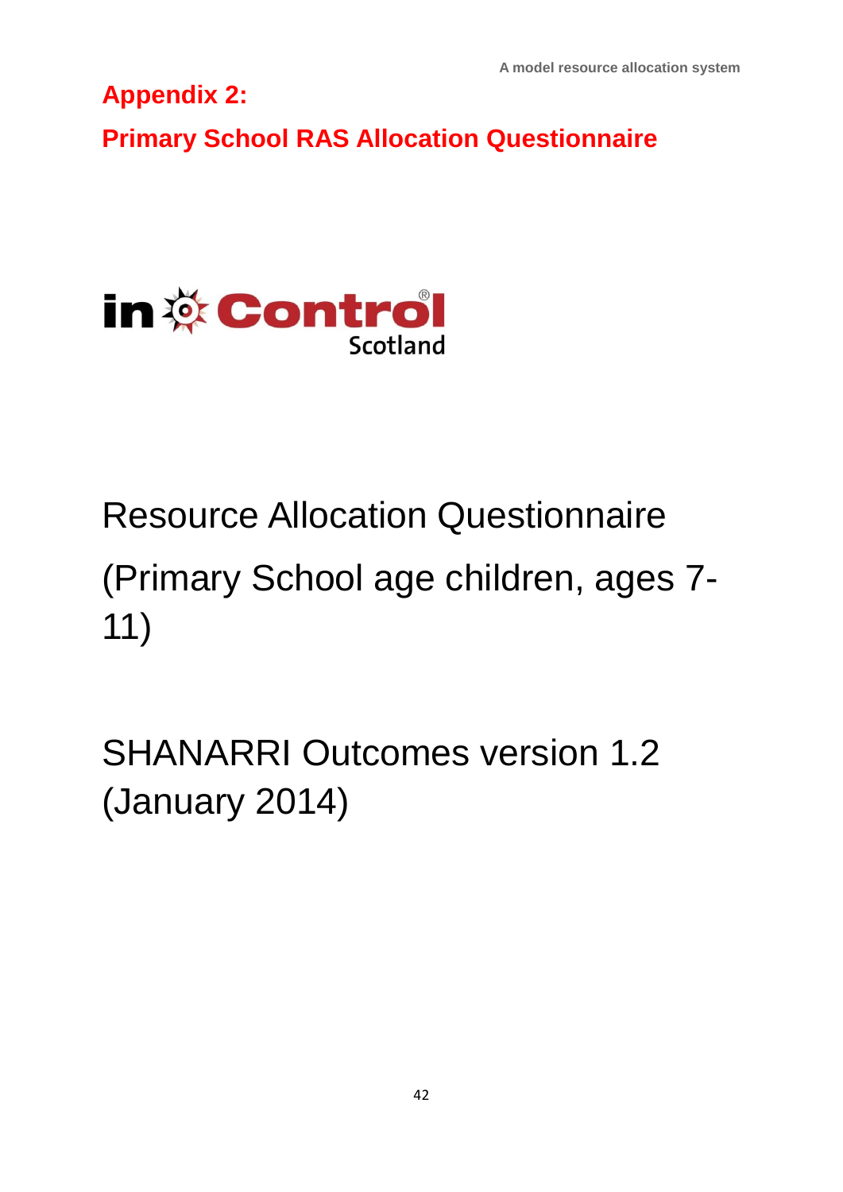## Appendix 2:

## Primary School RAS Allocation Questionnaire

in Control Scotland

# Resource Allocation Questionnaire

# (Primary School age children, ages 7-11)

# SHANARRI Outcomes version 1.2 (January 2014)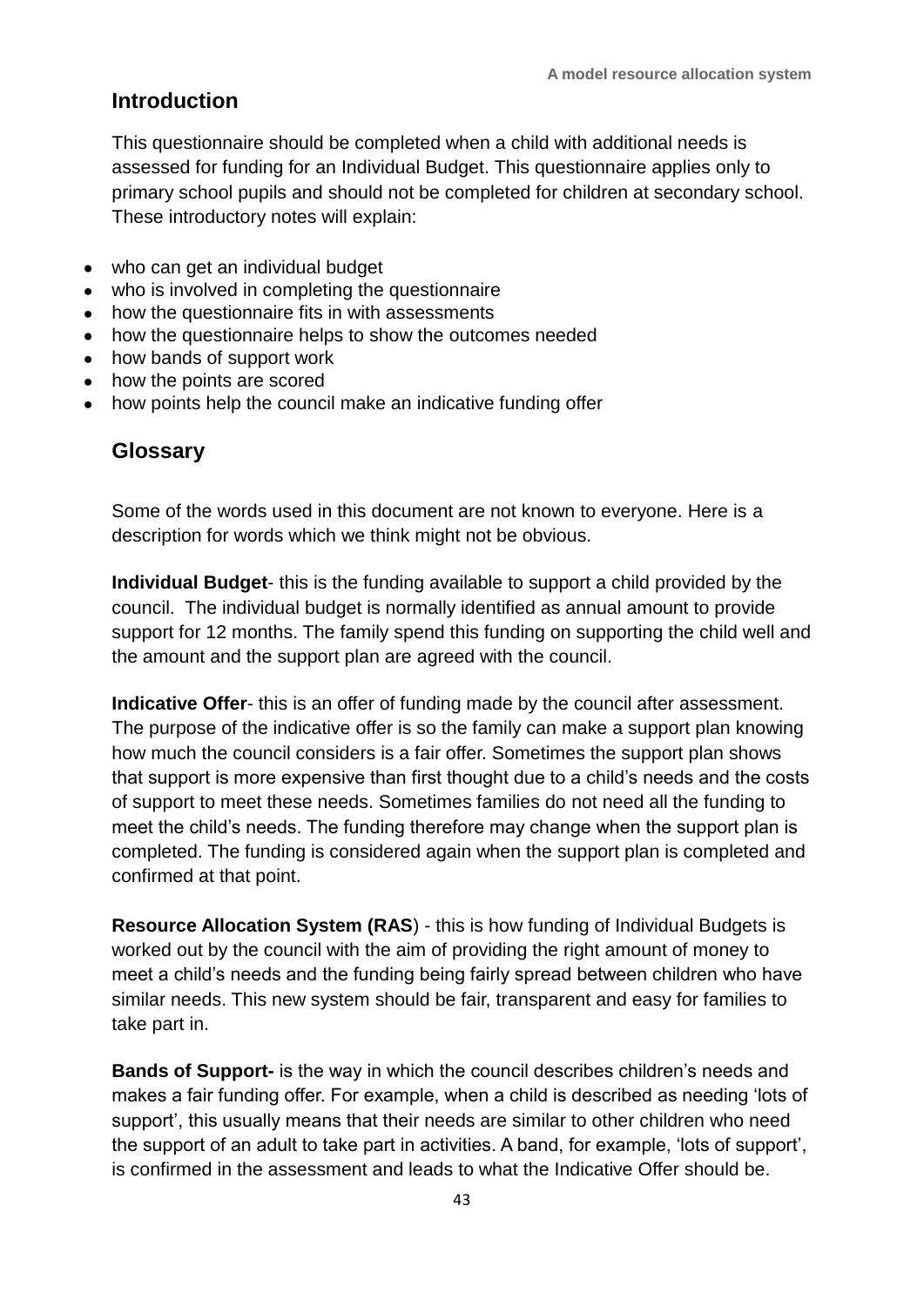## Introduction

This questionnaire should be completed when a child with additional needs is assessed for funding for an Individual Budget. This questionnaire applies only to primary school pupils and should not be completed for children at secondary school. These introductory notes will explain:

- who can get an individual budget
- who is involved in completing the questionnaire
- how the questionnaire fits in with assessments
- how the questionnaire helps to show the outcomes needed
- how bands of support work
- how the points are scored
- how points help the council make an indicative funding offer

## Glossary

Some of the words used in this document are not known to everyone. Here is a description for words which we think might not be obvious.

**Individual Budget**- this is the funding available to support a child provided by the council. The individual budget is normally identified as annual amount to provide support for 12 months. The family spend this funding on supporting the child well and the amount and the support plan are agreed with the council.

**Indicative Offer**- this is an offer of funding made by the council after assessment. The purpose of the indicative offer is so the family can make a support plan knowing how much the council considers is a fair offer. Sometimes the support plan shows that support is more expensive than first thought due to a child's needs and the costs of support to meet these needs. Sometimes families do not need all the funding to meet the child's needs. The funding therefore may change when the support plan is completed. The funding is considered again when the support plan is completed and confirmed at that point.

**Resource Allocation System (RAS**) - this is how funding of Individual Budgets is worked out by the council with the aim of providing the right amount of money to meet a child's needs and the funding being fairly spread between children who have similar needs. This new system should be fair, transparent and easy for families to take part in.

**Bands of Support-** is the way in which the council describes children's needs and makes a fair funding offer. For example, when a child is described as needing 'lots of support', this usually means that their needs are similar to other children who need the support of an adult to take part in activities. A band, for example, 'lots of support', is confirmed in the assessment and leads to what the Indicative Offer should be.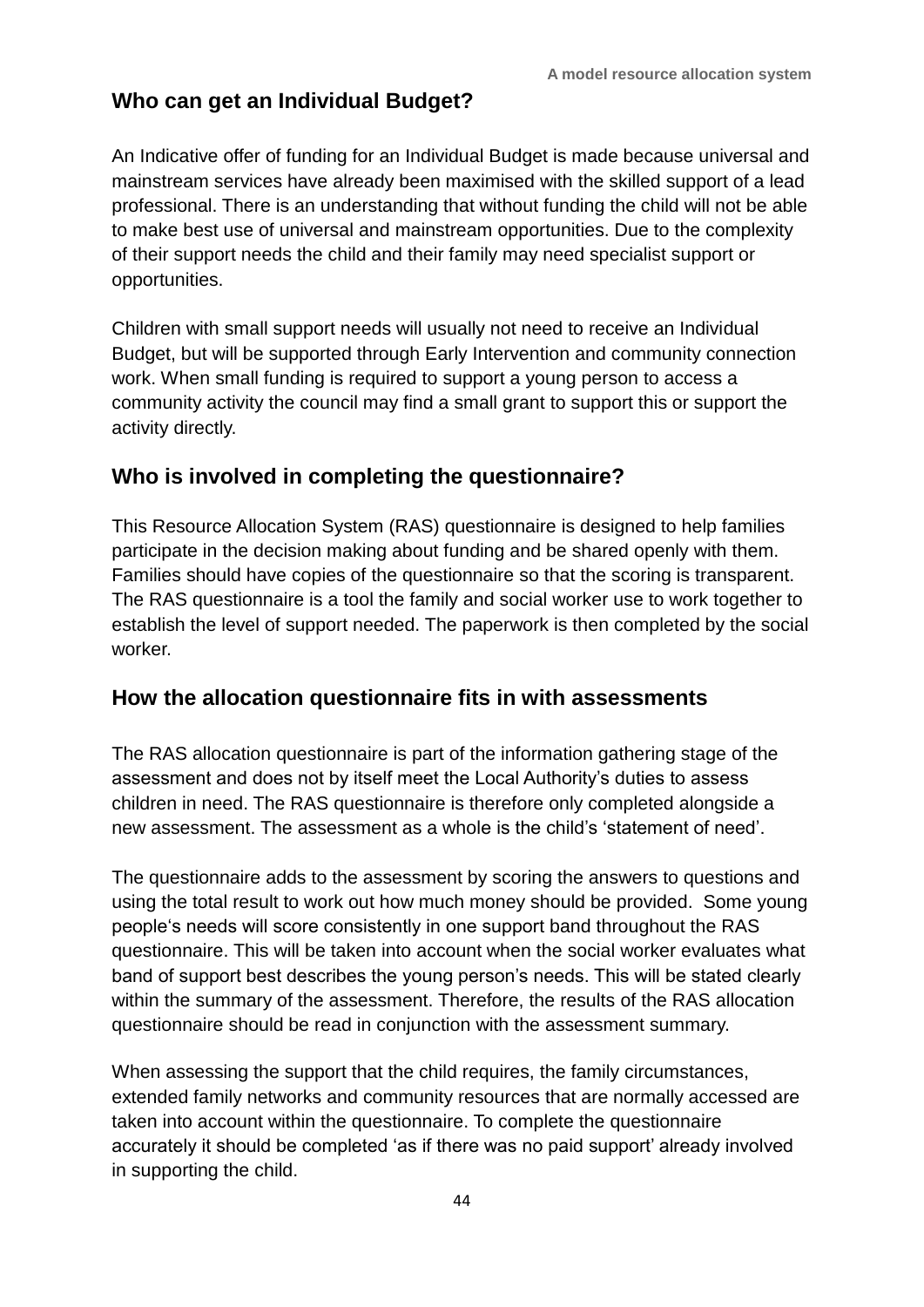## Who can get an Individual Budget?

An Indicative offer of funding for an Individual Budget is made because universal and mainstream services have already been maximised with the skilled support of a lead professional. There is an understanding that without funding the child will not be able to make best use of universal and mainstream opportunities. Due to the complexity of their support needs the child and their family may need specialist support or opportunities.

Children with small support needs will usually not need to receive an Individual Budget, but will be supported through Early Intervention and community connection work. When small funding is required to support a young person to access a community activity the council may find a small grant to support this or support the activity directly.

## Who is involved in completing the questionnaire?

This Resource Allocation System (RAS) questionnaire is designed to help families participate in the decision making about funding and be shared openly with them. Families should have copies of the questionnaire so that the scoring is transparent. The RAS questionnaire is a tool the family and social worker use to work together to establish the level of support needed. The paperwork is then completed by the social worker.

## How the allocation questionnaire fits in with assessments

The RAS allocation questionnaire is part of the information gathering stage of the assessment and does not by itself meet the Local Authority's duties to assess children in need. The RAS questionnaire is therefore only completed alongside a new assessment. The assessment as a whole is the child's 'statement of need'.

The questionnaire adds to the assessment by scoring the answers to questions and using the total result to work out how much money should be provided. Some young people's needs will score consistently in one support band throughout the RAS questionnaire. This will be taken into account when the social worker evaluates what band of support best describes the young person's needs. This will be stated clearly within the summary of the assessment. Therefore, the results of the RAS allocation questionnaire should be read in conjunction with the assessment summary.

When assessing the support that the child requires, the family circumstances, extended family networks and community resources that are normally accessed are taken into account within the questionnaire. To complete the questionnaire accurately it should be completed 'as if there was no paid support' already involved in supporting the child.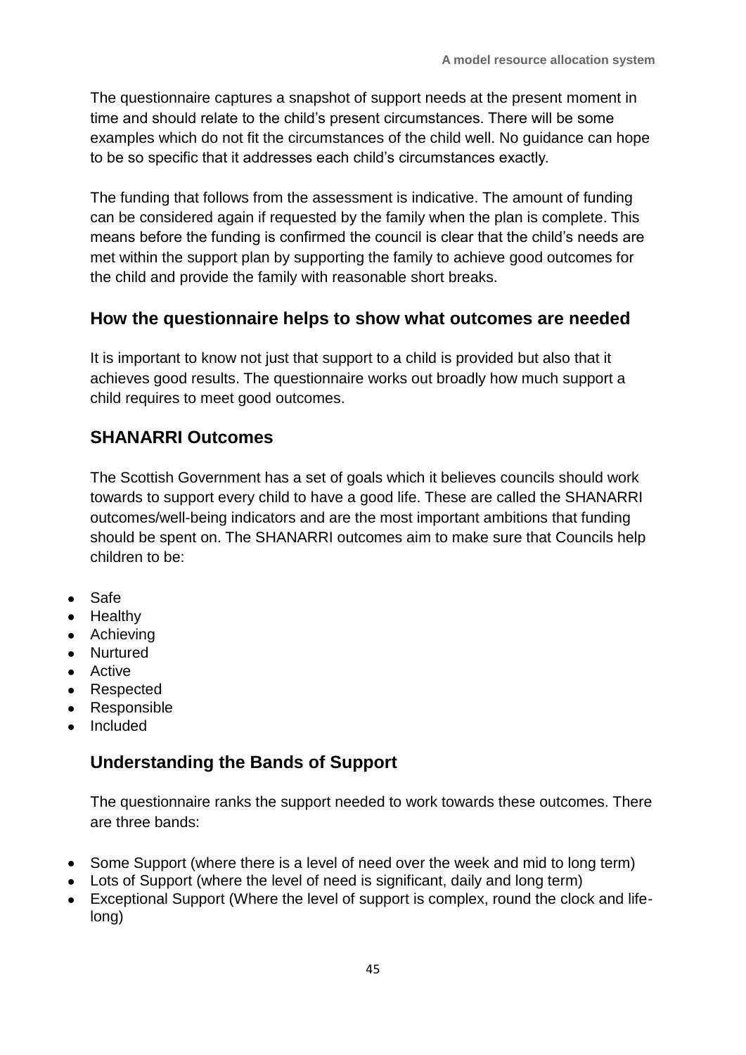The questionnaire captures a snapshot of support needs at the present moment in time and should relate to the child's present circumstances. There will be some examples which do not fit the circumstances of the child well. No guidance can hope to be so specific that it addresses each child's circumstances exactly.

The funding that follows from the assessment is indicative. The amount of funding can be considered again if requested by the family when the plan is complete. This means before the funding is confirmed the council is clear that the child's needs are met within the support plan by supporting the family to achieve good outcomes for the child and provide the family with reasonable short breaks.

## How the questionnaire helps to show what outcomes are needed

It is important to know not just that support to a child is provided but also that it achieves good results. The questionnaire works out broadly how much support a child requires to meet good outcomes.

## SHANARRI Outcomes

The Scottish Government has a set of goals which it believes councils should work towards to support every child to have a good life. These are called the SHANARRI outcomes/well-being indicators and are the most important ambitions that funding should be spent on. The SHANARRI outcomes aim to make sure that Councils help children to be:

- Safe
- Healthy
- Achieving
- Nurtured
- Active
- Respected
- Responsible
- Included

## Understanding the Bands of Support

The questionnaire ranks the support needed to work towards these outcomes. There are three bands:

- Some Support (where there is a level of need over the week and mid to long term)
- Lots of Support (where the level of need is significant, daily and long term)
- Exceptional Support (Where the level of support is complex, round the clock and life-long)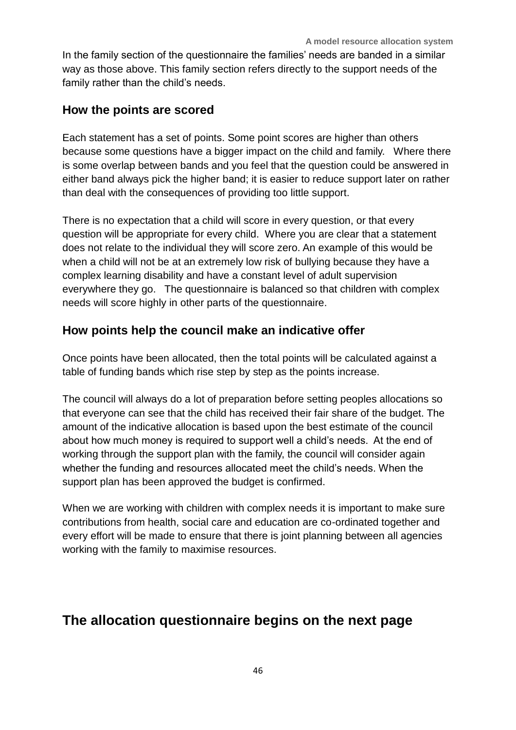In the family section of the questionnaire the families' needs are banded in a similar way as those above. This family section refers directly to the support needs of the family rather than the child's needs.

## How the points are scored

Each statement has a set of points. Some point scores are higher than others because some questions have a bigger impact on the child and family. Where there is some overlap between bands and you feel that the question could be answered in either band always pick the higher band; it is easier to reduce support later on rather than deal with the consequences of providing too little support.

There is no expectation that a child will score in every question, or that every question will be appropriate for every child. Where you are clear that a statement does not relate to the individual they will score zero. An example of this would be when a child will not be at an extremely low risk of bullying because they have a complex learning disability and have a constant level of adult supervision everywhere they go. The questionnaire is balanced so that children with complex needs will score highly in other parts of the questionnaire.

## How points help the council make an indicative offer

Once points have been allocated, then the total points will be calculated against a table of funding bands which rise step by step as the points increase.

The council will always do a lot of preparation before setting peoples allocations so that everyone can see that the child has received their fair share of the budget. The amount of the indicative allocation is based upon the best estimate of the council about how much money is required to support well a child's needs. At the end of working through the support plan with the family, the council will consider again whether the funding and resources allocated meet the child's needs. When the support plan has been approved the budget is confirmed.

When we are working with children with complex needs it is important to make sure contributions from health, social care and education are co-ordinated together and every effort will be made to ensure that there is joint planning between all agencies working with the family to maximise resources.

# The allocation questionnaire begins on the next page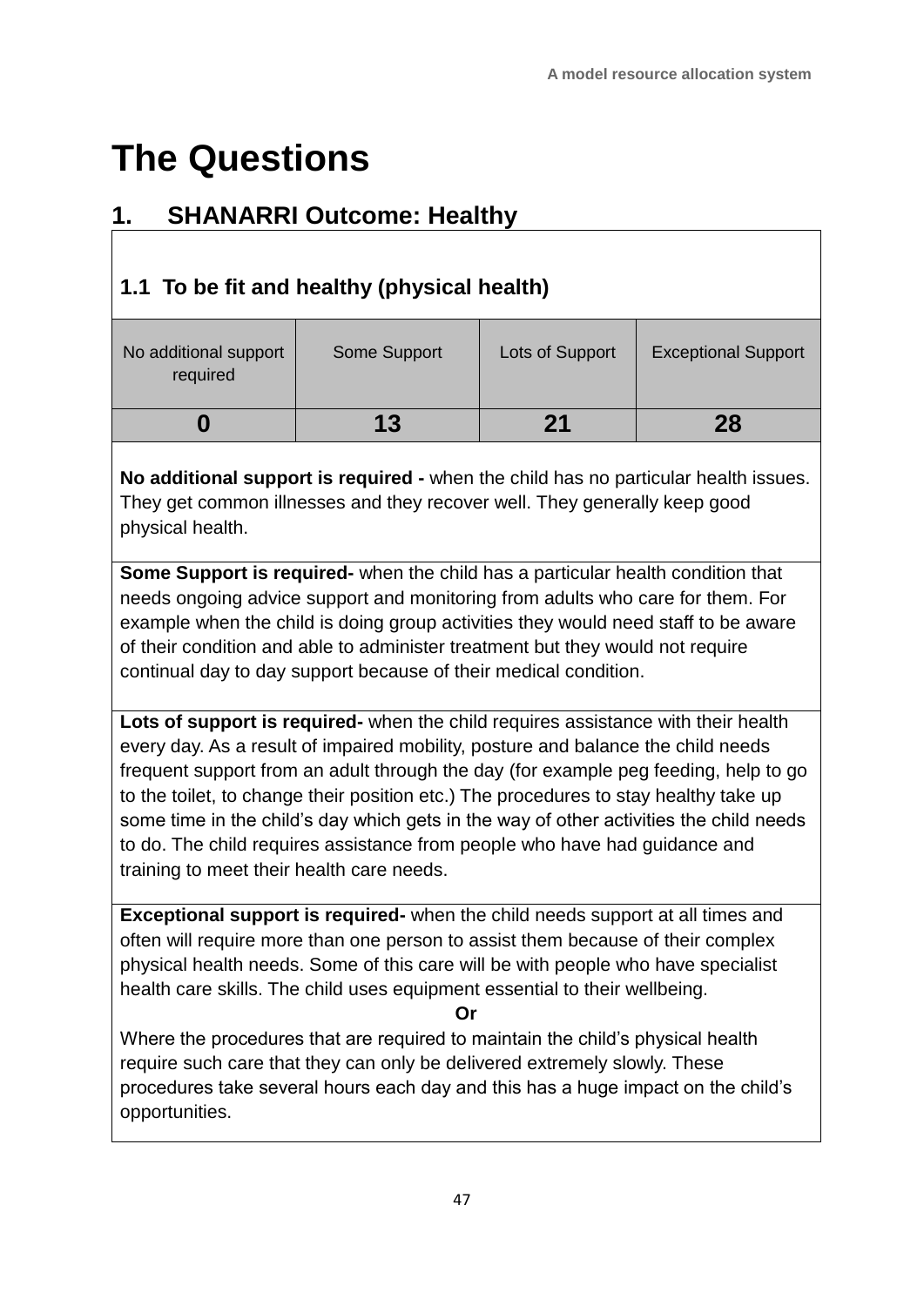# The Questions

## 1. SHANARRI Outcome: Healthy

### 1.1 To be fit and healthy (physical health)

| No additional support required | Some Support | Lots of Support | Exceptional Support |
|---|---|---|---|
| **0** | **13** | **21** | **28** |

**No additional support is required -** when the child has no particular health issues. They get common illnesses and they recover well. They generally keep good physical health.

**Some Support is required-** when the child has a particular health condition that needs ongoing advice support and monitoring from adults who care for them. For example when the child is doing group activities they would need staff to be aware of their condition and able to administer treatment but they would not require continual day to day support because of their medical condition.

**Lots of support is required-** when the child requires assistance with their health every day. As a result of impaired mobility, posture and balance the child needs frequent support from an adult through the day (for example peg feeding, help to go to the toilet, to change their position etc.) The procedures to stay healthy take up some time in the child's day which gets in the way of other activities the child needs to do. The child requires assistance from people who have had guidance and training to meet their health care needs.

**Exceptional support is required-** when the child needs support at all times and often will require more than one person to assist them because of their complex physical health needs. Some of this care will be with people who have specialist health care skills. The child uses equipment essential to their wellbeing.

**Or**

Where the procedures that are required to maintain the child's physical health require such care that they can only be delivered extremely slowly. These procedures take several hours each day and this has a huge impact on the child's opportunities.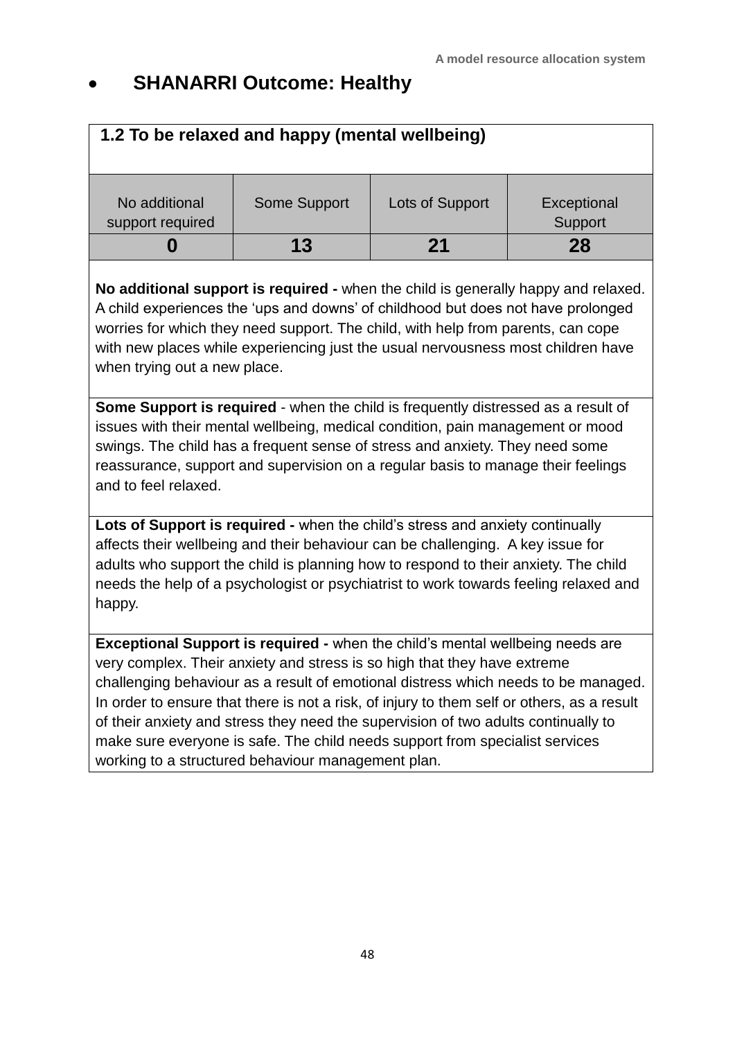- **SHANARRI Outcome: Healthy**

| **1.2 To be relaxed and happy (mental wellbeing)** | | | |
|---|---|---|---|
| No additional support required | Some Support | Lots of Support | Exceptional Support |
| **0** | **13** | **21** | **28** |

**No additional support is required -** when the child is generally happy and relaxed. A child experiences the 'ups and downs' of childhood but does not have prolonged worries for which they need support. The child, with help from parents, can cope with new places while experiencing just the usual nervousness most children have when trying out a new place.

**Some Support is required** - when the child is frequently distressed as a result of issues with their mental wellbeing, medical condition, pain management or mood swings. The child has a frequent sense of stress and anxiety. They need some reassurance, support and supervision on a regular basis to manage their feelings and to feel relaxed.

**Lots of Support is required -** when the child's stress and anxiety continually affects their wellbeing and their behaviour can be challenging. A key issue for adults who support the child is planning how to respond to their anxiety. The child needs the help of a psychologist or psychiatrist to work towards feeling relaxed and happy.

**Exceptional Support is required -** when the child's mental wellbeing needs are very complex. Their anxiety and stress is so high that they have extreme challenging behaviour as a result of emotional distress which needs to be managed. In order to ensure that there is not a risk, of injury to them self or others, as a result of their anxiety and stress they need the supervision of two adults continually to make sure everyone is safe. The child needs support from specialist services working to a structured behaviour management plan.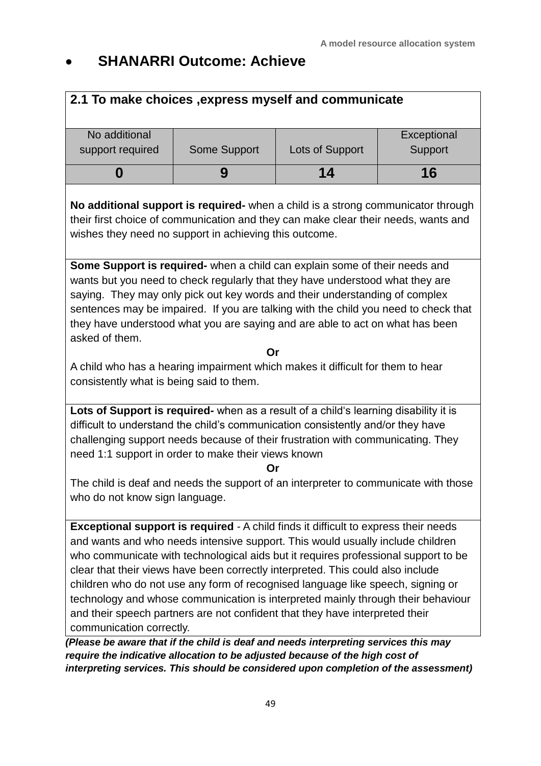- **SHANARRI Outcome: Achieve**

| 2.1 To make choices ,express myself and communicate | | | |
|---|---|---|---|
| No additional support required | Some Support | Lots of Support | Exceptional Support |
| **0** | **9** | **14** | **16** |

**No additional support is required-** when a child is a strong communicator through their first choice of communication and they can make clear their needs, wants and wishes they need no support in achieving this outcome.

**Some Support is required-** when a child can explain some of their needs and wants but you need to check regularly that they have understood what they are saying. They may only pick out key words and their understanding of complex sentences may be impaired. If you are talking with the child you need to check that they have understood what you are saying and are able to act on what has been asked of them.

**Or**

A child who has a hearing impairment which makes it difficult for them to hear consistently what is being said to them.

**Lots of Support is required-** when as a result of a child's learning disability it is difficult to understand the child's communication consistently and/or they have challenging support needs because of their frustration with communicating. They need 1:1 support in order to make their views known

**Or**

The child is deaf and needs the support of an interpreter to communicate with those who do not know sign language.

**Exceptional support is required** - A child finds it difficult to express their needs and wants and who needs intensive support. This would usually include children who communicate with technological aids but it requires professional support to be clear that their views have been correctly interpreted. This could also include children who do not use any form of recognised language like speech, signing or technology and whose communication is interpreted mainly through their behaviour and their speech partners are not confident that they have interpreted their communication correctly.

***(Please be aware that if the child is deaf and needs interpreting services this may require the indicative allocation to be adjusted because of the high cost of interpreting services. This should be considered upon completion of the assessment)***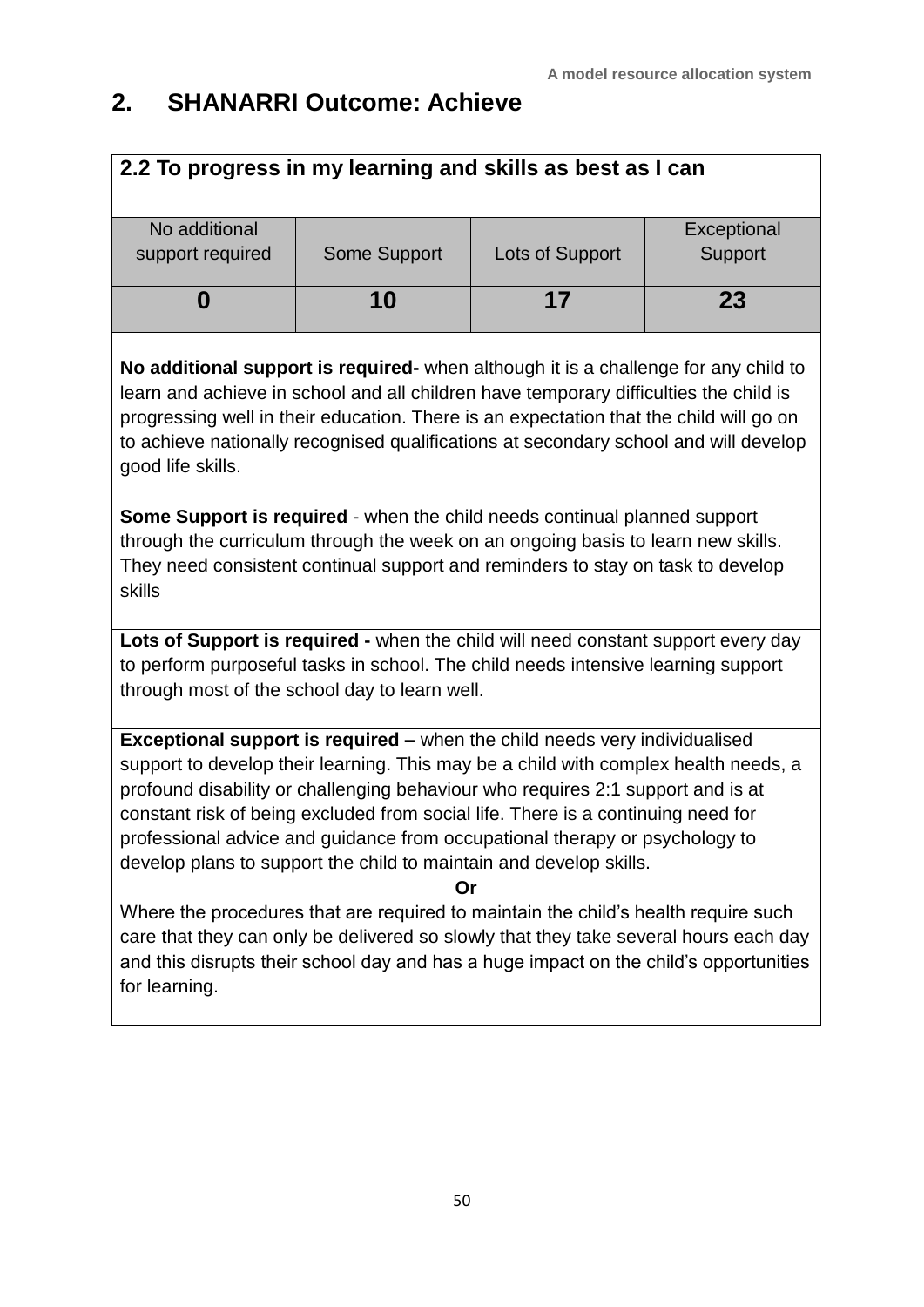## 2. SHANARRI Outcome: Achieve

| 2.2 To progress in my learning and skills as best as I can | | | |
|---|---|---|---|
| No additional support required | Some Support | Lots of Support | Exceptional Support |
| **0** | **10** | **17** | **23** |

**No additional support is required-** when although it is a challenge for any child to learn and achieve in school and all children have temporary difficulties the child is progressing well in their education. There is an expectation that the child will go on to achieve nationally recognised qualifications at secondary school and will develop good life skills.

**Some Support is required** - when the child needs continual planned support through the curriculum through the week on an ongoing basis to learn new skills. They need consistent continual support and reminders to stay on task to develop skills

**Lots of Support is required -** when the child will need constant support every day to perform purposeful tasks in school. The child needs intensive learning support through most of the school day to learn well.

**Exceptional support is required –** when the child needs very individualised support to develop their learning. This may be a child with complex health needs, a profound disability or challenging behaviour who requires 2:1 support and is at constant risk of being excluded from social life. There is a continuing need for professional advice and guidance from occupational therapy or psychology to develop plans to support the child to maintain and develop skills.

**Or**

Where the procedures that are required to maintain the child's health require such care that they can only be delivered so slowly that they take several hours each day and this disrupts their school day and has a huge impact on the child's opportunities for learning.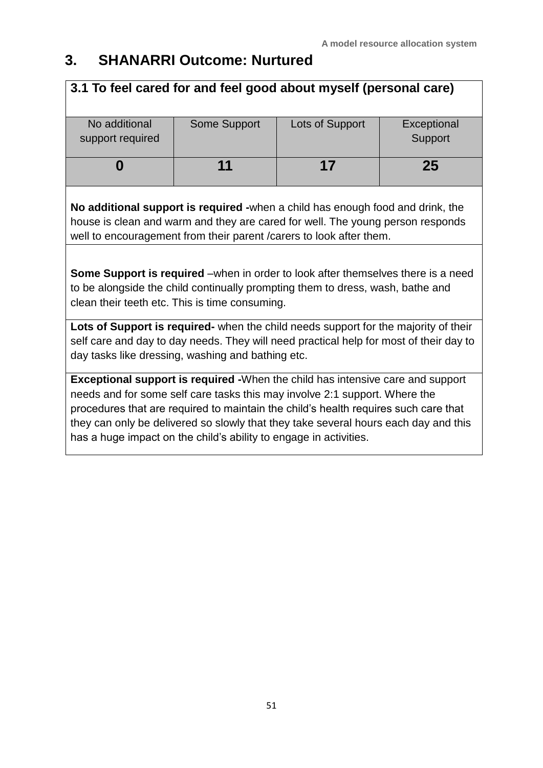## 3. SHANARRI Outcome: Nurtured

### 3.1 To feel cared for and feel good about myself (personal care)

| No additional support required | Some Support | Lots of Support | Exceptional Support |
|---|---|---|---|
| **0** | **11** | **17** | **25** |

**No additional support is required -**when a child has enough food and drink, the house is clean and warm and they are cared for well. The young person responds well to encouragement from their parent /carers to look after them.

**Some Support is required** –when in order to look after themselves there is a need to be alongside the child continually prompting them to dress, wash, bathe and clean their teeth etc. This is time consuming.

**Lots of Support is required-** when the child needs support for the majority of their self care and day to day needs. They will need practical help for most of their day to day tasks like dressing, washing and bathing etc.

**Exceptional support is required -**When the child has intensive care and support needs and for some self care tasks this may involve 2:1 support. Where the procedures that are required to maintain the child's health requires such care that they can only be delivered so slowly that they take several hours each day and this has a huge impact on the child's ability to engage in activities.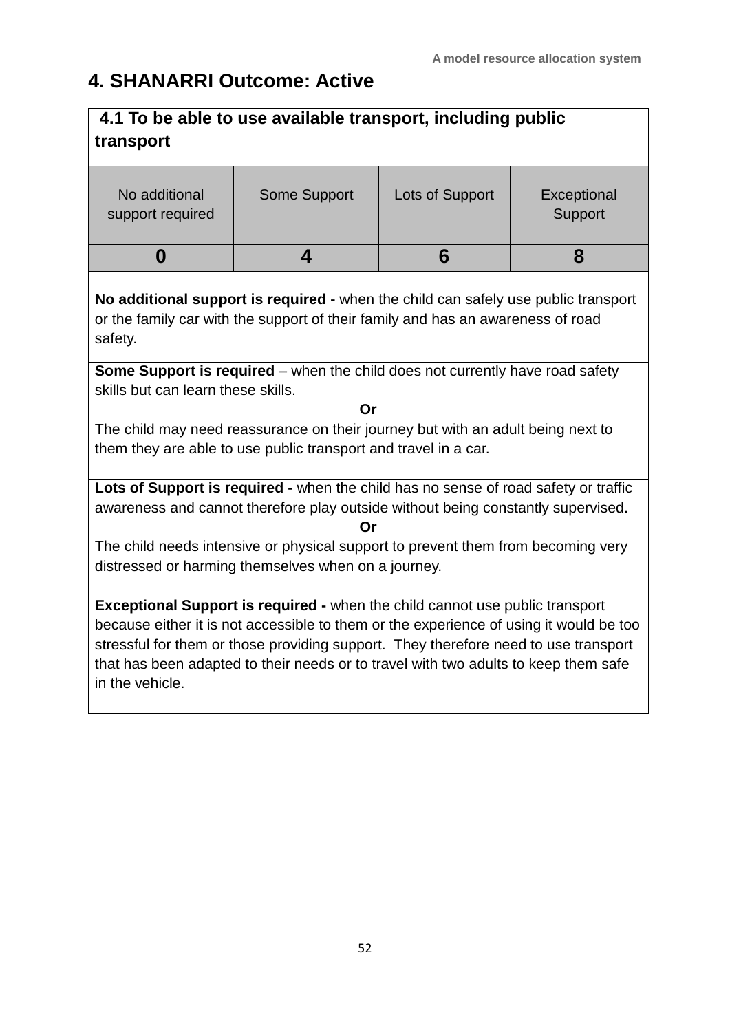## 4. SHANARRI Outcome: Active

| **4.1 To be able to use available transport, including public transport** | | | |
|---|---|---|---|
| No additional support required | Some Support | Lots of Support | Exceptional Support |
| **0** | **4** | **6** | **8** |

**No additional support is required -** when the child can safely use public transport or the family car with the support of their family and has an awareness of road safety.

**Some Support is required** – when the child does not currently have road safety skills but can learn these skills.

**Or**

The child may need reassurance on their journey but with an adult being next to them they are able to use public transport and travel in a car.

**Lots of Support is required -** when the child has no sense of road safety or traffic awareness and cannot therefore play outside without being constantly supervised.

**Or**

The child needs intensive or physical support to prevent them from becoming very distressed or harming themselves when on a journey.

**Exceptional Support is required -** when the child cannot use public transport because either it is not accessible to them or the experience of using it would be too stressful for them or those providing support. They therefore need to use transport that has been adapted to their needs or to travel with two adults to keep them safe in the vehicle.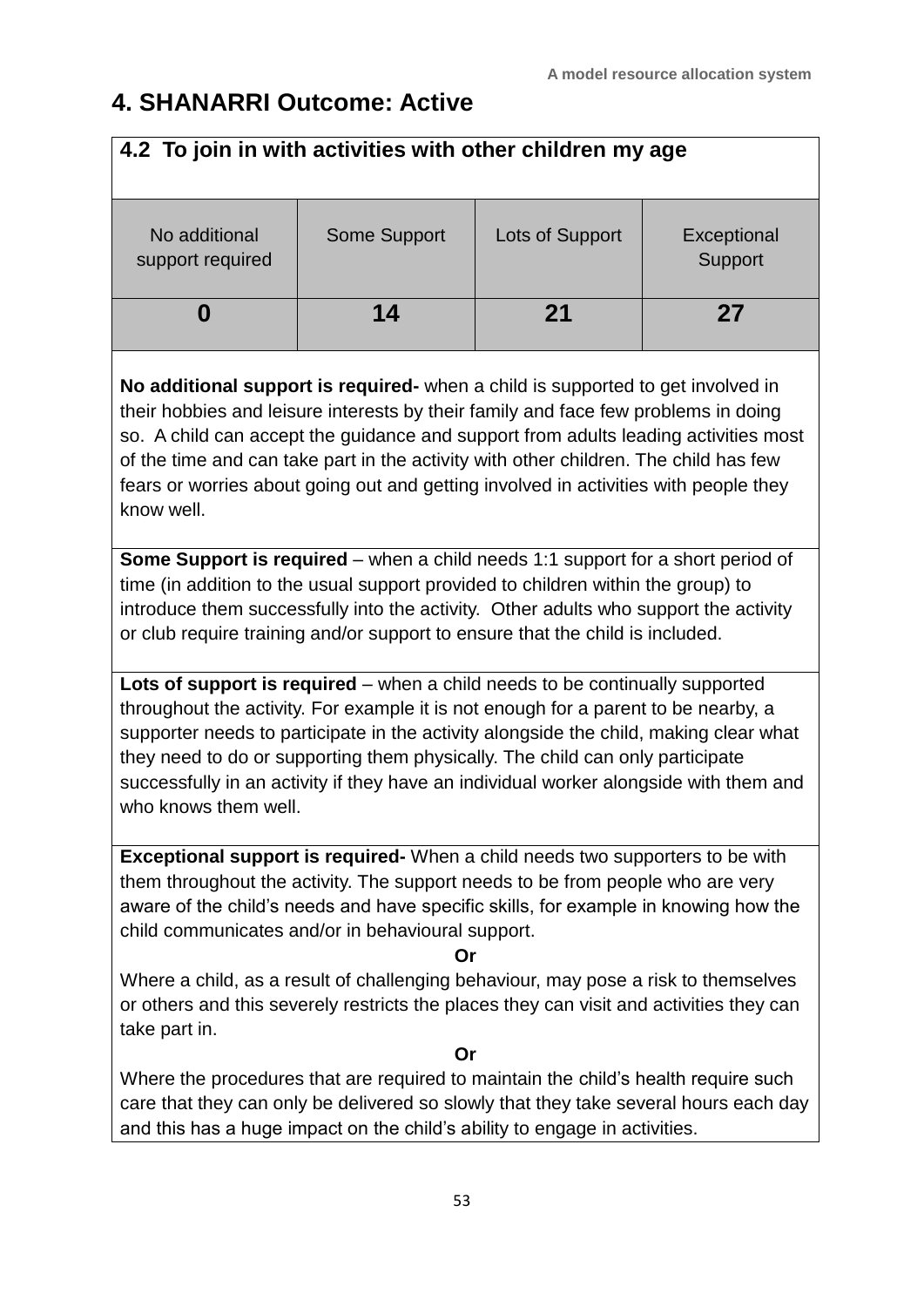## 4. SHANARRI Outcome: Active

### 4.2 To join in with activities with other children my age

| No additional support required | Some Support | Lots of Support | Exceptional Support |
|---|---|---|---|
| **0** | **14** | **21** | **27** |

**No additional support is required-** when a child is supported to get involved in their hobbies and leisure interests by their family and face few problems in doing so. A child can accept the guidance and support from adults leading activities most of the time and can take part in the activity with other children. The child has few fears or worries about going out and getting involved in activities with people they know well.

**Some Support is required** – when a child needs 1:1 support for a short period of time (in addition to the usual support provided to children within the group) to introduce them successfully into the activity. Other adults who support the activity or club require training and/or support to ensure that the child is included.

**Lots of support is required** – when a child needs to be continually supported throughout the activity. For example it is not enough for a parent to be nearby, a supporter needs to participate in the activity alongside the child, making clear what they need to do or supporting them physically. The child can only participate successfully in an activity if they have an individual worker alongside with them and who knows them well.

**Exceptional support is required-** When a child needs two supporters to be with them throughout the activity. The support needs to be from people who are very aware of the child's needs and have specific skills, for example in knowing how the child communicates and/or in behavioural support.

**Or**

Where a child, as a result of challenging behaviour, may pose a risk to themselves or others and this severely restricts the places they can visit and activities they can take part in.

**Or**

Where the procedures that are required to maintain the child's health require such care that they can only be delivered so slowly that they take several hours each day and this has a huge impact on the child's ability to engage in activities.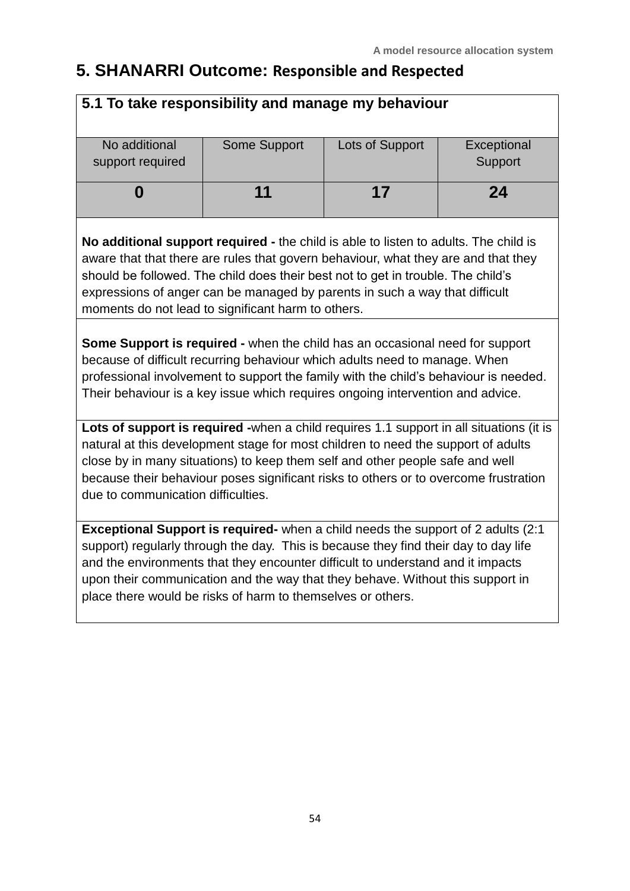## 5. SHANARRI Outcome: Responsible and Respected

| 5.1 To take responsibility and manage my behaviour | | | |
|---|---|---|---|
| No additional support required | Some Support | Lots of Support | Exceptional Support |
| **0** | **11** | **17** | **24** |

**No additional support required -** the child is able to listen to adults. The child is aware that that there are rules that govern behaviour, what they are and that they should be followed. The child does their best not to get in trouble. The child's expressions of anger can be managed by parents in such a way that difficult moments do not lead to significant harm to others.

**Some Support is required -** when the child has an occasional need for support because of difficult recurring behaviour which adults need to manage. When professional involvement to support the family with the child's behaviour is needed. Their behaviour is a key issue which requires ongoing intervention and advice.

**Lots of support is required -**when a child requires 1.1 support in all situations (it is natural at this development stage for most children to need the support of adults close by in many situations) to keep them self and other people safe and well because their behaviour poses significant risks to others or to overcome frustration due to communication difficulties.

**Exceptional Support is required-** when a child needs the support of 2 adults (2:1 support) regularly through the day. This is because they find their day to day life and the environments that they encounter difficult to understand and it impacts upon their communication and the way that they behave. Without this support in place there would be risks of harm to themselves or others.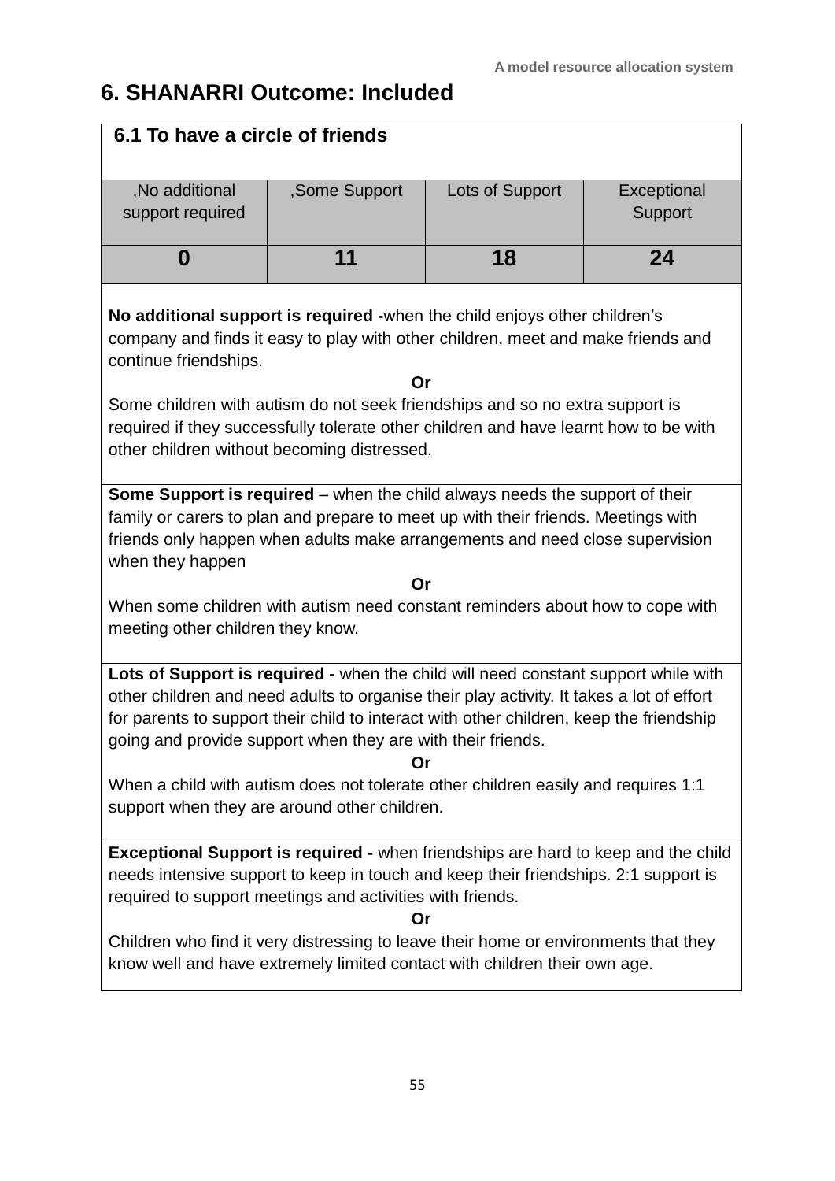# 6. SHANARRI Outcome: Included

| 6.1 To have a circle of friends | | | |
|---|---|---|---|
| ,No additional support required | ,Some Support | Lots of Support | Exceptional Support |
| **0** | **11** | **18** | **24** |

**No additional support is required -**when the child enjoys other children's company and finds it easy to play with other children, meet and make friends and continue friendships.

**Or**

Some children with autism do not seek friendships and so no extra support is required if they successfully tolerate other children and have learnt how to be with other children without becoming distressed.

**Some Support is required** – when the child always needs the support of their family or carers to plan and prepare to meet up with their friends. Meetings with friends only happen when adults make arrangements and need close supervision when they happen

**Or**

When some children with autism need constant reminders about how to cope with meeting other children they know.

**Lots of Support is required -** when the child will need constant support while with other children and need adults to organise their play activity. It takes a lot of effort for parents to support their child to interact with other children, keep the friendship going and provide support when they are with their friends.

**Or**

When a child with autism does not tolerate other children easily and requires 1:1 support when they are around other children.

**Exceptional Support is required -** when friendships are hard to keep and the child needs intensive support to keep in touch and keep their friendships. 2:1 support is required to support meetings and activities with friends.

**Or**

Children who find it very distressing to leave their home or environments that they know well and have extremely limited contact with children their own age.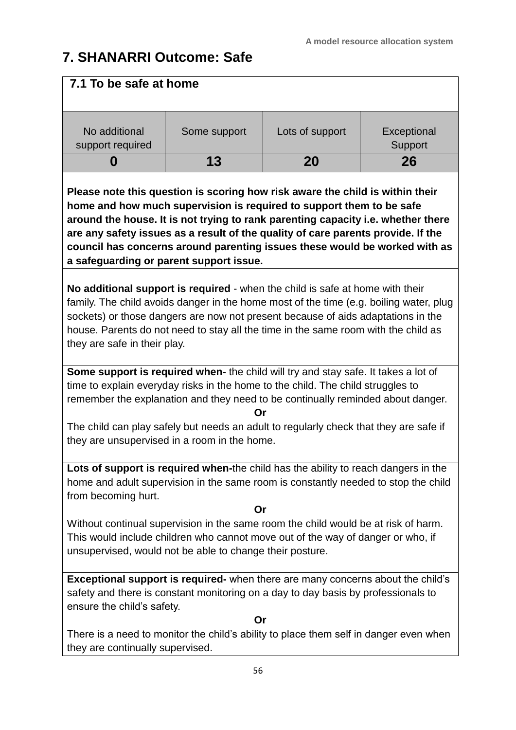# 7. SHANARRI Outcome: Safe

**7.1 To be safe at home**

| No additional support required | Some support | Lots of support | Exceptional Support |
|---|---|---|---|
| **0** | **13** | **20** | **26** |

**Please note this question is scoring how risk aware the child is within their home and how much supervision is required to support them to be safe around the house. It is not trying to rank parenting capacity i.e. whether there are any safety issues as a result of the quality of care parents provide. If the council has concerns around parenting issues these would be worked with as a safeguarding or parent support issue.**

**No additional support is required** - when the child is safe at home with their family. The child avoids danger in the home most of the time (e.g. boiling water, plug sockets) or those dangers are now not present because of aids adaptations in the house. Parents do not need to stay all the time in the same room with the child as they are safe in their play.

**Some support is required when-** the child will try and stay safe. It takes a lot of time to explain everyday risks in the home to the child. The child struggles to remember the explanation and they need to be continually reminded about danger.

**Or**

The child can play safely but needs an adult to regularly check that they are safe if they are unsupervised in a room in the home.

**Lots of support is required when-**the child has the ability to reach dangers in the home and adult supervision in the same room is constantly needed to stop the child from becoming hurt.

**Or**

Without continual supervision in the same room the child would be at risk of harm. This would include children who cannot move out of the way of danger or who, if unsupervised, would not be able to change their posture.

**Exceptional support is required-** when there are many concerns about the child's safety and there is constant monitoring on a day to day basis by professionals to ensure the child's safety.

**Or**

There is a need to monitor the child's ability to place them self in danger even when they are continually supervised.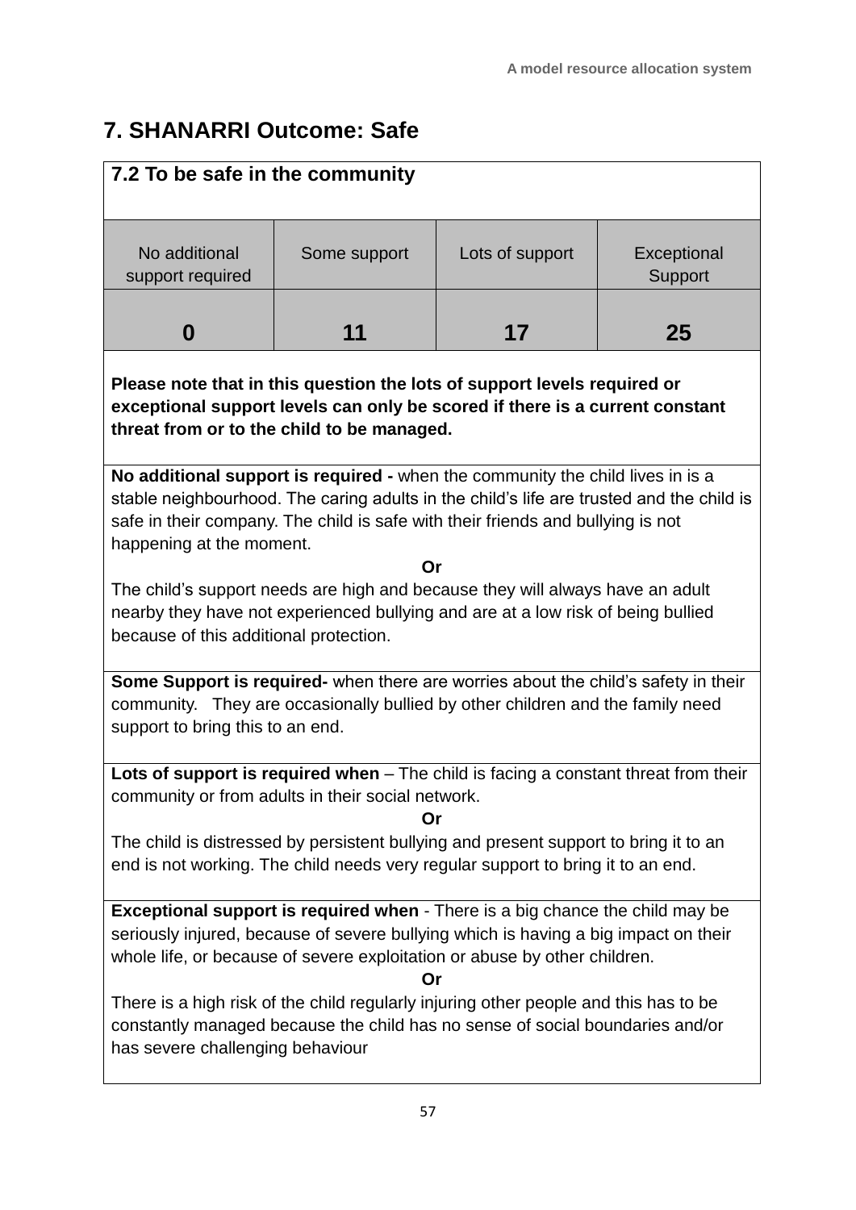## 7. SHANARRI Outcome: Safe

| 7.2 To be safe in the community | | | |
|---|---|---|---|
| No additional support required | Some support | Lots of support | Exceptional Support |
| **0** | **11** | **17** | **25** |

**Please note that in this question the lots of support levels required or exceptional support levels can only be scored if there is a current constant threat from or to the child to be managed.**

**No additional support is required -** when the community the child lives in is a stable neighbourhood. The caring adults in the child's life are trusted and the child is safe in their company. The child is safe with their friends and bullying is not happening at the moment.

**Or**

The child's support needs are high and because they will always have an adult nearby they have not experienced bullying and are at a low risk of being bullied because of this additional protection.

**Some Support is required-** when there are worries about the child's safety in their community. They are occasionally bullied by other children and the family need support to bring this to an end.

**Lots of support is required when** – The child is facing a constant threat from their community or from adults in their social network.

**Or**

The child is distressed by persistent bullying and present support to bring it to an end is not working. The child needs very regular support to bring it to an end.

**Exceptional support is required when** - There is a big chance the child may be seriously injured, because of severe bullying which is having a big impact on their whole life, or because of severe exploitation or abuse by other children.

**Or**

There is a high risk of the child regularly injuring other people and this has to be constantly managed because the child has no sense of social boundaries and/or has severe challenging behaviour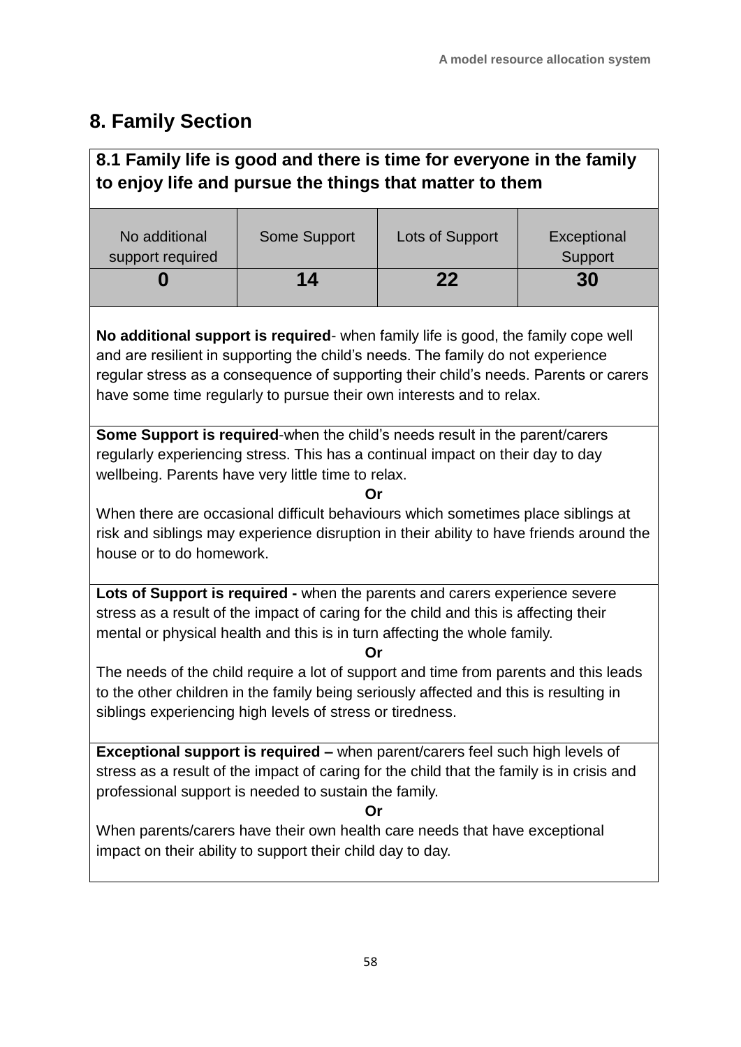## 8. Family Section

### 8.1 Family life is good and there is time for everyone in the family to enjoy life and pursue the things that matter to them

| No additional support required | Some Support | Lots of Support | Exceptional Support |
|---|---|---|---|
| **0** | **14** | **22** | **30** |

**No additional support is required**- when family life is good, the family cope well and are resilient in supporting the child's needs. The family do not experience regular stress as a consequence of supporting their child's needs. Parents or carers have some time regularly to pursue their own interests and to relax.

**Some Support is required**-when the child's needs result in the parent/carers regularly experiencing stress. This has a continual impact on their day to day wellbeing. Parents have very little time to relax.

**Or**

When there are occasional difficult behaviours which sometimes place siblings at risk and siblings may experience disruption in their ability to have friends around the house or to do homework.

**Lots of Support is required -** when the parents and carers experience severe stress as a result of the impact of caring for the child and this is affecting their mental or physical health and this is in turn affecting the whole family.

**Or**

The needs of the child require a lot of support and time from parents and this leads to the other children in the family being seriously affected and this is resulting in siblings experiencing high levels of stress or tiredness.

**Exceptional support is required –** when parent/carers feel such high levels of stress as a result of the impact of caring for the child that the family is in crisis and professional support is needed to sustain the family.

**Or**

When parents/carers have their own health care needs that have exceptional impact on their ability to support their child day to day.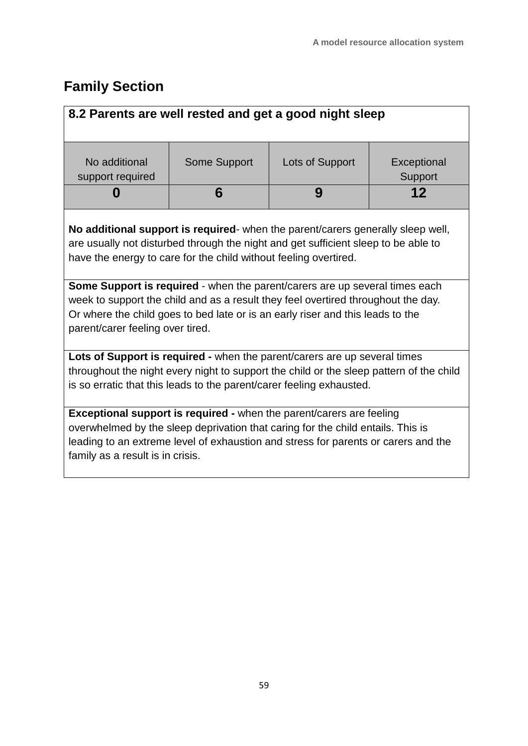## Family Section

| 8.2 Parents are well rested and get a good night sleep | | | |
|---|---|---|---|
| No additional support required | Some Support | Lots of Support | Exceptional Support |
| **0** | **6** | **9** | **12** |

**No additional support is required**- when the parent/carers generally sleep well, are usually not disturbed through the night and get sufficient sleep to be able to have the energy to care for the child without feeling overtired.

**Some Support is required** - when the parent/carers are up several times each week to support the child and as a result they feel overtired throughout the day. Or where the child goes to bed late or is an early riser and this leads to the parent/carer feeling over tired.

**Lots of Support is required -** when the parent/carers are up several times throughout the night every night to support the child or the sleep pattern of the child is so erratic that this leads to the parent/carer feeling exhausted.

**Exceptional support is required -** when the parent/carers are feeling overwhelmed by the sleep deprivation that caring for the child entails. This is leading to an extreme level of exhaustion and stress for parents or carers and the family as a result is in crisis.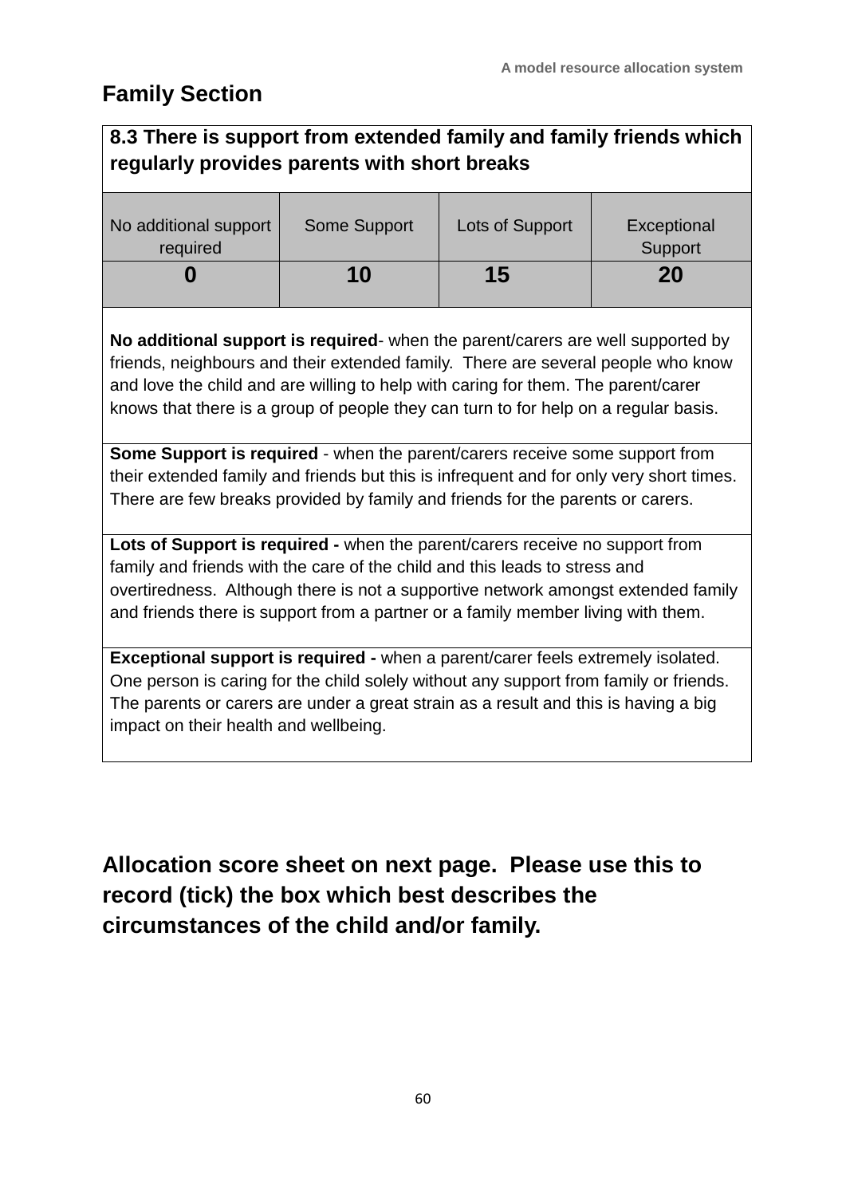## Family Section

| 8.3 There is support from extended family and family friends which regularly provides parents with short breaks | | | |
|---|---|---|---|
| No additional support required | Some Support | Lots of Support | Exceptional Support |
| **0** | **10** | **15** | **20** |

**No additional support is required**- when the parent/carers are well supported by friends, neighbours and their extended family. There are several people who know and love the child and are willing to help with caring for them. The parent/carer knows that there is a group of people they can turn to for help on a regular basis.

**Some Support is required** - when the parent/carers receive some support from their extended family and friends but this is infrequent and for only very short times. There are few breaks provided by family and friends for the parents or carers.

**Lots of Support is required -** when the parent/carers receive no support from family and friends with the care of the child and this leads to stress and overtiredness. Although there is not a supportive network amongst extended family and friends there is support from a partner or a family member living with them.

**Exceptional support is required -** when a parent/carer feels extremely isolated. One person is caring for the child solely without any support from family or friends. The parents or carers are under a great strain as a result and this is having a big impact on their health and wellbeing.

**Allocation score sheet on next page. Please use this to record (tick) the box which best describes the circumstances of the child and/or family.**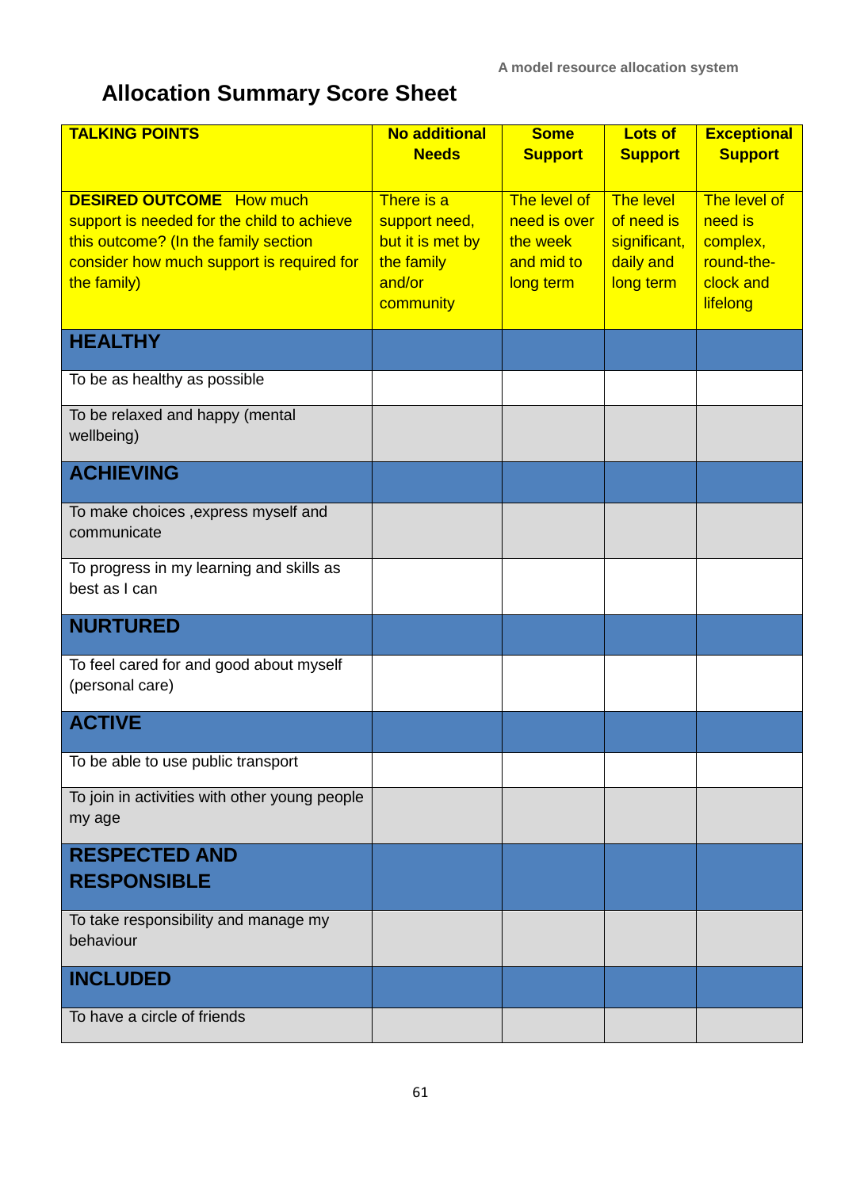## Allocation Summary Score Sheet

| **TALKING POINTS** | **No additional Needs** | **Some Support** | **Lots of Support** | **Exceptional Support** |
|---|---|---|---|---|
| **DESIRED OUTCOME** How much support is needed for the child to achieve this outcome? (In the family section consider how much support is required for the family) | There is a support need, but it is met by the family and/or community | The level of need is over the week and mid to long term | The level of need is significant, daily and long term | The level of need is complex, round-the-clock and lifelong |
| **HEALTHY** | | | | |
| To be as healthy as possible | | | | |
| To be relaxed and happy (mental wellbeing) | | | | |
| **ACHIEVING** | | | | |
| To make choices ,express myself and communicate | | | | |
| To progress in my learning and skills as best as I can | | | | |
| **NURTURED** | | | | |
| To feel cared for and good about myself (personal care) | | | | |
| **ACTIVE** | | | | |
| To be able to use public transport | | | | |
| To join in activities with other young people my age | | | | |
| **RESPECTED AND RESPONSIBLE** | | | | |
| To take responsibility and manage my behaviour | | | | |
| **INCLUDED** | | | | |
| To have a circle of friends | | | | |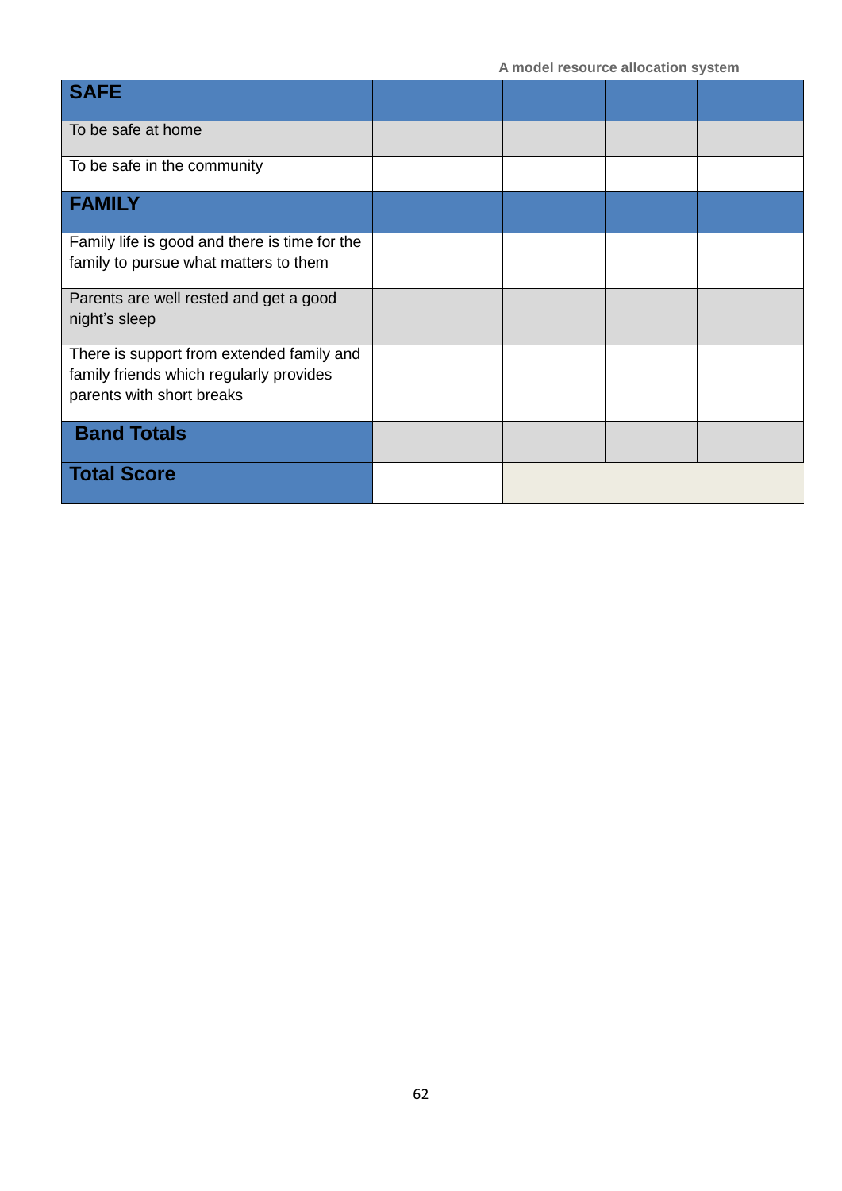| SAFE | | | | |
|---|---|---|---|---|
| To be safe at home | | | | |
| To be safe in the community | | | | |
| **FAMILY** | | | | |
| Family life is good and there is time for the family to pursue what matters to them | | | | |
| Parents are well rested and get a good night's sleep | | | | |
| There is support from extended family and family friends which regularly provides parents with short breaks | | | | |
| **Band Totals** | | | | |
| **Total Score** | | | | |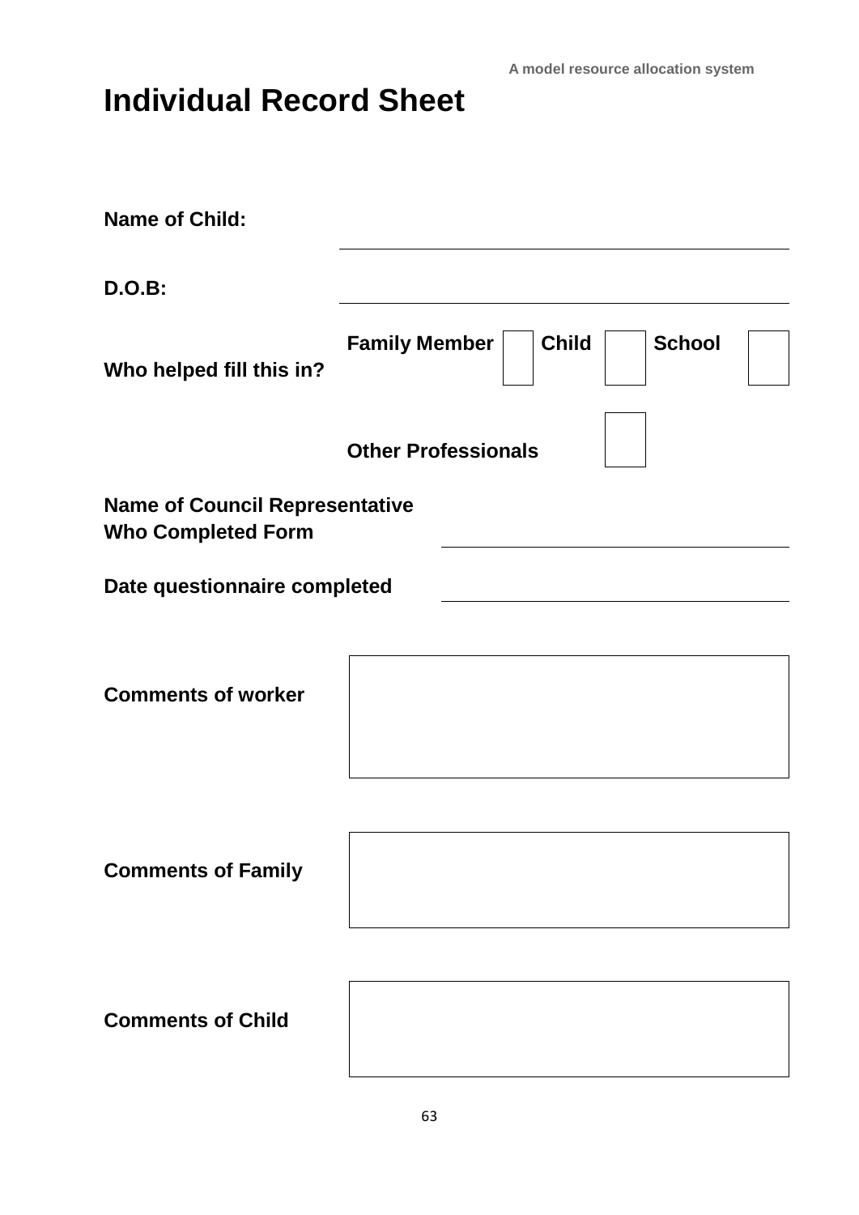# Individual Record Sheet

**Name of Child:** \_\_\_\_\_\_\_\_\_\_\_\_\_\_\_\_\_\_\_\_\_\_\_\_\_\_\_\_\_\_\_\_

**D.O.B:** \_\_\_\_\_\_\_\_\_\_\_\_\_\_\_\_\_\_\_\_\_\_\_\_\_\_\_\_\_\_\_\_

**Who helped fill this in?** **Family Member** ☐ **Child** ☐ **School** ☐

**Other Professionals** ☐

**Name of Council Representative Who Completed Form** \_\_\_\_\_\_\_\_\_\_\_\_\_\_\_\_\_\_\_\_\_\_\_\_\_\_\_\_\_\_\_\_

**Date questionnaire completed** \_\_\_\_\_\_\_\_\_\_\_\_\_\_\_\_\_\_\_\_\_\_\_\_\_\_\_\_\_\_\_\_

**Comments of worker**

| |
|---|
| |

**Comments of Family**

| |
|---|
| |

**Comments of Child**

| |
|---|
| |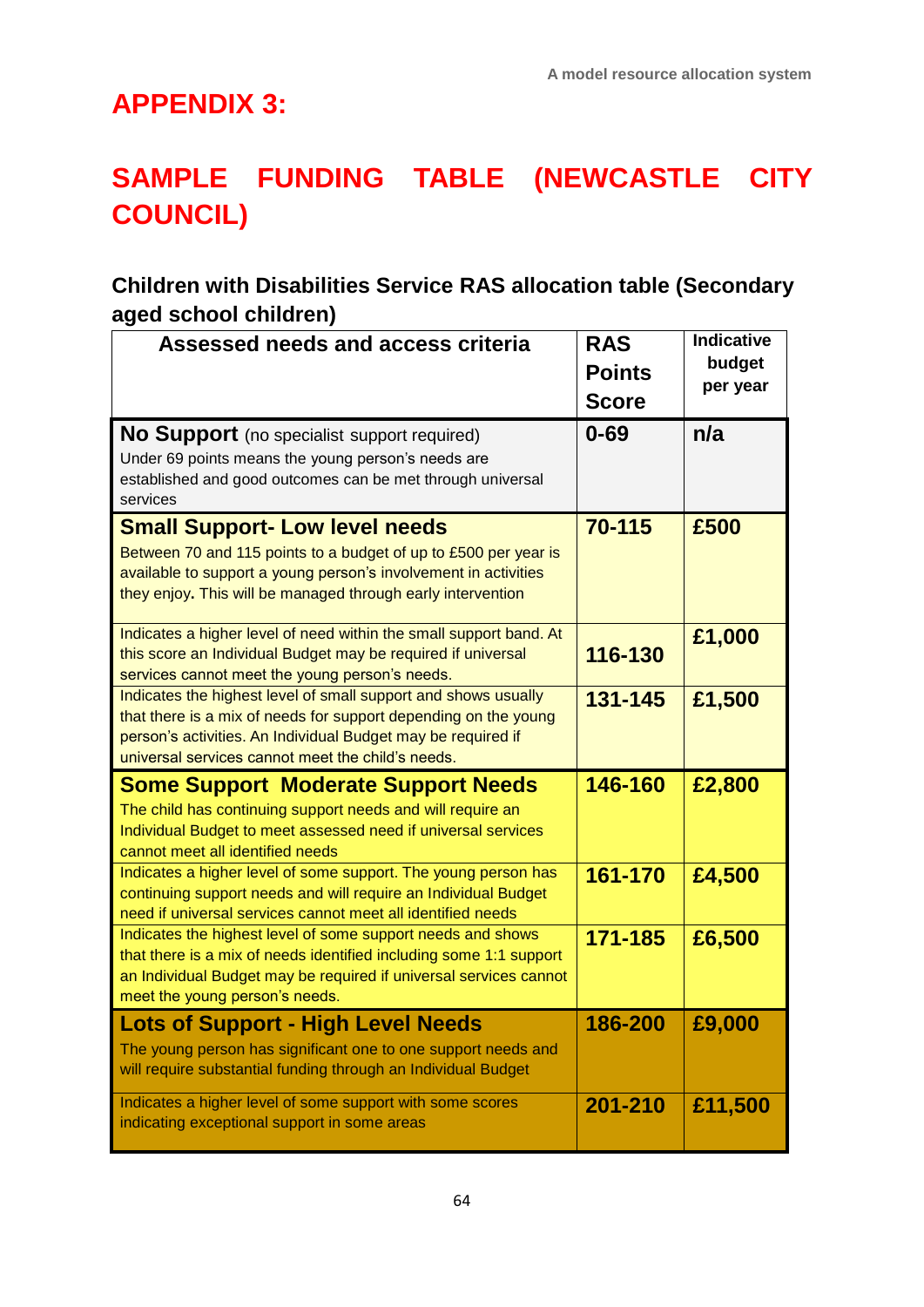# APPENDIX 3:

# SAMPLE FUNDING TABLE (NEWCASTLE CITY COUNCIL)

### Children with Disabilities Service RAS allocation table (Secondary aged school children)

| Assessed needs and access criteria | RAS Points Score | Indicative budget per year |
|---|---|---|
| **No Support** (no specialist support required) Under 69 points means the young person's needs are established and good outcomes can be met through universal services | **0-69** | **n/a** |
| **Small Support- Low level needs** Between 70 and 115 points to a budget of up to £500 per year is available to support a young person's involvement in activities they enjoy**.** This will be managed through early intervention | **70-115** | **£500** |
| Indicates a higher level of need within the small support band. At this score an Individual Budget may be required if universal services cannot meet the young person's needs. | **116-130** | **£1,000** |
| Indicates the highest level of small support and shows usually that there is a mix of needs for support depending on the young person's activities. An Individual Budget may be required if universal services cannot meet the child's needs. | **131-145** | **£1,500** |
| **Some Support Moderate Support Needs** The child has continuing support needs and will require an Individual Budget to meet assessed need if universal services cannot meet all identified needs | **146-160** | **£2,800** |
| Indicates a higher level of some support. The young person has continuing support needs and will require an Individual Budget need if universal services cannot meet all identified needs | **161-170** | **£4,500** |
| Indicates the highest level of some support needs and shows that there is a mix of needs identified including some 1:1 support an Individual Budget may be required if universal services cannot meet the young person's needs. | **171-185** | **£6,500** |
| **Lots of Support - High Level Needs** The young person has significant one to one support needs and will require substantial funding through an Individual Budget | **186-200** | **£9,000** |
| Indicates a higher level of some support with some scores indicating exceptional support in some areas | **201-210** | **£11,500** |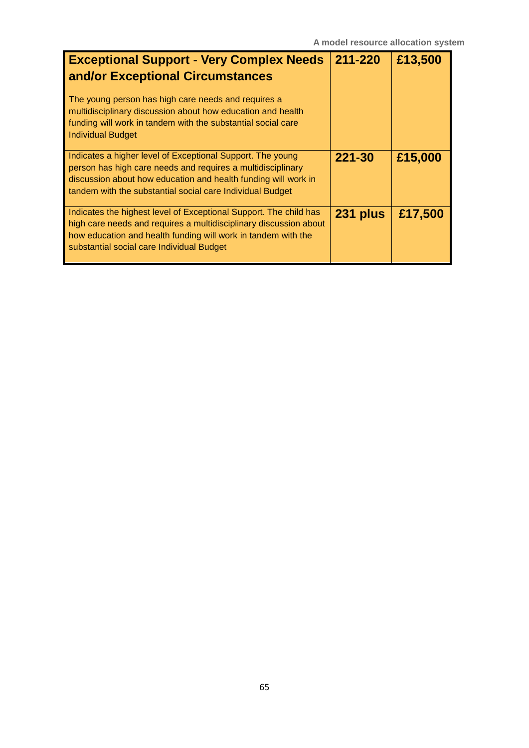| **Exceptional Support - Very Complex Needs and/or Exceptional Circumstances**<br><br>The young person has high care needs and requires a multidisciplinary discussion about how education and health funding will work in tandem with the substantial social care Individual Budget | **211-220** | **£13,500** |
|---|---|---|
| Indicates a higher level of Exceptional Support. The young person has high care needs and requires a multidisciplinary discussion about how education and health funding will work in tandem with the substantial social care Individual Budget | **221-30** | **£15,000** |
| Indicates the highest level of Exceptional Support. The child has high care needs and requires a multidisciplinary discussion about how education and health funding will work in tandem with the substantial social care Individual Budget | **231 plus** | **£17,500** |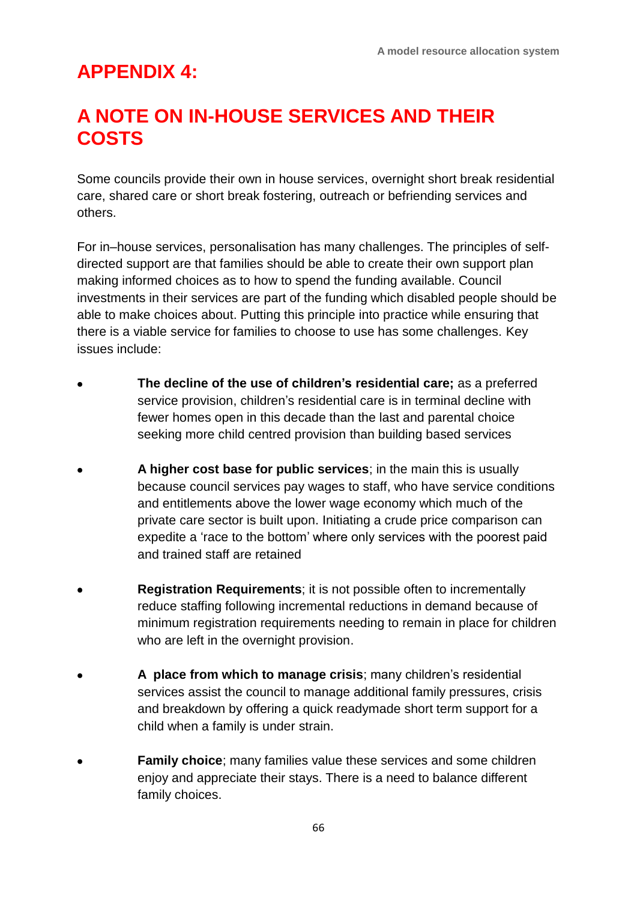# APPENDIX 4:

# A NOTE ON IN-HOUSE SERVICES AND THEIR COSTS

Some councils provide their own in house services, overnight short break residential care, shared care or short break fostering, outreach or befriending services and others.

For in–house services, personalisation has many challenges. The principles of self-directed support are that families should be able to create their own support plan making informed choices as to how to spend the funding available. Council investments in their services are part of the funding which disabled people should be able to make choices about. Putting this principle into practice while ensuring that there is a viable service for families to choose to use has some challenges. Key issues include:

- **The decline of the use of children's residential care;** as a preferred service provision, children's residential care is in terminal decline with fewer homes open in this decade than the last and parental choice seeking more child centred provision than building based services

- **A higher cost base for public services**; in the main this is usually because council services pay wages to staff, who have service conditions and entitlements above the lower wage economy which much of the private care sector is built upon. Initiating a crude price comparison can expedite a 'race to the bottom' where only services with the poorest paid and trained staff are retained

- **Registration Requirements**; it is not possible often to incrementally reduce staffing following incremental reductions in demand because of minimum registration requirements needing to remain in place for children who are left in the overnight provision.

- **A place from which to manage crisis**; many children's residential services assist the council to manage additional family pressures, crisis and breakdown by offering a quick readymade short term support for a child when a family is under strain.

- **Family choice**; many families value these services and some children enjoy and appreciate their stays. There is a need to balance different family choices.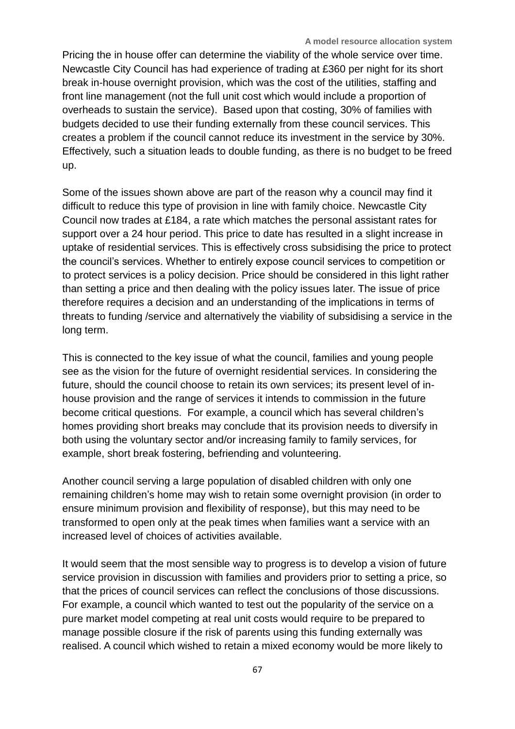Pricing the in house offer can determine the viability of the whole service over time. Newcastle City Council has had experience of trading at £360 per night for its short break in-house overnight provision, which was the cost of the utilities, staffing and front line management (not the full unit cost which would include a proportion of overheads to sustain the service). Based upon that costing, 30% of families with budgets decided to use their funding externally from these council services. This creates a problem if the council cannot reduce its investment in the service by 30%. Effectively, such a situation leads to double funding, as there is no budget to be freed up.

Some of the issues shown above are part of the reason why a council may find it difficult to reduce this type of provision in line with family choice. Newcastle City Council now trades at £184, a rate which matches the personal assistant rates for support over a 24 hour period. This price to date has resulted in a slight increase in uptake of residential services. This is effectively cross subsidising the price to protect the council's services. Whether to entirely expose council services to competition or to protect services is a policy decision. Price should be considered in this light rather than setting a price and then dealing with the policy issues later. The issue of price therefore requires a decision and an understanding of the implications in terms of threats to funding /service and alternatively the viability of subsidising a service in the long term.

This is connected to the key issue of what the council, families and young people see as the vision for the future of overnight residential services. In considering the future, should the council choose to retain its own services; its present level of in-house provision and the range of services it intends to commission in the future become critical questions. For example, a council which has several children's homes providing short breaks may conclude that its provision needs to diversify in both using the voluntary sector and/or increasing family to family services, for example, short break fostering, befriending and volunteering.

Another council serving a large population of disabled children with only one remaining children's home may wish to retain some overnight provision (in order to ensure minimum provision and flexibility of response), but this may need to be transformed to open only at the peak times when families want a service with an increased level of choices of activities available.

It would seem that the most sensible way to progress is to develop a vision of future service provision in discussion with families and providers prior to setting a price, so that the prices of council services can reflect the conclusions of those discussions. For example, a council which wanted to test out the popularity of the service on a pure market model competing at real unit costs would require to be prepared to manage possible closure if the risk of parents using this funding externally was realised. A council which wished to retain a mixed economy would be more likely to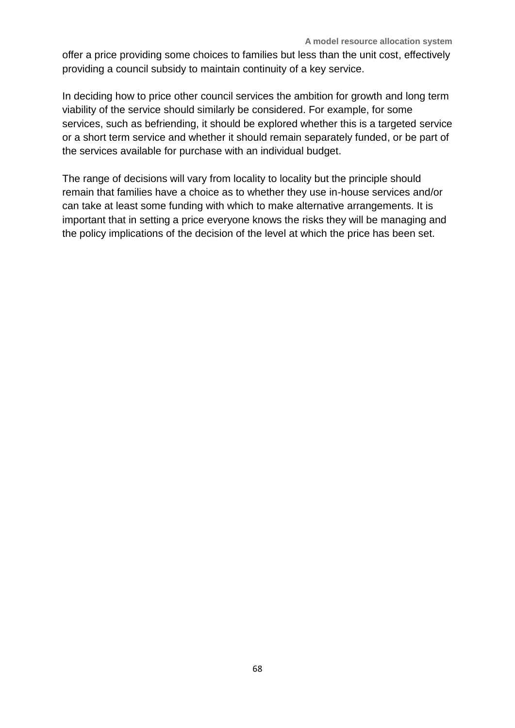offer a price providing some choices to families but less than the unit cost, effectively providing a council subsidy to maintain continuity of a key service.

In deciding how to price other council services the ambition for growth and long term viability of the service should similarly be considered. For example, for some services, such as befriending, it should be explored whether this is a targeted service or a short term service and whether it should remain separately funded, or be part of the services available for purchase with an individual budget.

The range of decisions will vary from locality to locality but the principle should remain that families have a choice as to whether they use in-house services and/or can take at least some funding with which to make alternative arrangements. It is important that in setting a price everyone knows the risks they will be managing and the policy implications of the decision of the level at which the price has been set.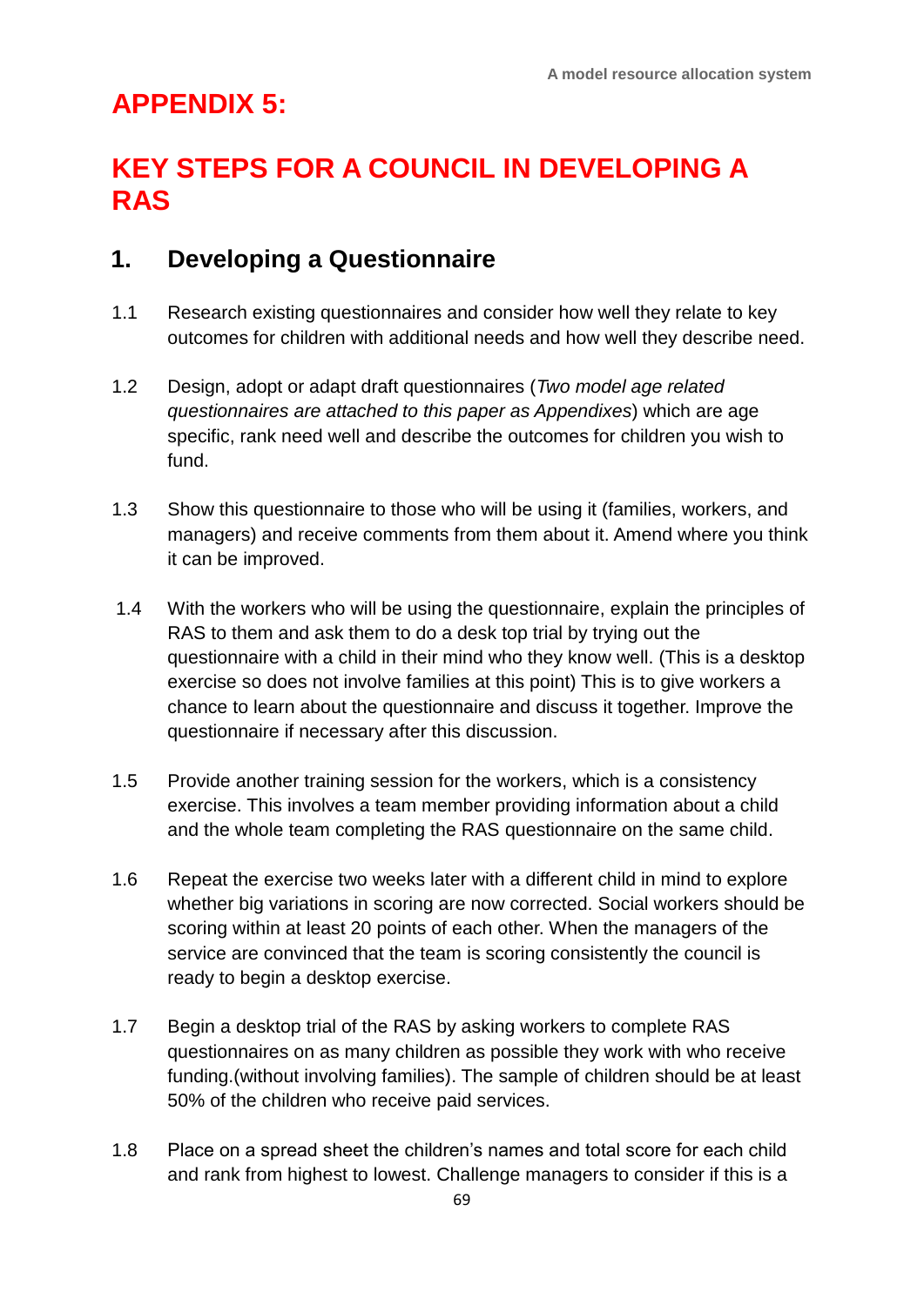# APPENDIX 5:

# KEY STEPS FOR A COUNCIL IN DEVELOPING A RAS

## 1. Developing a Questionnaire

1.1 Research existing questionnaires and consider how well they relate to key outcomes for children with additional needs and how well they describe need.

1.2 Design, adopt or adapt draft questionnaires (*Two model age related questionnaires are attached to this paper as Appendixes*) which are age specific, rank need well and describe the outcomes for children you wish to fund.

1.3 Show this questionnaire to those who will be using it (families, workers, and managers) and receive comments from them about it. Amend where you think it can be improved.

1.4 With the workers who will be using the questionnaire, explain the principles of RAS to them and ask them to do a desk top trial by trying out the questionnaire with a child in their mind who they know well. (This is a desktop exercise so does not involve families at this point) This is to give workers a chance to learn about the questionnaire and discuss it together. Improve the questionnaire if necessary after this discussion.

1.5 Provide another training session for the workers, which is a consistency exercise. This involves a team member providing information about a child and the whole team completing the RAS questionnaire on the same child.

1.6 Repeat the exercise two weeks later with a different child in mind to explore whether big variations in scoring are now corrected. Social workers should be scoring within at least 20 points of each other. When the managers of the service are convinced that the team is scoring consistently the council is ready to begin a desktop exercise.

1.7 Begin a desktop trial of the RAS by asking workers to complete RAS questionnaires on as many children as possible they work with who receive funding.(without involving families). The sample of children should be at least 50% of the children who receive paid services.

1.8 Place on a spread sheet the children's names and total score for each child and rank from highest to lowest. Challenge managers to consider if this is a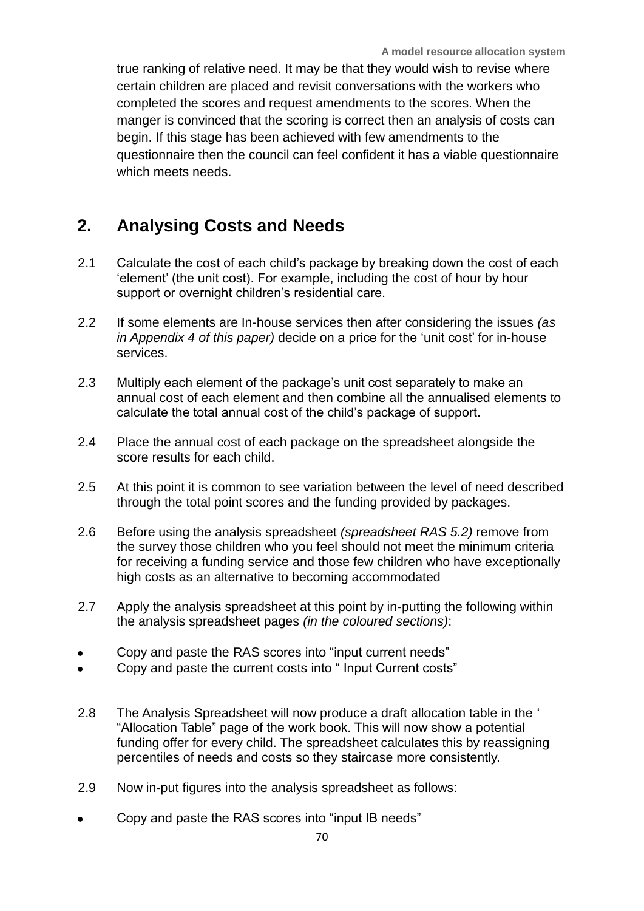true ranking of relative need. It may be that they would wish to revise where certain children are placed and revisit conversations with the workers who completed the scores and request amendments to the scores. When the manger is convinced that the scoring is correct then an analysis of costs can begin. If this stage has been achieved with few amendments to the questionnaire then the council can feel confident it has a viable questionnaire which meets needs.

## 2. Analysing Costs and Needs

2.1 Calculate the cost of each child's package by breaking down the cost of each 'element' (the unit cost). For example, including the cost of hour by hour support or overnight children's residential care.

2.2 If some elements are In-house services then after considering the issues *(as in Appendix 4 of this paper)* decide on a price for the 'unit cost' for in-house services.

2.3 Multiply each element of the package's unit cost separately to make an annual cost of each element and then combine all the annualised elements to calculate the total annual cost of the child's package of support.

2.4 Place the annual cost of each package on the spreadsheet alongside the score results for each child.

2.5 At this point it is common to see variation between the level of need described through the total point scores and the funding provided by packages.

2.6 Before using the analysis spreadsheet *(spreadsheet RAS 5.2)* remove from the survey those children who you feel should not meet the minimum criteria for receiving a funding service and those few children who have exceptionally high costs as an alternative to becoming accommodated

2.7 Apply the analysis spreadsheet at this point by in-putting the following within the analysis spreadsheet pages *(in the coloured sections)*:

- Copy and paste the RAS scores into "input current needs"
- Copy and paste the current costs into " Input Current costs"

2.8 The Analysis Spreadsheet will now produce a draft allocation table in the ' "Allocation Table" page of the work book. This will now show a potential funding offer for every child. The spreadsheet calculates this by reassigning percentiles of needs and costs so they staircase more consistently.

2.9 Now in-put figures into the analysis spreadsheet as follows:

- Copy and paste the RAS scores into "input IB needs"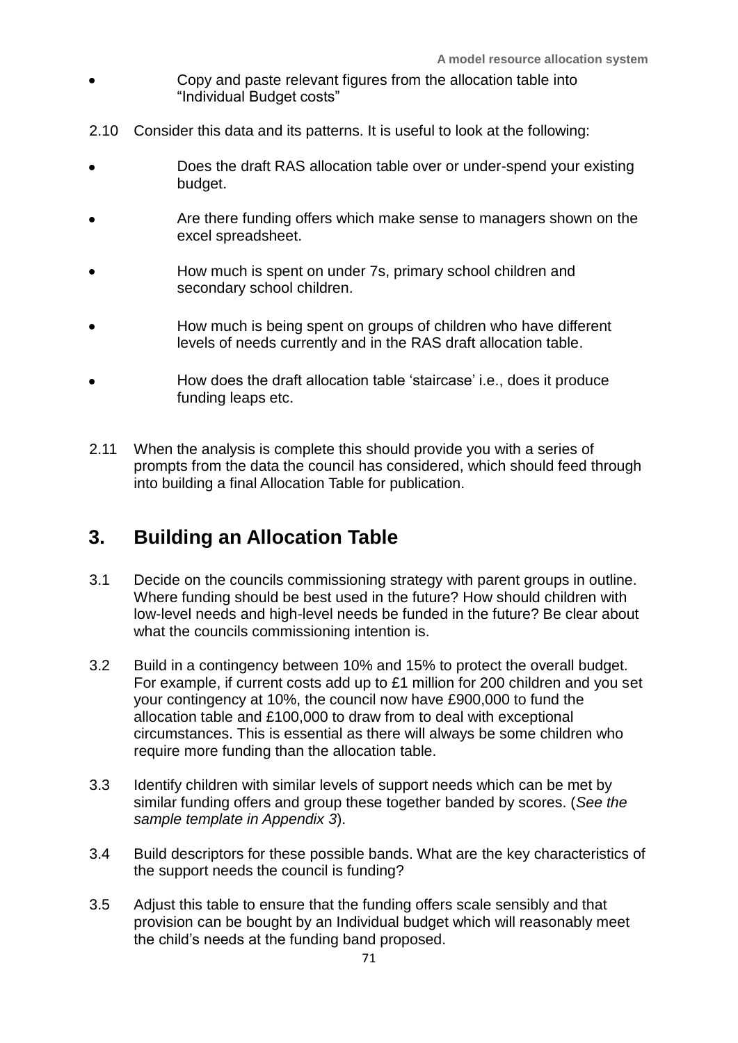- Copy and paste relevant figures from the allocation table into "Individual Budget costs"

2.10 Consider this data and its patterns. It is useful to look at the following:

- Does the draft RAS allocation table over or under-spend your existing budget.
- Are there funding offers which make sense to managers shown on the excel spreadsheet.
- How much is spent on under 7s, primary school children and secondary school children.
- How much is being spent on groups of children who have different levels of needs currently and in the RAS draft allocation table.
- How does the draft allocation table 'staircase' i.e., does it produce funding leaps etc.

2.11 When the analysis is complete this should provide you with a series of prompts from the data the council has considered, which should feed through into building a final Allocation Table for publication.

## 3. Building an Allocation Table

3.1 Decide on the councils commissioning strategy with parent groups in outline. Where funding should be best used in the future? How should children with low-level needs and high-level needs be funded in the future? Be clear about what the councils commissioning intention is.

3.2 Build in a contingency between 10% and 15% to protect the overall budget. For example, if current costs add up to £1 million for 200 children and you set your contingency at 10%, the council now have £900,000 to fund the allocation table and £100,000 to draw from to deal with exceptional circumstances. This is essential as there will always be some children who require more funding than the allocation table.

3.3 Identify children with similar levels of support needs which can be met by similar funding offers and group these together banded by scores. (*See the sample template in Appendix 3*).

3.4 Build descriptors for these possible bands. What are the key characteristics of the support needs the council is funding?

3.5 Adjust this table to ensure that the funding offers scale sensibly and that provision can be bought by an Individual budget which will reasonably meet the child's needs at the funding band proposed.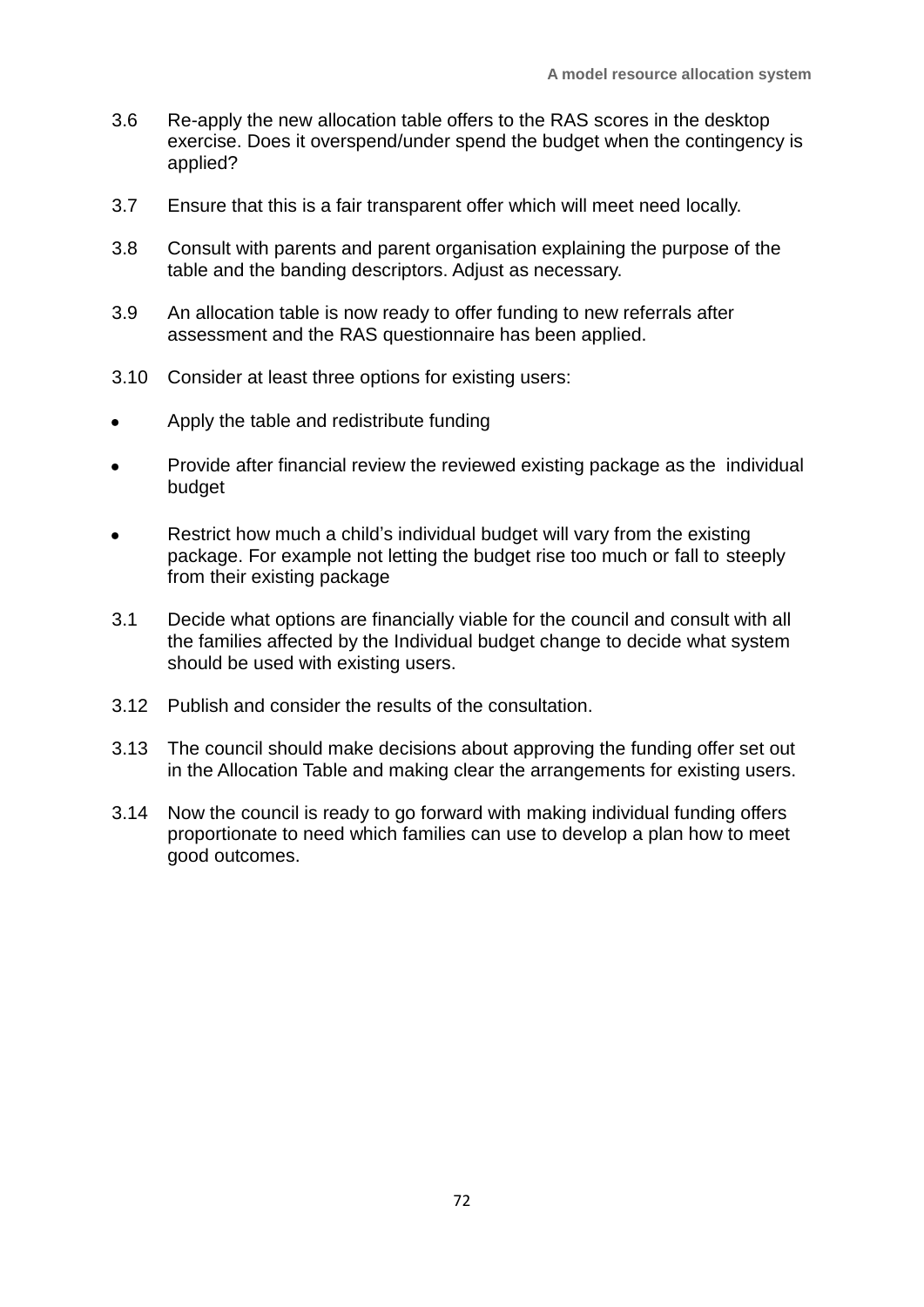3.6 Re-apply the new allocation table offers to the RAS scores in the desktop exercise. Does it overspend/under spend the budget when the contingency is applied?

3.7 Ensure that this is a fair transparent offer which will meet need locally.

3.8 Consult with parents and parent organisation explaining the purpose of the table and the banding descriptors. Adjust as necessary.

3.9 An allocation table is now ready to offer funding to new referrals after assessment and the RAS questionnaire has been applied.

3.10 Consider at least three options for existing users:

- Apply the table and redistribute funding
- Provide after financial review the reviewed existing package as the individual budget
- Restrict how much a child's individual budget will vary from the existing package. For example not letting the budget rise too much or fall to steeply from their existing package

3.1 Decide what options are financially viable for the council and consult with all the families affected by the Individual budget change to decide what system should be used with existing users.

3.12 Publish and consider the results of the consultation.

3.13 The council should make decisions about approving the funding offer set out in the Allocation Table and making clear the arrangements for existing users.

3.14 Now the council is ready to go forward with making individual funding offers proportionate to need which families can use to develop a plan how to meet good outcomes.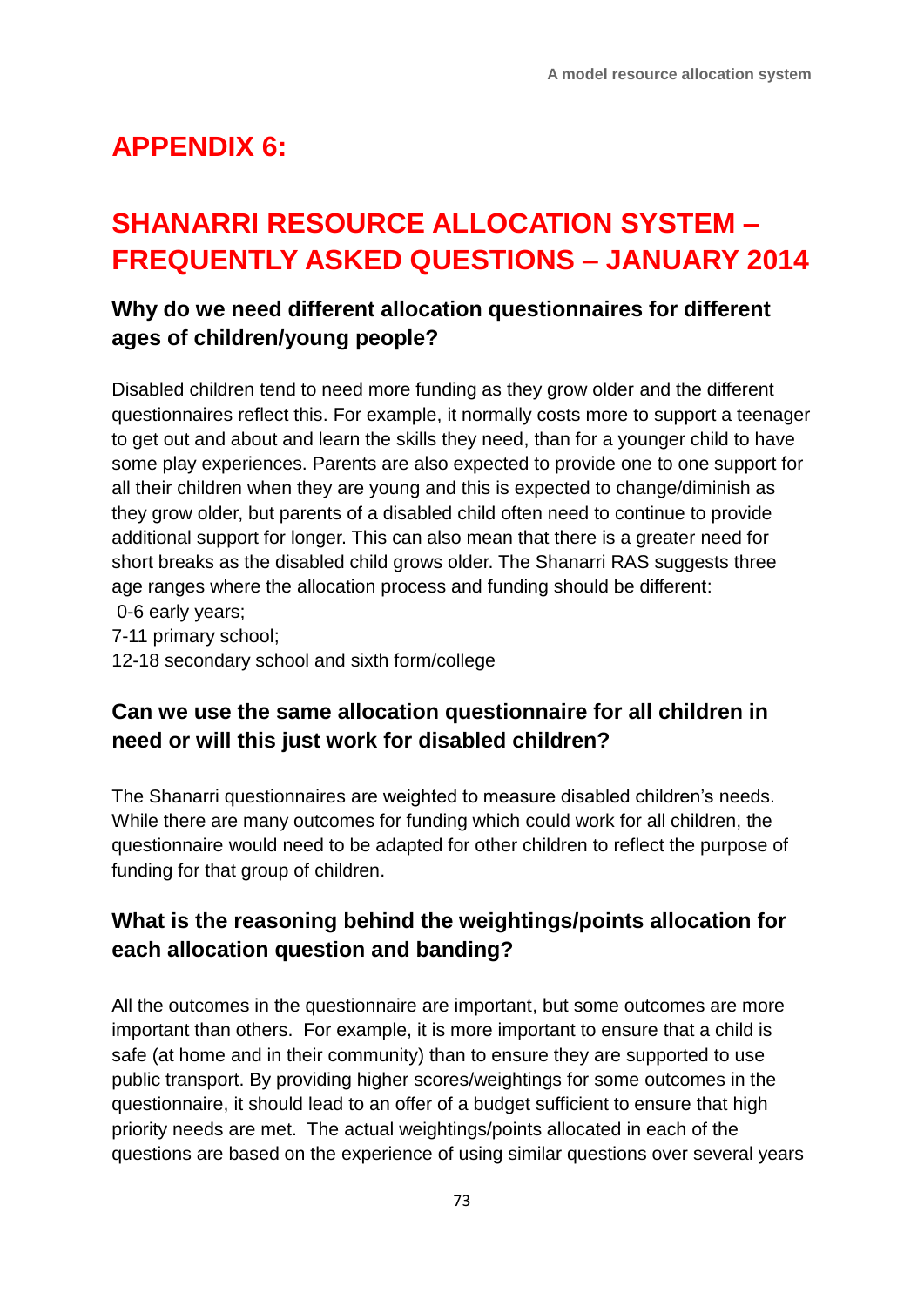# APPENDIX 6:

# SHANARRI RESOURCE ALLOCATION SYSTEM – FREQUENTLY ASKED QUESTIONS – JANUARY 2014

### Why do we need different allocation questionnaires for different ages of children/young people?

Disabled children tend to need more funding as they grow older and the different questionnaires reflect this. For example, it normally costs more to support a teenager to get out and about and learn the skills they need, than for a younger child to have some play experiences. Parents are also expected to provide one to one support for all their children when they are young and this is expected to change/diminish as they grow older, but parents of a disabled child often need to continue to provide additional support for longer. This can also mean that there is a greater need for short breaks as the disabled child grows older. The Shanarri RAS suggests three age ranges where the allocation process and funding should be different:

0-6 early years;
7-11 primary school;
12-18 secondary school and sixth form/college

### Can we use the same allocation questionnaire for all children in need or will this just work for disabled children?

The Shanarri questionnaires are weighted to measure disabled children's needs. While there are many outcomes for funding which could work for all children, the questionnaire would need to be adapted for other children to reflect the purpose of funding for that group of children.

### What is the reasoning behind the weightings/points allocation for each allocation question and banding?

All the outcomes in the questionnaire are important, but some outcomes are more important than others. For example, it is more important to ensure that a child is safe (at home and in their community) than to ensure they are supported to use public transport. By providing higher scores/weightings for some outcomes in the questionnaire, it should lead to an offer of a budget sufficient to ensure that high priority needs are met. The actual weightings/points allocated in each of the questions are based on the experience of using similar questions over several years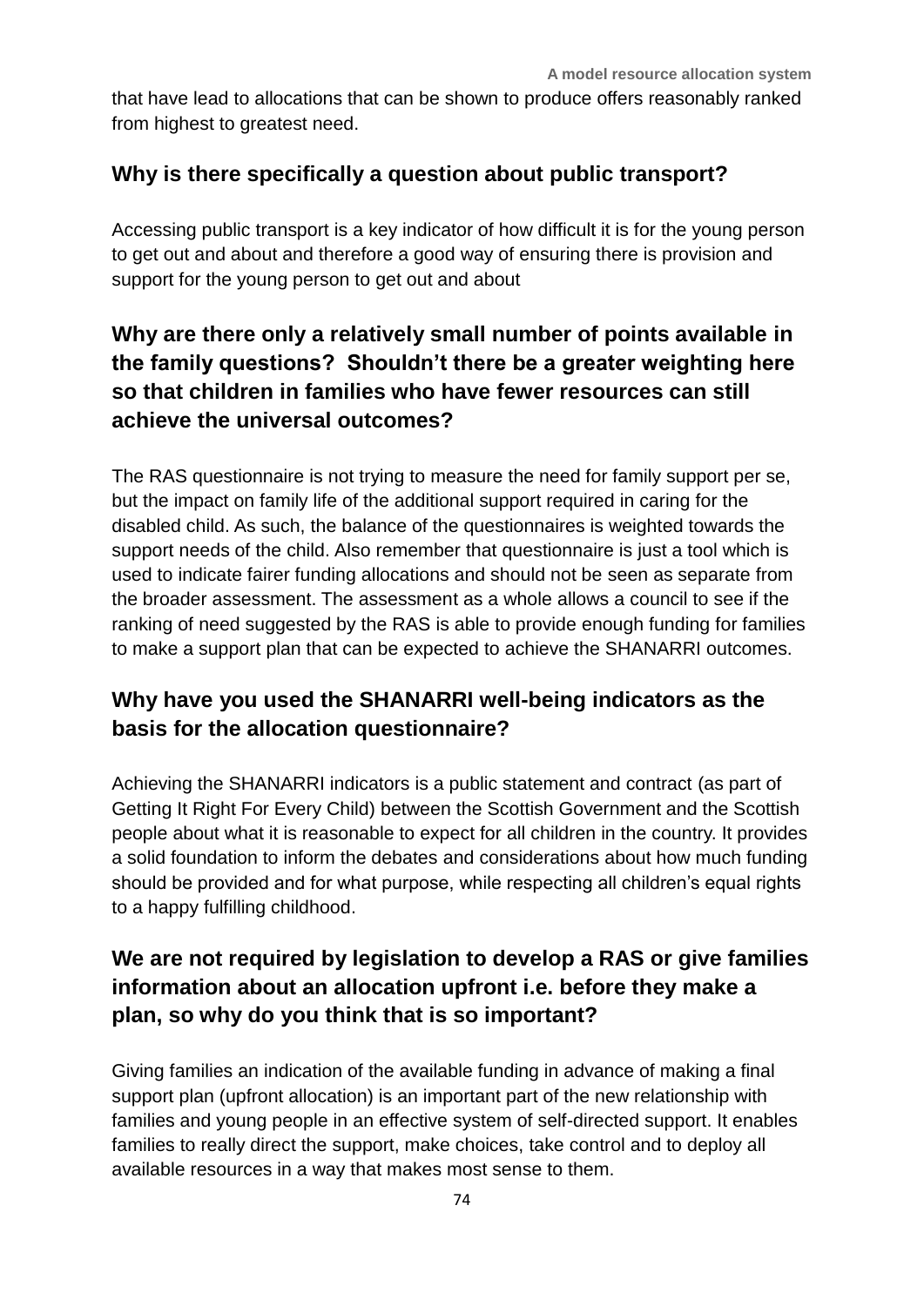that have lead to allocations that can be shown to produce offers reasonably ranked from highest to greatest need.

## Why is there specifically a question about public transport?

Accessing public transport is a key indicator of how difficult it is for the young person to get out and about and therefore a good way of ensuring there is provision and support for the young person to get out and about

## Why are there only a relatively small number of points available in the family questions? Shouldn't there be a greater weighting here so that children in families who have fewer resources can still achieve the universal outcomes?

The RAS questionnaire is not trying to measure the need for family support per se, but the impact on family life of the additional support required in caring for the disabled child. As such, the balance of the questionnaires is weighted towards the support needs of the child. Also remember that questionnaire is just a tool which is used to indicate fairer funding allocations and should not be seen as separate from the broader assessment. The assessment as a whole allows a council to see if the ranking of need suggested by the RAS is able to provide enough funding for families to make a support plan that can be expected to achieve the SHANARRI outcomes.

## Why have you used the SHANARRI well-being indicators as the basis for the allocation questionnaire?

Achieving the SHANARRI indicators is a public statement and contract (as part of Getting It Right For Every Child) between the Scottish Government and the Scottish people about what it is reasonable to expect for all children in the country. It provides a solid foundation to inform the debates and considerations about how much funding should be provided and for what purpose, while respecting all children's equal rights to a happy fulfilling childhood.

## We are not required by legislation to develop a RAS or give families information about an allocation upfront i.e. before they make a plan, so why do you think that is so important?

Giving families an indication of the available funding in advance of making a final support plan (upfront allocation) is an important part of the new relationship with families and young people in an effective system of self-directed support. It enables families to really direct the support, make choices, take control and to deploy all available resources in a way that makes most sense to them.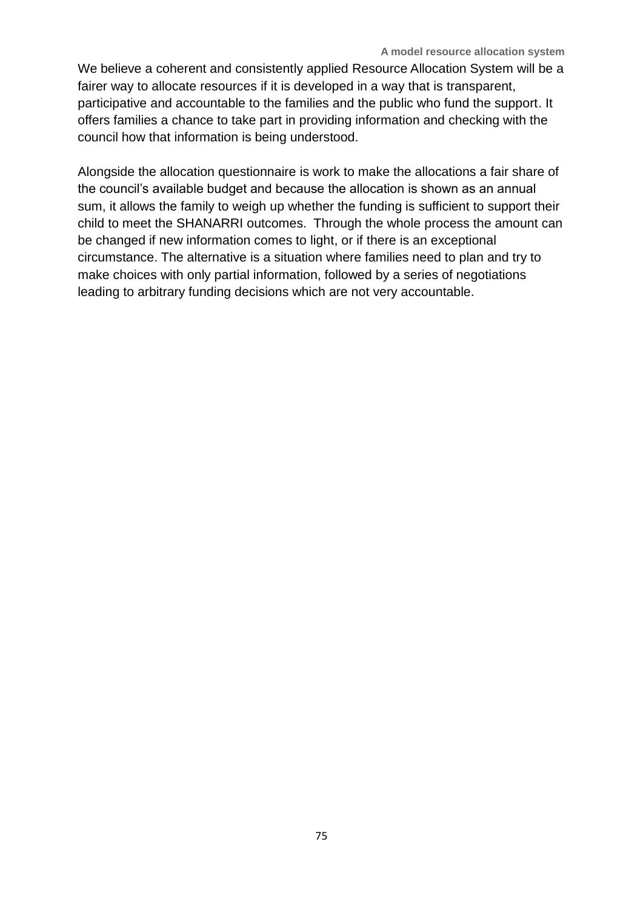We believe a coherent and consistently applied Resource Allocation System will be a fairer way to allocate resources if it is developed in a way that is transparent, participative and accountable to the families and the public who fund the support. It offers families a chance to take part in providing information and checking with the council how that information is being understood.

Alongside the allocation questionnaire is work to make the allocations a fair share of the council's available budget and because the allocation is shown as an annual sum, it allows the family to weigh up whether the funding is sufficient to support their child to meet the SHANARRI outcomes. Through the whole process the amount can be changed if new information comes to light, or if there is an exceptional circumstance. The alternative is a situation where families need to plan and try to make choices with only partial information, followed by a series of negotiations leading to arbitrary funding decisions which are not very accountable.